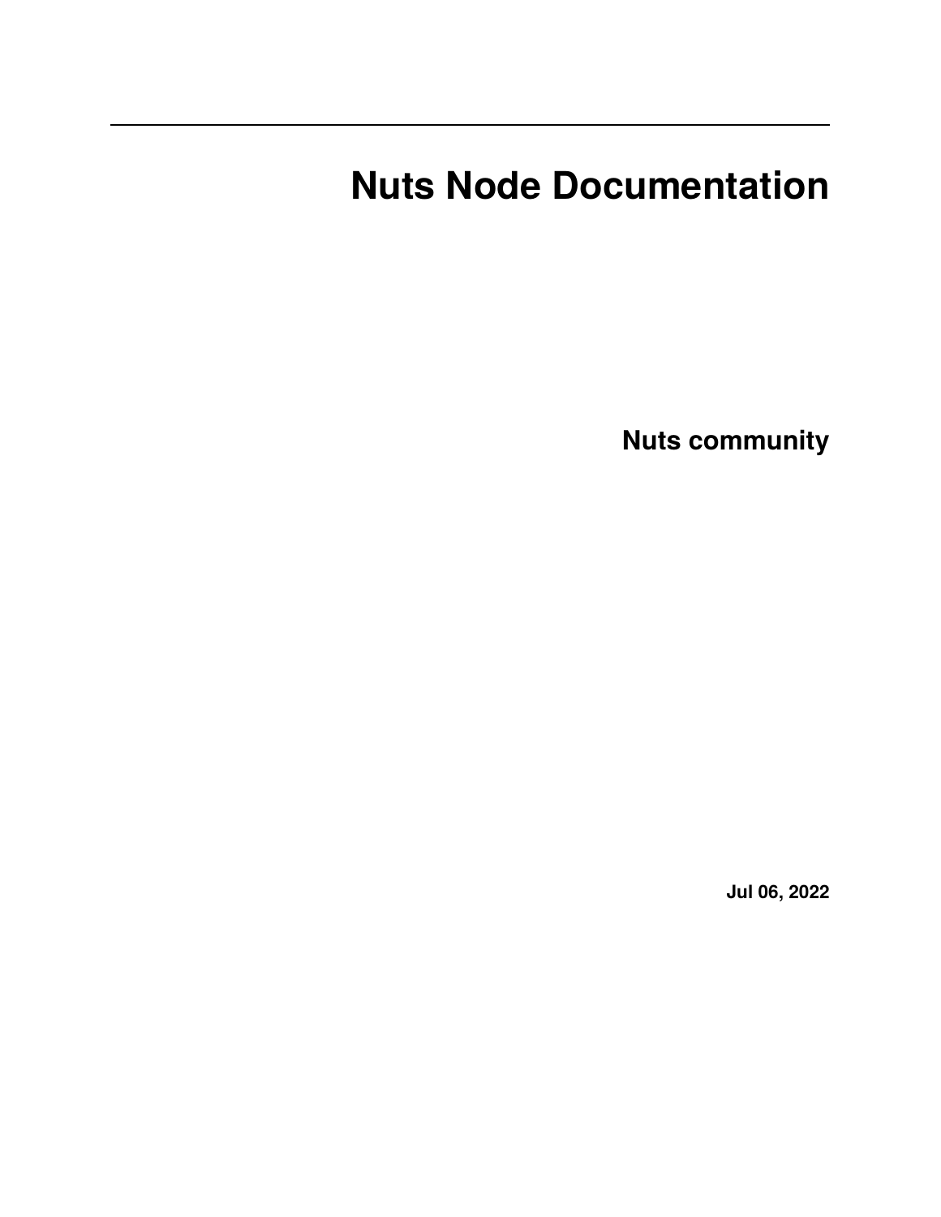# Nuts Node Documentation

**Nuts community**

**Jul 06, 2022**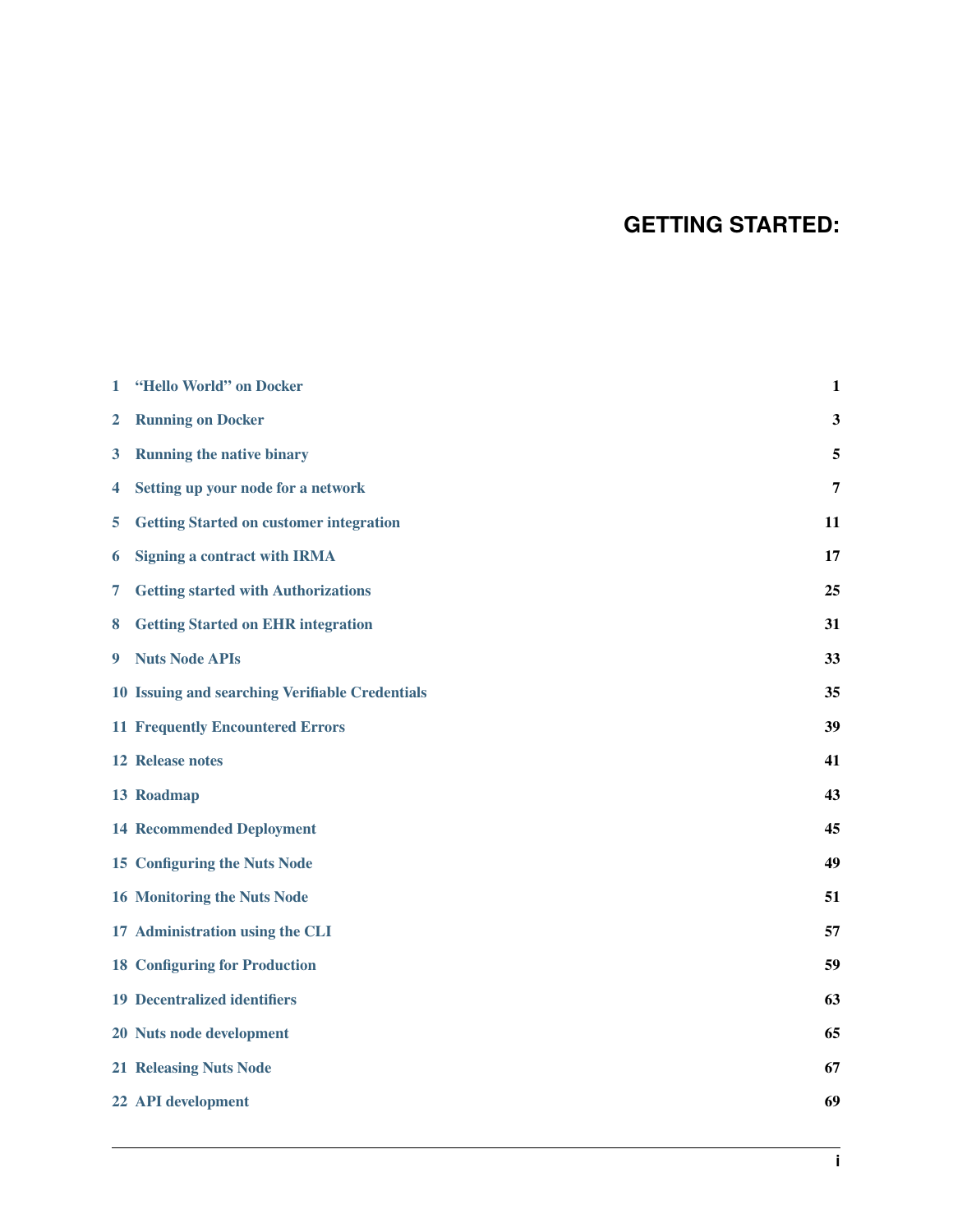# GETTING STARTED:

| | | |
|---|---|---|
| 1 | "Hello World" on Docker | 1 |
| 2 | Running on Docker | 3 |
| 3 | Running the native binary | 5 |
| 4 | Setting up your node for a network | 7 |
| 5 | Getting Started on customer integration | 11 |
| 6 | Signing a contract with IRMA | 17 |
| 7 | Getting started with Authorizations | 25 |
| 8 | Getting Started on EHR integration | 31 |
| 9 | Nuts Node APIs | 33 |
| 10 | Issuing and searching Verifiable Credentials | 35 |
| 11 | Frequently Encountered Errors | 39 |
| 12 | Release notes | 41 |
| 13 | Roadmap | 43 |
| 14 | Recommended Deployment | 45 |
| 15 | Configuring the Nuts Node | 49 |
| 16 | Monitoring the Nuts Node | 51 |
| 17 | Administration using the CLI | 57 |
| 18 | Configuring for Production | 59 |
| 19 | Decentralized identifiers | 63 |
| 20 | Nuts node development | 65 |
| 21 | Releasing Nuts Node | 67 |
| 22 | API development | 69 |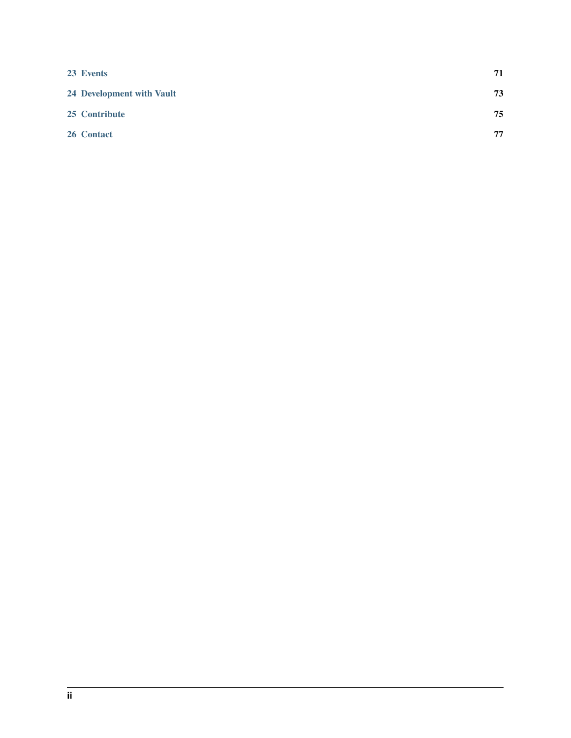23 Events 71

24 Development with Vault 73

25 Contribute 75

26 Contact 77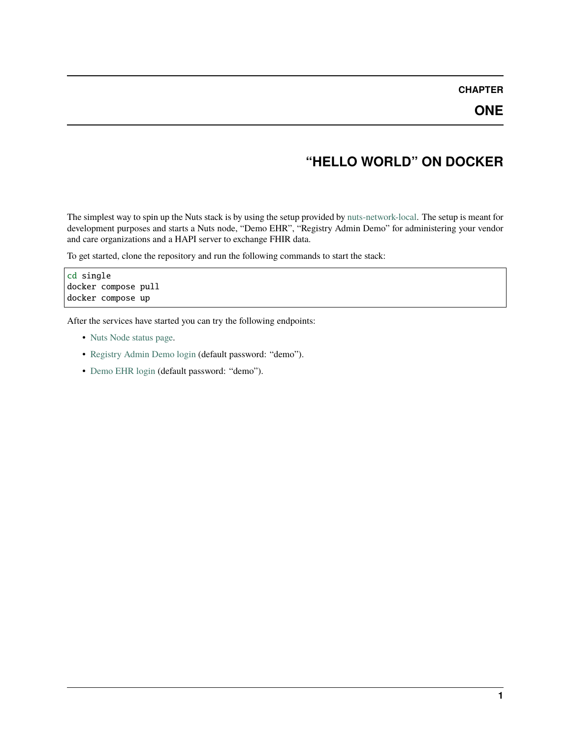# CHAPTER ONE

# "HELLO WORLD" ON DOCKER

The simplest way to spin up the Nuts stack is by using the setup provided by nuts-network-local. The setup is meant for development purposes and starts a Nuts node, "Demo EHR", "Registry Admin Demo" for administering your vendor and care organizations and a HAPI server to exchange FHIR data.

To get started, clone the repository and run the following commands to start the stack:

```
cd single
docker compose pull
docker compose up
```

After the services have started you can try the following endpoints:

- Nuts Node status page.
- Registry Admin Demo login (default password: "demo").
- Demo EHR login (default password: "demo").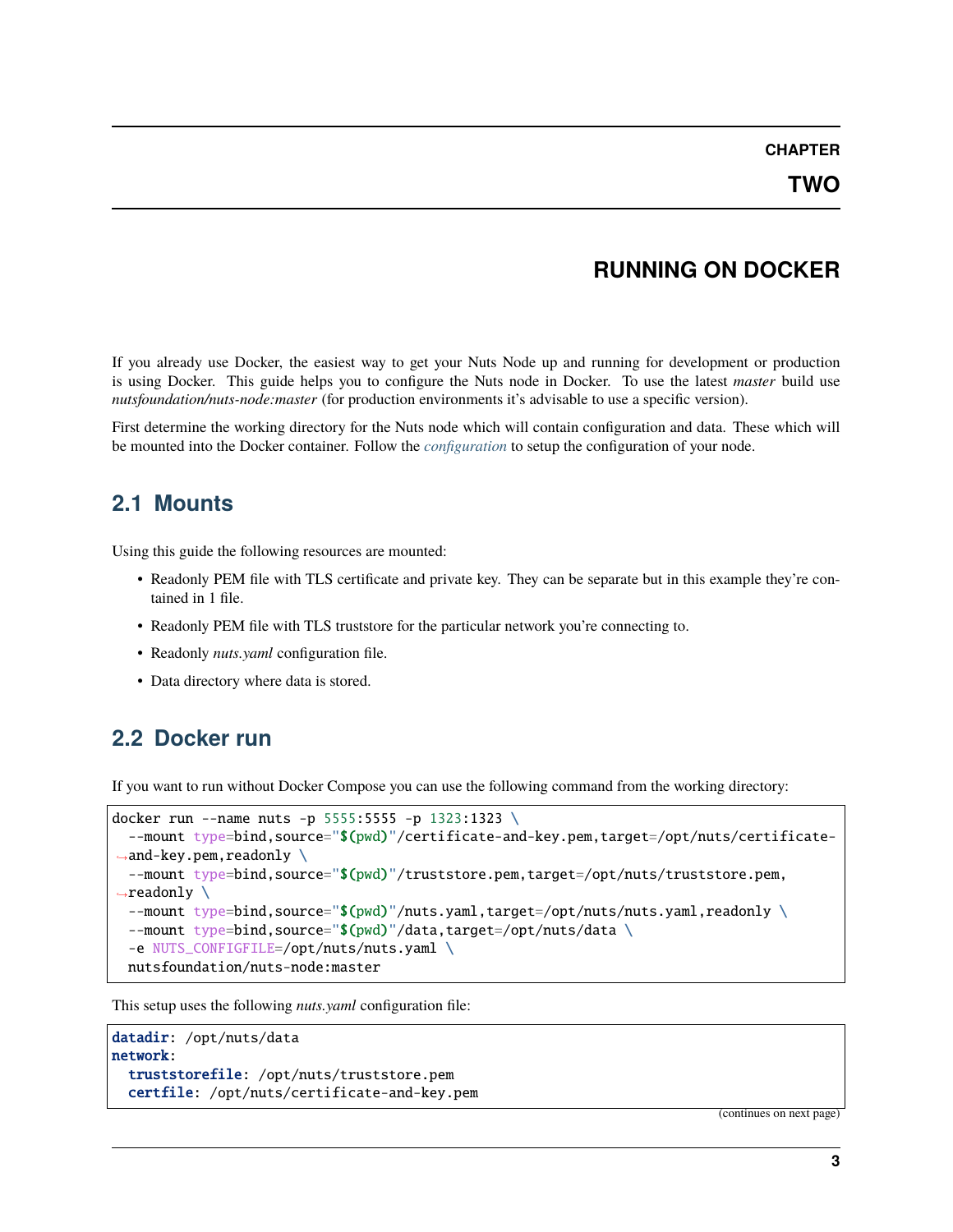#### CHAPTER TWO

# RUNNING ON DOCKER

If you already use Docker, the easiest way to get your Nuts Node up and running for development or production is using Docker. This guide helps you to configure the Nuts node in Docker. To use the latest *master* build use *nutsfoundation/nuts-node:master* (for production environments it's advisable to use a specific version).

First determine the working directory for the Nuts node which will contain configuration and data. These which will be mounted into the Docker container. Follow the *configuration* to setup the configuration of your node.

## 2.1 Mounts

Using this guide the following resources are mounted:

- Readonly PEM file with TLS certificate and private key. They can be separate but in this example they're contained in 1 file.
- Readonly PEM file with TLS truststore for the particular network you're connecting to.
- Readonly *nuts.yaml* configuration file.
- Data directory where data is stored.

## 2.2 Docker run

If you want to run without Docker Compose you can use the following command from the working directory:

```
docker run --name nuts -p 5555:5555 -p 1323:1323 \
  --mount type=bind,source="$(pwd)"/certificate-and-key.pem,target=/opt/nuts/certificate-and-key.pem,readonly \
  --mount type=bind,source="$(pwd)"/truststore.pem,target=/opt/nuts/truststore.pem,readonly \
  --mount type=bind,source="$(pwd)"/nuts.yaml,target=/opt/nuts/nuts.yaml,readonly \
  --mount type=bind,source="$(pwd)"/data,target=/opt/nuts/data \
  -e NUTS_CONFIGFILE=/opt/nuts/nuts.yaml \
  nutsfoundation/nuts-node:master
```

This setup uses the following *nuts.yaml* configuration file:

```
datadir: /opt/nuts/data
network:
  truststorefile: /opt/nuts/truststore.pem
  certfile: /opt/nuts/certificate-and-key.pem
```

(continues on next page)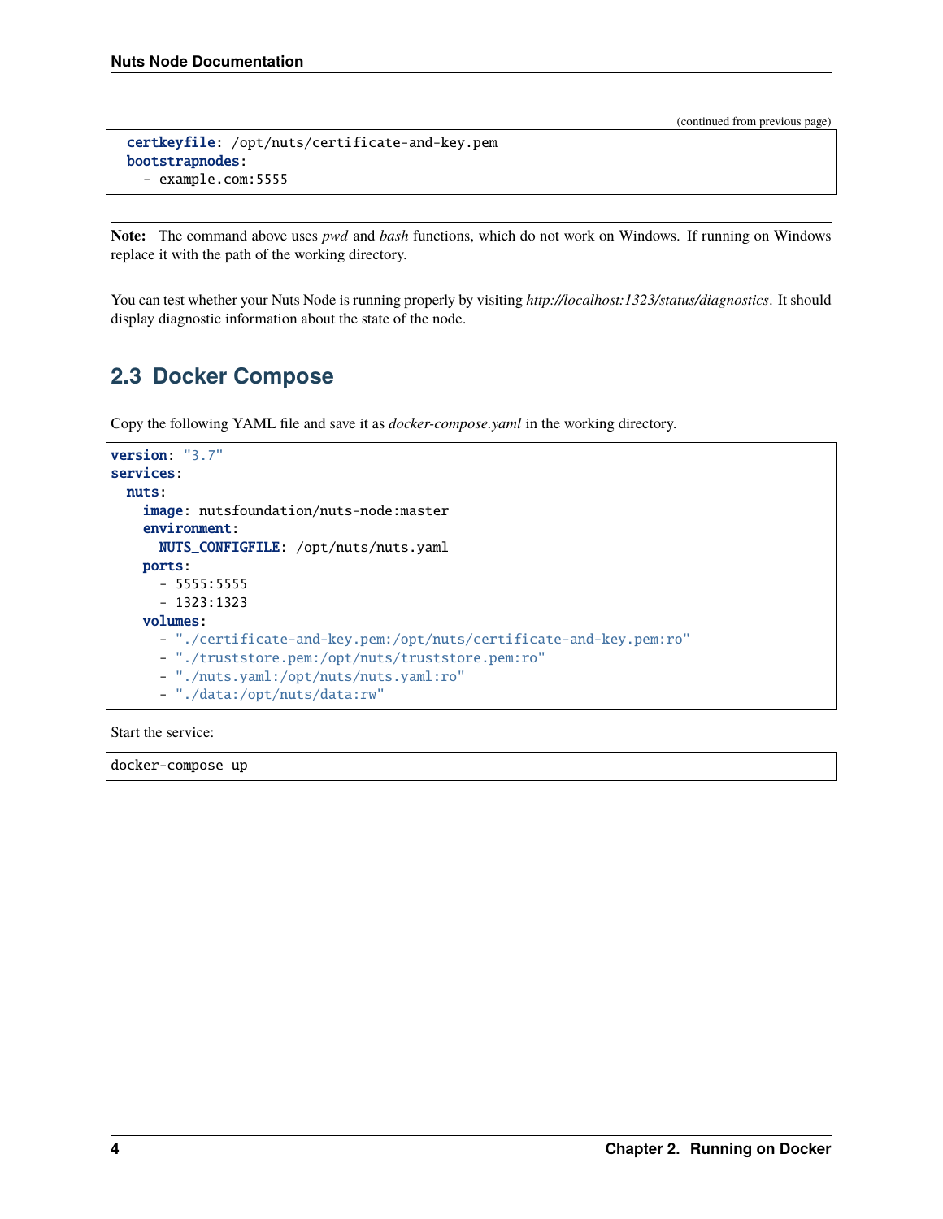(continued from previous page)

```
  certkeyfile: /opt/nuts/certificate-and-key.pem
  bootstrapnodes:
    - example.com:5555
```

**Note:** The command above uses *pwd* and *bash* functions, which do not work on Windows. If running on Windows replace it with the path of the working directory.

You can test whether your Nuts Node is running properly by visiting *http://localhost:1323/status/diagnostics*. It should display diagnostic information about the state of the node.

## 2.3 Docker Compose

Copy the following YAML file and save it as *docker-compose.yaml* in the working directory.

```yaml
version: "3.7"
services:
  nuts:
    image: nutsfoundation/nuts-node:master
    environment:
      NUTS_CONFIGFILE: /opt/nuts/nuts.yaml
    ports:
      - 5555:5555
      - 1323:1323
    volumes:
      - "./certificate-and-key.pem:/opt/nuts/certificate-and-key.pem:ro"
      - "./truststore.pem:/opt/nuts/truststore.pem:ro"
      - "./nuts.yaml:/opt/nuts/nuts.yaml:ro"
      - "./data:/opt/nuts/data:rw"
```

Start the service:

```
docker-compose up
```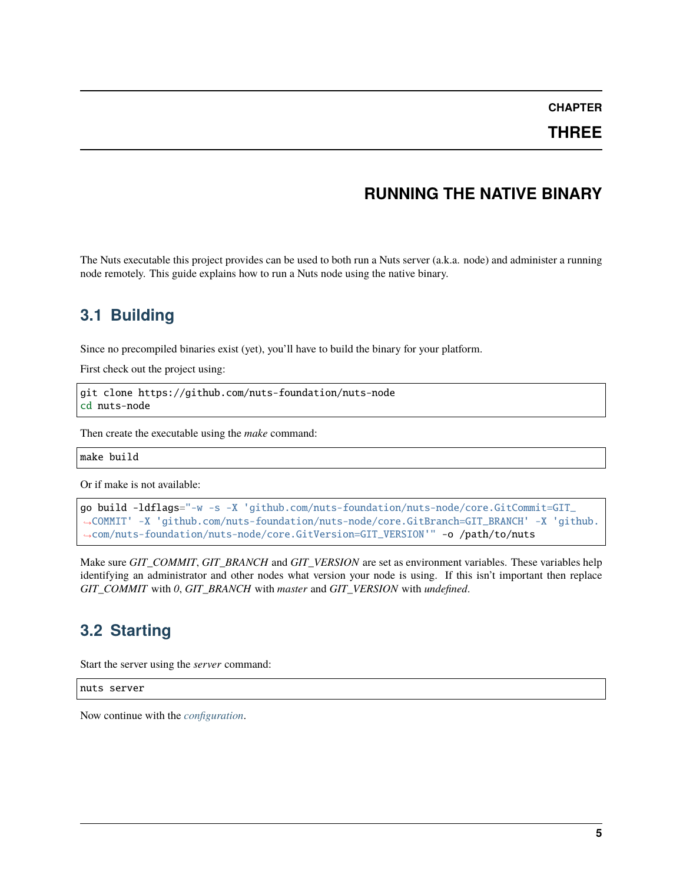# Chapter Three

# RUNNING THE NATIVE BINARY

The Nuts executable this project provides can be used to both run a Nuts server (a.k.a. node) and administer a running node remotely. This guide explains how to run a Nuts node using the native binary.

## 3.1 Building

Since no precompiled binaries exist (yet), you'll have to build the binary for your platform.

First check out the project using:

```
git clone https://github.com/nuts-foundation/nuts-node
cd nuts-node
```

Then create the executable using the *make* command:

```
make build
```

Or if make is not available:

```
go build -ldflags="-w -s -X 'github.com/nuts-foundation/nuts-node/core.GitCommit=GIT_COMMIT' -X 'github.com/nuts-foundation/nuts-node/core.GitBranch=GIT_BRANCH' -X 'github.com/nuts-foundation/nuts-node/core.GitVersion=GIT_VERSION'" -o /path/to/nuts
```

Make sure *GIT_COMMIT*, *GIT_BRANCH* and *GIT_VERSION* are set as environment variables. These variables help identifying an administrator and other nodes what version your node is using. If this isn't important then replace *GIT_COMMIT* with *0*, *GIT_BRANCH* with *master* and *GIT_VERSION* with *undefined*.

## 3.2 Starting

Start the server using the *server* command:

```
nuts server
```

Now continue with the *configuration*.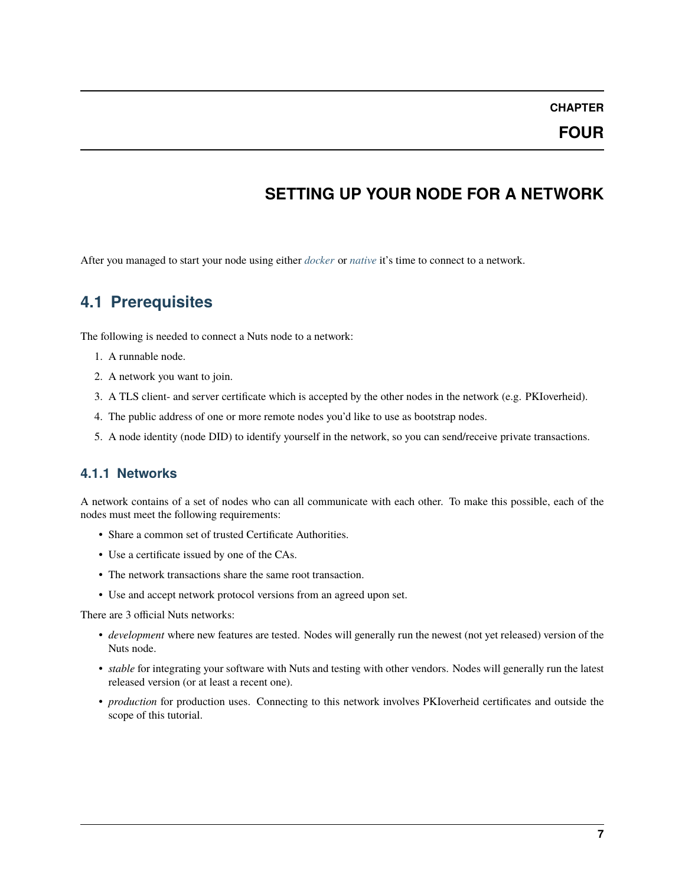# CHAPTER FOUR

# SETTING UP YOUR NODE FOR A NETWORK

After you managed to start your node using either *docker* or *native* it's time to connect to a network.

## 4.1 Prerequisites

The following is needed to connect a Nuts node to a network:

1. A runnable node.
2. A network you want to join.
3. A TLS client- and server certificate which is accepted by the other nodes in the network (e.g. PKIoverheid).
4. The public address of one or more remote nodes you'd like to use as bootstrap nodes.
5. A node identity (node DID) to identify yourself in the network, so you can send/receive private transactions.

### 4.1.1 Networks

A network contains of a set of nodes who can all communicate with each other. To make this possible, each of the nodes must meet the following requirements:

- Share a common set of trusted Certificate Authorities.
- Use a certificate issued by one of the CAs.
- The network transactions share the same root transaction.
- Use and accept network protocol versions from an agreed upon set.

There are 3 official Nuts networks:

- *development* where new features are tested. Nodes will generally run the newest (not yet released) version of the Nuts node.
- *stable* for integrating your software with Nuts and testing with other vendors. Nodes will generally run the latest released version (or at least a recent one).
- *production* for production uses. Connecting to this network involves PKIoverheid certificates and outside the scope of this tutorial.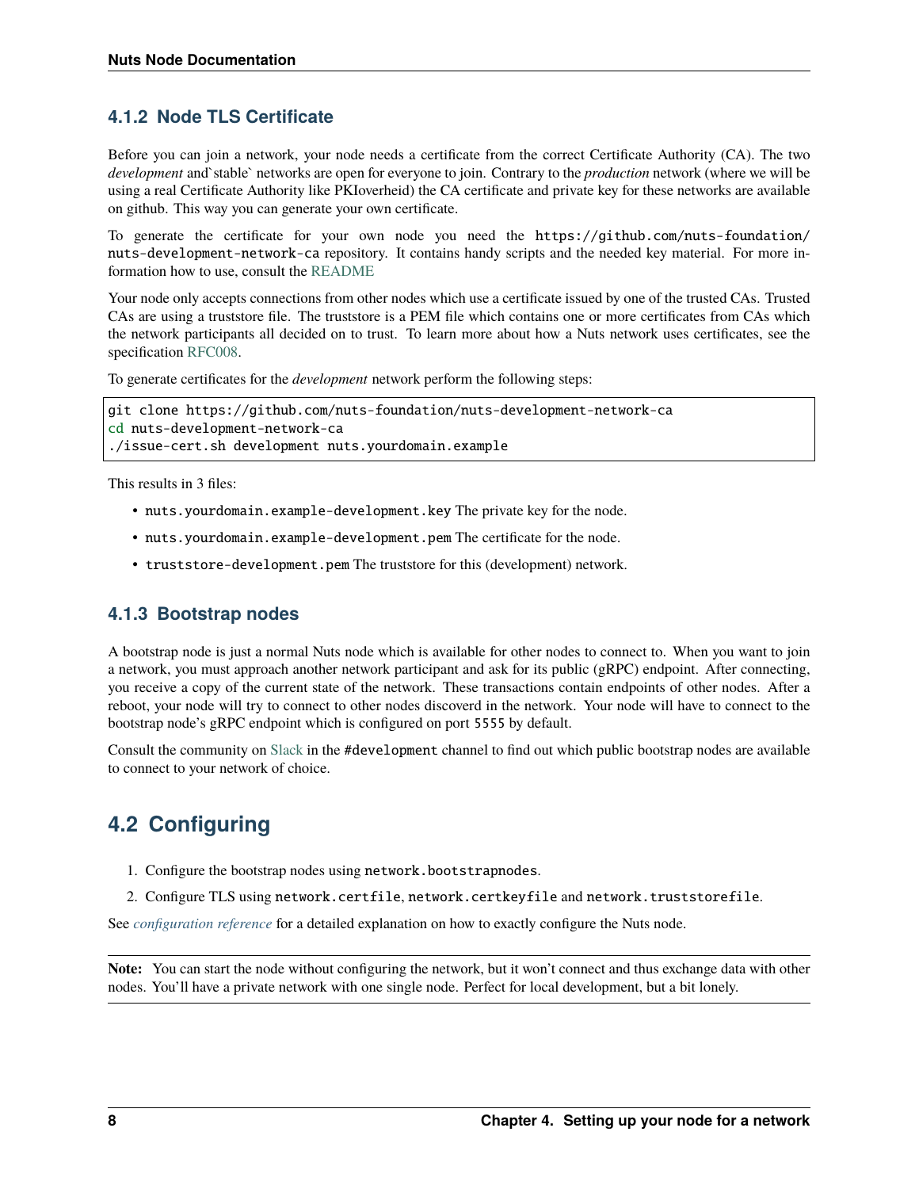### 4.1.2 Node TLS Certificate

Before you can join a network, your node needs a certificate from the correct Certificate Authority (CA). The two *development* and`stable` networks are open for everyone to join. Contrary to the *production* network (where we will be using a real Certificate Authority like PKIoverheid) the CA certificate and private key for these networks are available on github. This way you can generate your own certificate.

To generate the certificate for your own node you need the `https://github.com/nuts-foundation/nuts-development-network-ca` repository. It contains handy scripts and the needed key material. For more information how to use, consult the README

Your node only accepts connections from other nodes which use a certificate issued by one of the trusted CAs. Trusted CAs are using a truststore file. The truststore is a PEM file which contains one or more certificates from CAs which the network participants all decided on to trust. To learn more about how a Nuts network uses certificates, see the specification RFC008.

To generate certificates for the *development* network perform the following steps:

```
git clone https://github.com/nuts-foundation/nuts-development-network-ca
cd nuts-development-network-ca
./issue-cert.sh development nuts.yourdomain.example
```

This results in 3 files:

- `nuts.yourdomain.example-development.key` The private key for the node.
- `nuts.yourdomain.example-development.pem` The certificate for the node.
- `truststore-development.pem` The truststore for this (development) network.

### 4.1.3 Bootstrap nodes

A bootstrap node is just a normal Nuts node which is available for other nodes to connect to. When you want to join a network, you must approach another network participant and ask for its public (gRPC) endpoint. After connecting, you receive a copy of the current state of the network. These transactions contain endpoints of other nodes. After a reboot, your node will try to connect to other nodes discoverd in the network. Your node will have to connect to the bootstrap node's gRPC endpoint which is configured on port `5555` by default.

Consult the community on Slack in the `#development` channel to find out which public bootstrap nodes are available to connect to your network of choice.

## 4.2 Configuring

1. Configure the bootstrap nodes using `network.bootstrapnodes`.
2. Configure TLS using `network.certfile`, `network.certkeyfile` and `network.truststorefile`.

See *configuration reference* for a detailed explanation on how to exactly configure the Nuts node.

---

**Note:** You can start the node without configuring the network, but it won't connect and thus exchange data with other nodes. You'll have a private network with one single node. Perfect for local development, but a bit lonely.

---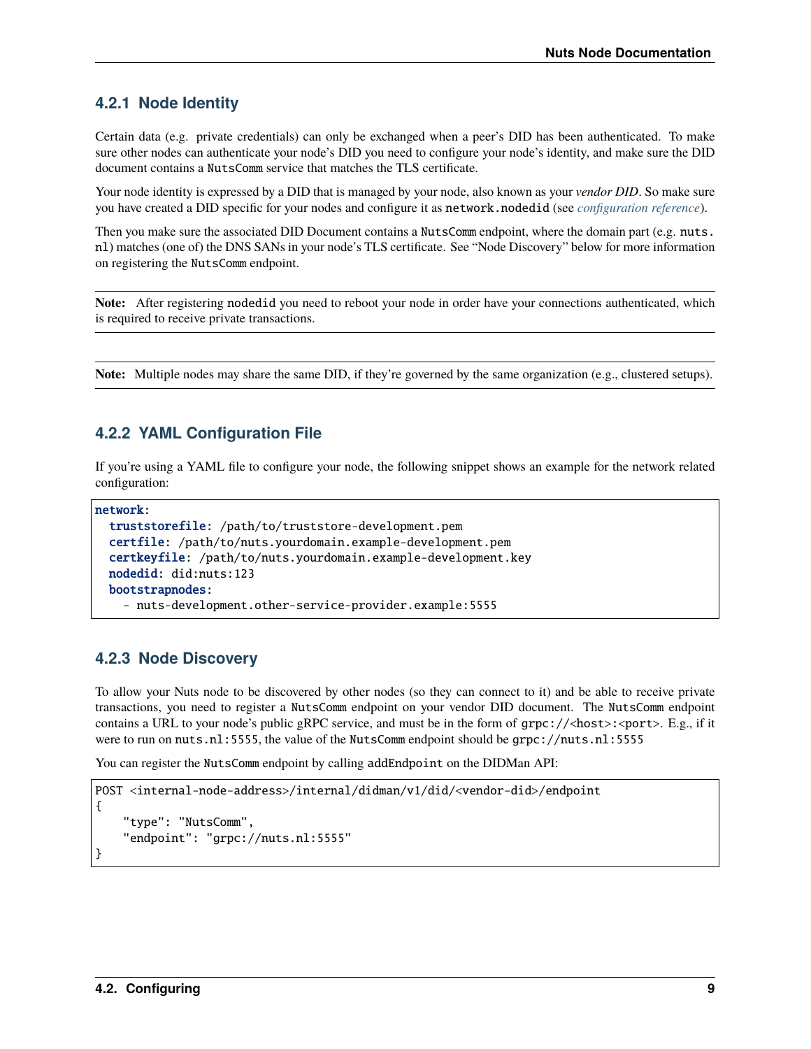### 4.2.1 Node Identity

Certain data (e.g. private credentials) can only be exchanged when a peer's DID has been authenticated. To make sure other nodes can authenticate your node's DID you need to configure your node's identity, and make sure the DID document contains a `NutsComm` service that matches the TLS certificate.

Your node identity is expressed by a DID that is managed by your node, also known as your *vendor DID*. So make sure you have created a DID specific for your nodes and configure it as `network.nodedid` (see *configuration reference*).

Then you make sure the associated DID Document contains a `NutsComm` endpoint, where the domain part (e.g. `nuts.nl`) matches (one of) the DNS SANs in your node's TLS certificate. See "Node Discovery" below for more information on registering the `NutsComm` endpoint.

**Note:** After registering `nodedid` you need to reboot your node in order have your connections authenticated, which is required to receive private transactions.

**Note:** Multiple nodes may share the same DID, if they're governed by the same organization (e.g., clustered setups).

### 4.2.2 YAML Configuration File

If you're using a YAML file to configure your node, the following snippet shows an example for the network related configuration:

```yaml
network:
  truststorefile: /path/to/truststore-development.pem
  certfile: /path/to/nuts.yourdomain.example-development.pem
  certkeyfile: /path/to/nuts.yourdomain.example-development.key
  nodedid: did:nuts:123
  bootstrapnodes:
    - nuts-development.other-service-provider.example:5555
```

### 4.2.3 Node Discovery

To allow your Nuts node to be discovered by other nodes (so they can connect to it) and be able to receive private transactions, you need to register a `NutsComm` endpoint on your vendor DID document. The `NutsComm` endpoint contains a URL to your node's public gRPC service, and must be in the form of `grpc://<host>:<port>`. E.g., if it were to run on `nuts.nl:5555`, the value of the `NutsComm` endpoint should be `grpc://nuts.nl:5555`

You can register the `NutsComm` endpoint by calling `addEndpoint` on the DIDMan API:

```
POST <internal-node-address>/internal/didman/v1/did/<vendor-did>/endpoint
{
    "type": "NutsComm",
    "endpoint": "grpc://nuts.nl:5555"
}
```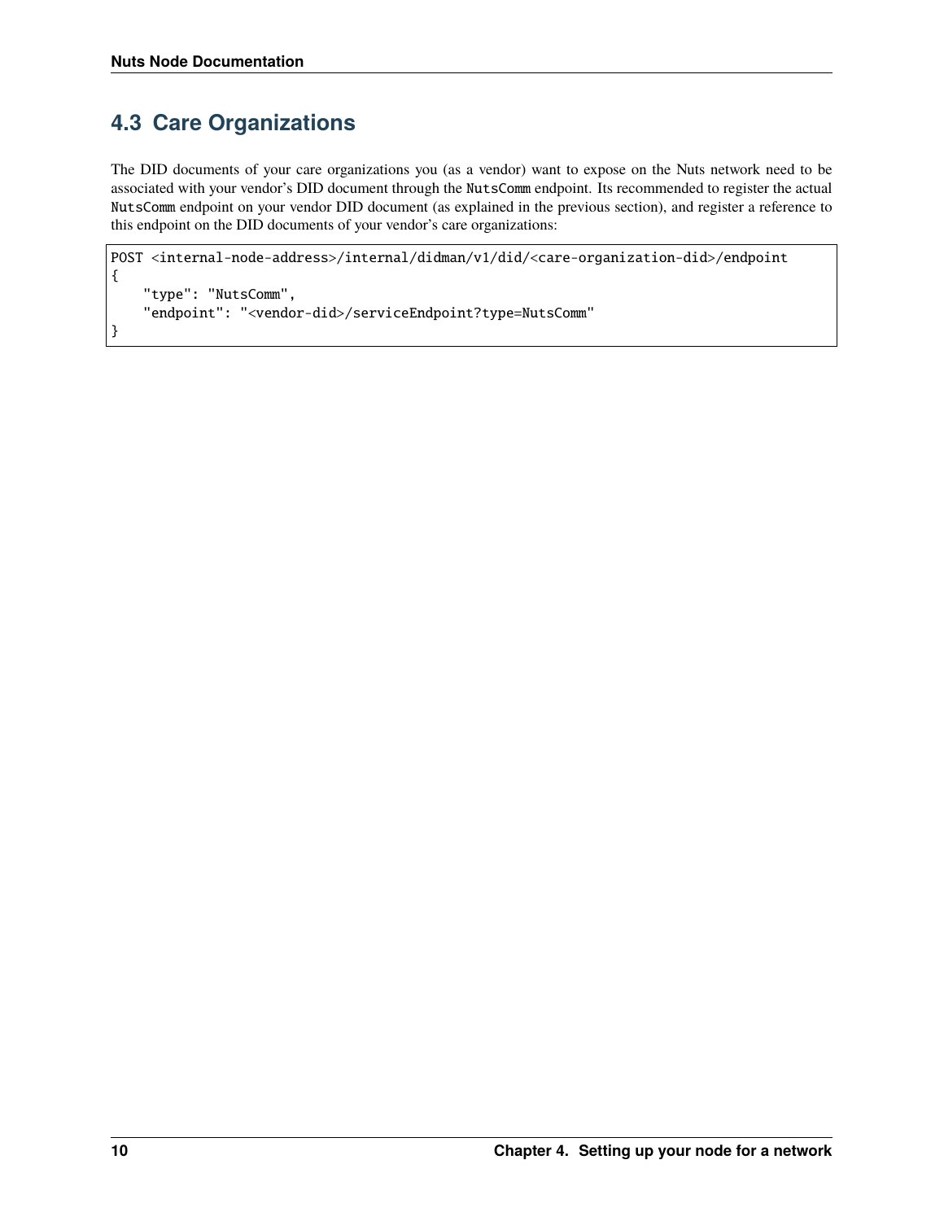## 4.3 Care Organizations

The DID documents of your care organizations you (as a vendor) want to expose on the Nuts network need to be associated with your vendor's DID document through the `NutsComm` endpoint. Its recommended to register the actual `NutsComm` endpoint on your vendor DID document (as explained in the previous section), and register a reference to this endpoint on the DID documents of your vendor's care organizations:

```
POST <internal-node-address>/internal/didman/v1/did/<care-organization-did>/endpoint
{
    "type": "NutsComm",
    "endpoint": "<vendor-did>/serviceEndpoint?type=NutsComm"
}
```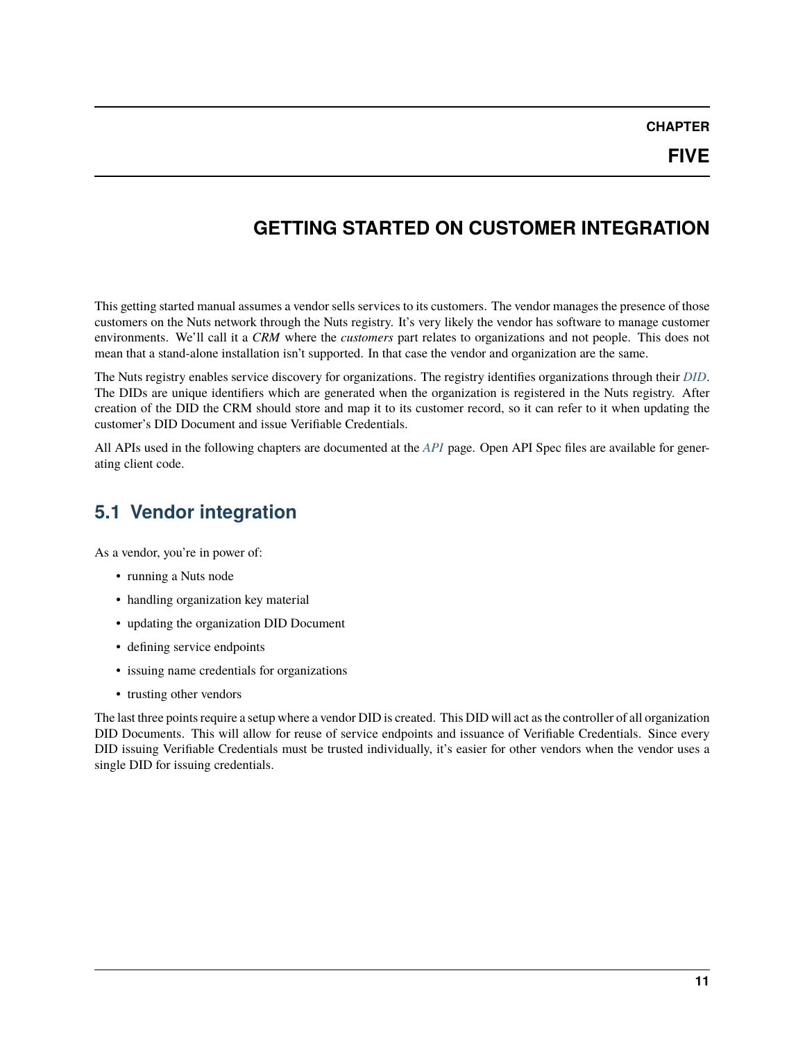# CHAPTER FIVE

# GETTING STARTED ON CUSTOMER INTEGRATION

This getting started manual assumes a vendor sells services to its customers. The vendor manages the presence of those customers on the Nuts network through the Nuts registry. It's very likely the vendor has software to manage customer environments. We'll call it a *CRM* where the *customers* part relates to organizations and not people. This does not mean that a stand-alone installation isn't supported. In that case the vendor and organization are the same.

The Nuts registry enables service discovery for organizations. The registry identifies organizations through their *DID*. The DIDs are unique identifiers which are generated when the organization is registered in the Nuts registry. After creation of the DID the CRM should store and map it to its customer record, so it can refer to it when updating the customer's DID Document and issue Verifiable Credentials.

All APIs used in the following chapters are documented at the *API* page. Open API Spec files are available for generating client code.

## 5.1 Vendor integration

As a vendor, you're in power of:

- running a Nuts node
- handling organization key material
- updating the organization DID Document
- defining service endpoints
- issuing name credentials for organizations
- trusting other vendors

The last three points require a setup where a vendor DID is created. This DID will act as the controller of all organization DID Documents. This will allow for reuse of service endpoints and issuance of Verifiable Credentials. Since every DID issuing Verifiable Credentials must be trusted individually, it's easier for other vendors when the vendor uses a single DID for issuing credentials.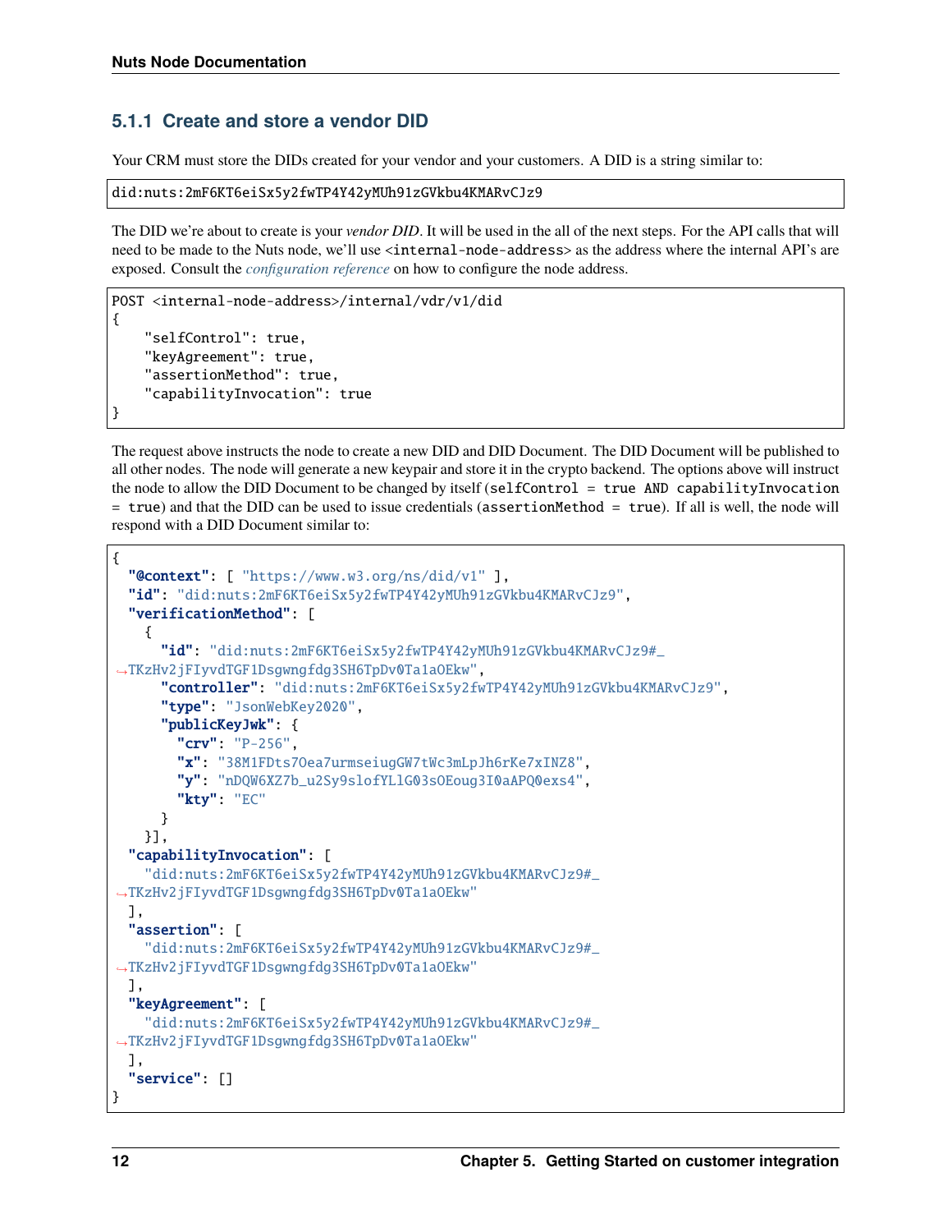### 5.1.1 Create and store a vendor DID

Your CRM must store the DIDs created for your vendor and your customers. A DID is a string similar to:

```
did:nuts:2mF6KT6eiSx5y2fwTP4Y42yMUh91zGVkbu4KMARvCJz9
```

The DID we're about to create is your *vendor DID*. It will be used in the all of the next steps. For the API calls that will need to be made to the Nuts node, we'll use `<internal-node-address>` as the address where the internal API's are exposed. Consult the *configuration reference* on how to configure the node address.

```
POST <internal-node-address>/internal/vdr/v1/did
{
    "selfControl": true,
    "keyAgreement": true,
    "assertionMethod": true,
    "capabilityInvocation": true
}
```

The request above instructs the node to create a new DID and DID Document. The DID Document will be published to all other nodes. The node will generate a new keypair and store it in the crypto backend. The options above will instruct the node to allow the DID Document to be changed by itself (`selfControl = true AND capabilityInvocation = true`) and that the DID can be used to issue credentials (`assertionMethod = true`). If all is well, the node will respond with a DID Document similar to:

```
{
  "@context": [ "https://www.w3.org/ns/did/v1" ],
  "id": "did:nuts:2mF6KT6eiSx5y2fwTP4Y42yMUh91zGVkbu4KMARvCJz9",
  "verificationMethod": [
    {
      "id": "did:nuts:2mF6KT6eiSx5y2fwTP4Y42yMUh91zGVkbu4KMARvCJz9#_TKzHv2jFIyvdTGF1Dsgwngfdg3SH6TpDv0Ta1aOEkw",
      "controller": "did:nuts:2mF6KT6eiSx5y2fwTP4Y42yMUh91zGVkbu4KMARvCJz9",
      "type": "JsonWebKey2020",
      "publicKeyJwk": {
        "crv": "P-256",
        "x": "38M1FDts7Oea7urmseiugGW7tWc3mLpJh6rKe7xINZ8",
        "y": "nDQW6XZ7b_u2Sy9slofYLlG03sOEoug3I0aAPQ0exs4",
        "kty": "EC"
      }
    }],
  "capabilityInvocation": [
    "did:nuts:2mF6KT6eiSx5y2fwTP4Y42yMUh91zGVkbu4KMARvCJz9#_TKzHv2jFIyvdTGF1Dsgwngfdg3SH6TpDv0Ta1aOEkw"
  ],
  "assertion": [
    "did:nuts:2mF6KT6eiSx5y2fwTP4Y42yMUh91zGVkbu4KMARvCJz9#_TKzHv2jFIyvdTGF1Dsgwngfdg3SH6TpDv0Ta1aOEkw"
  ],
  "keyAgreement": [
    "did:nuts:2mF6KT6eiSx5y2fwTP4Y42yMUh91zGVkbu4KMARvCJz9#_TKzHv2jFIyvdTGF1Dsgwngfdg3SH6TpDv0Ta1aOEkw"
  ],
  "service": []
}
```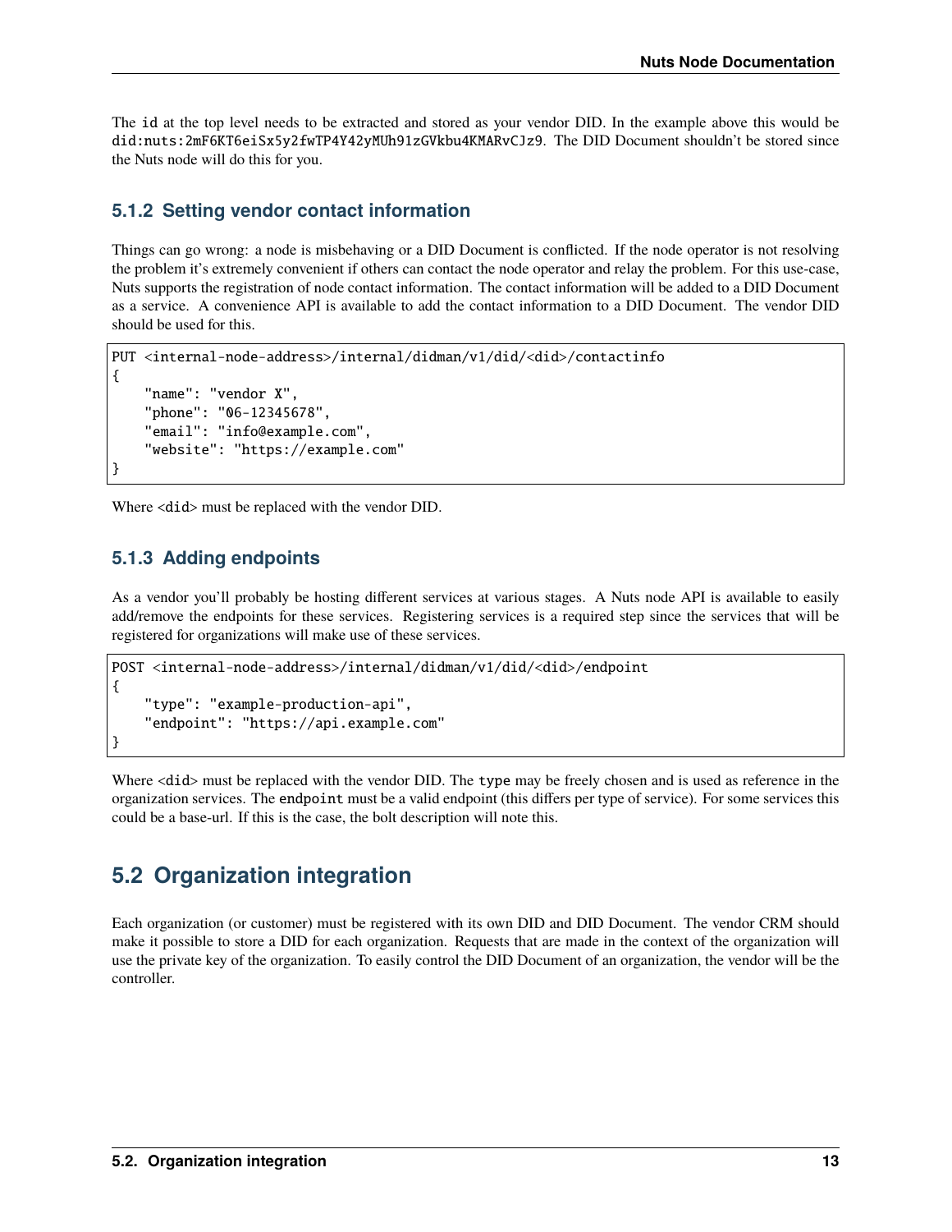The `id` at the top level needs to be extracted and stored as your vendor DID. In the example above this would be `did:nuts:2mF6KT6eiSx5y2fwTP4Y42yMUh91zGVkbu4KMARvCJz9`. The DID Document shouldn't be stored since the Nuts node will do this for you.

### 5.1.2 Setting vendor contact information

Things can go wrong: a node is misbehaving or a DID Document is conflicted. If the node operator is not resolving the problem it's extremely convenient if others can contact the node operator and relay the problem. For this use-case, Nuts supports the registration of node contact information. The contact information will be added to a DID Document as a service. A convenience API is available to add the contact information to a DID Document. The vendor DID should be used for this.

```
PUT <internal-node-address>/internal/didman/v1/did/<did>/contactinfo
{
    "name": "vendor X",
    "phone": "06-12345678",
    "email": "info@example.com",
    "website": "https://example.com"
}
```

Where `<did>` must be replaced with the vendor DID.

### 5.1.3 Adding endpoints

As a vendor you'll probably be hosting different services at various stages. A Nuts node API is available to easily add/remove the endpoints for these services. Registering services is a required step since the services that will be registered for organizations will make use of these services.

```
POST <internal-node-address>/internal/didman/v1/did/<did>/endpoint
{
    "type": "example-production-api",
    "endpoint": "https://api.example.com"
}
```

Where `<did>` must be replaced with the vendor DID. The `type` may be freely chosen and is used as reference in the organization services. The `endpoint` must be a valid endpoint (this differs per type of service). For some services this could be a base-url. If this is the case, the bolt description will note this.

## 5.2 Organization integration

Each organization (or customer) must be registered with its own DID and DID Document. The vendor CRM should make it possible to store a DID for each organization. Requests that are made in the context of the organization will use the private key of the organization. To easily control the DID Document of an organization, the vendor will be the controller.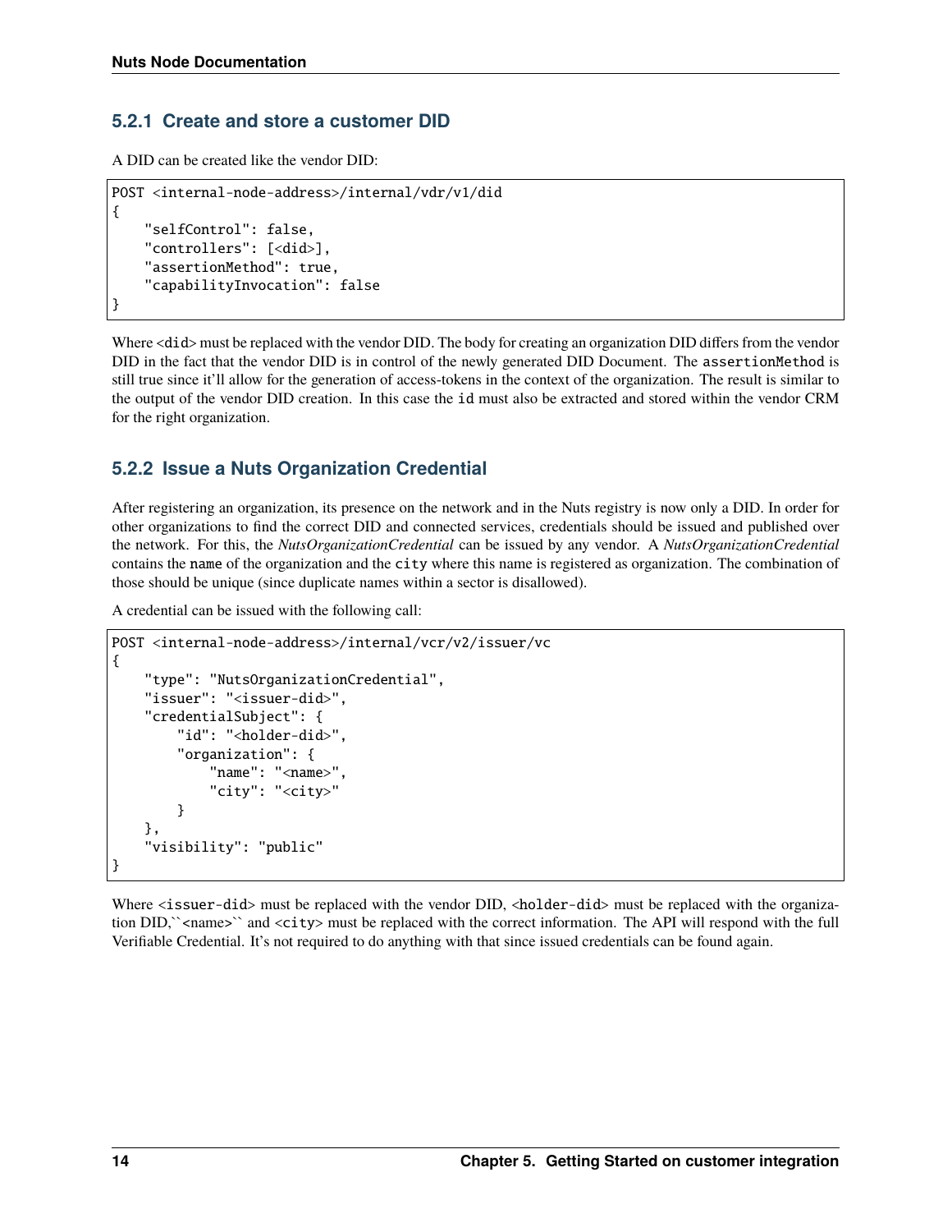### 5.2.1 Create and store a customer DID

A DID can be created like the vendor DID:

```
POST <internal-node-address>/internal/vdr/v1/did
{
    "selfControl": false,
    "controllers": [<did>],
    "assertionMethod": true,
    "capabilityInvocation": false
}
```

Where `<did>` must be replaced with the vendor DID. The body for creating an organization DID differs from the vendor DID in the fact that the vendor DID is in control of the newly generated DID Document. The `assertionMethod` is still true since it'll allow for the generation of access-tokens in the context of the organization. The result is similar to the output of the vendor DID creation. In this case the `id` must also be extracted and stored within the vendor CRM for the right organization.

### 5.2.2 Issue a Nuts Organization Credential

After registering an organization, its presence on the network and in the Nuts registry is now only a DID. In order for other organizations to find the correct DID and connected services, credentials should be issued and published over the network. For this, the *NutsOrganizationCredential* can be issued by any vendor. A *NutsOrganizationCredential* contains the `name` of the organization and the `city` where this name is registered as organization. The combination of those should be unique (since duplicate names within a sector is disallowed).

A credential can be issued with the following call:

```
POST <internal-node-address>/internal/vcr/v2/issuer/vc
{
    "type": "NutsOrganizationCredential",
    "issuer": "<issuer-did>",
    "credentialSubject": {
        "id": "<holder-did>",
        "organization": {
            "name": "<name>",
            "city": "<city>"
        }
    },
    "visibility": "public"
}
```

Where `<issuer-did>` must be replaced with the vendor DID, `<holder-did>` must be replaced with the organization DID,``<name>`` and `<city>` must be replaced with the correct information. The API will respond with the full Verifiable Credential. It's not required to do anything with that since issued credentials can be found again.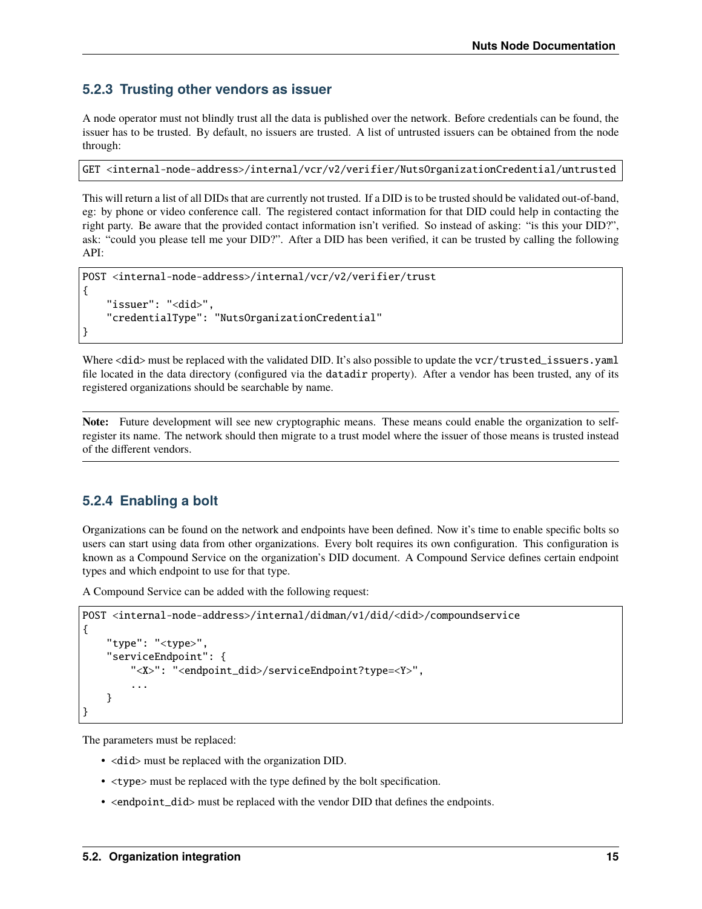### 5.2.3 Trusting other vendors as issuer

A node operator must not blindly trust all the data is published over the network. Before credentials can be found, the issuer has to be trusted. By default, no issuers are trusted. A list of untrusted issuers can be obtained from the node through:

```
GET <internal-node-address>/internal/vcr/v2/verifier/NutsOrganizationCredential/untrusted
```

This will return a list of all DIDs that are currently not trusted. If a DID is to be trusted should be validated out-of-band, eg: by phone or video conference call. The registered contact information for that DID could help in contacting the right party. Be aware that the provided contact information isn't verified. So instead of asking: "is this your DID?", ask: "could you please tell me your DID?". After a DID has been verified, it can be trusted by calling the following API:

```
POST <internal-node-address>/internal/vcr/v2/verifier/trust
{
    "issuer": "<did>",
    "credentialType": "NutsOrganizationCredential"
}
```

Where `<did>` must be replaced with the validated DID. It's also possible to update the `vcr/trusted_issuers.yaml` file located in the data directory (configured via the `datadir` property). After a vendor has been trusted, any of its registered organizations should be searchable by name.

**Note:** Future development will see new cryptographic means. These means could enable the organization to self-register its name. The network should then migrate to a trust model where the issuer of those means is trusted instead of the different vendors.

### 5.2.4 Enabling a bolt

Organizations can be found on the network and endpoints have been defined. Now it's time to enable specific bolts so users can start using data from other organizations. Every bolt requires its own configuration. This configuration is known as a Compound Service on the organization's DID document. A Compound Service defines certain endpoint types and which endpoint to use for that type.

A Compound Service can be added with the following request:

```
POST <internal-node-address>/internal/didman/v1/did/<did>/compoundservice
{
    "type": "<type>",
    "serviceEndpoint": {
        "<X>": "<endpoint_did>/serviceEndpoint?type=<Y>",
        ...
    }
}
```

The parameters must be replaced:

- `<did>` must be replaced with the organization DID.
- `<type>` must be replaced with the type defined by the bolt specification.
- `<endpoint_did>` must be replaced with the vendor DID that defines the endpoints.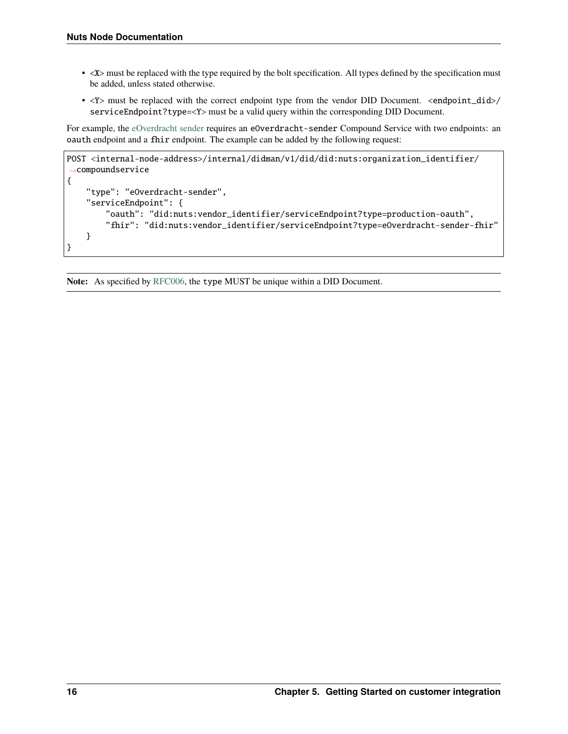- `<X>` must be replaced with the type required by the bolt specification. All types defined by the specification must be added, unless stated otherwise.
- `<Y>` must be replaced with the correct endpoint type from the vendor DID Document. `<endpoint_did>/serviceEndpoint?type=<Y>` must be a valid query within the corresponding DID Document.

For example, the eOverdracht sender requires an `eOverdracht-sender` Compound Service with two endpoints: an `oauth` endpoint and a `fhir` endpoint. The example can be added by the following request:

```
POST <internal-node-address>/internal/didman/v1/did/did:nuts:organization_identifier/compoundservice
{
    "type": "eOverdracht-sender",
    "serviceEndpoint": {
        "oauth": "did:nuts:vendor_identifier/serviceEndpoint?type=production-oauth",
        "fhir": "did:nuts:vendor_identifier/serviceEndpoint?type=eOverdracht-sender-fhir"
    }
}
```

**Note:** As specified by RFC006, the `type` MUST be unique within a DID Document.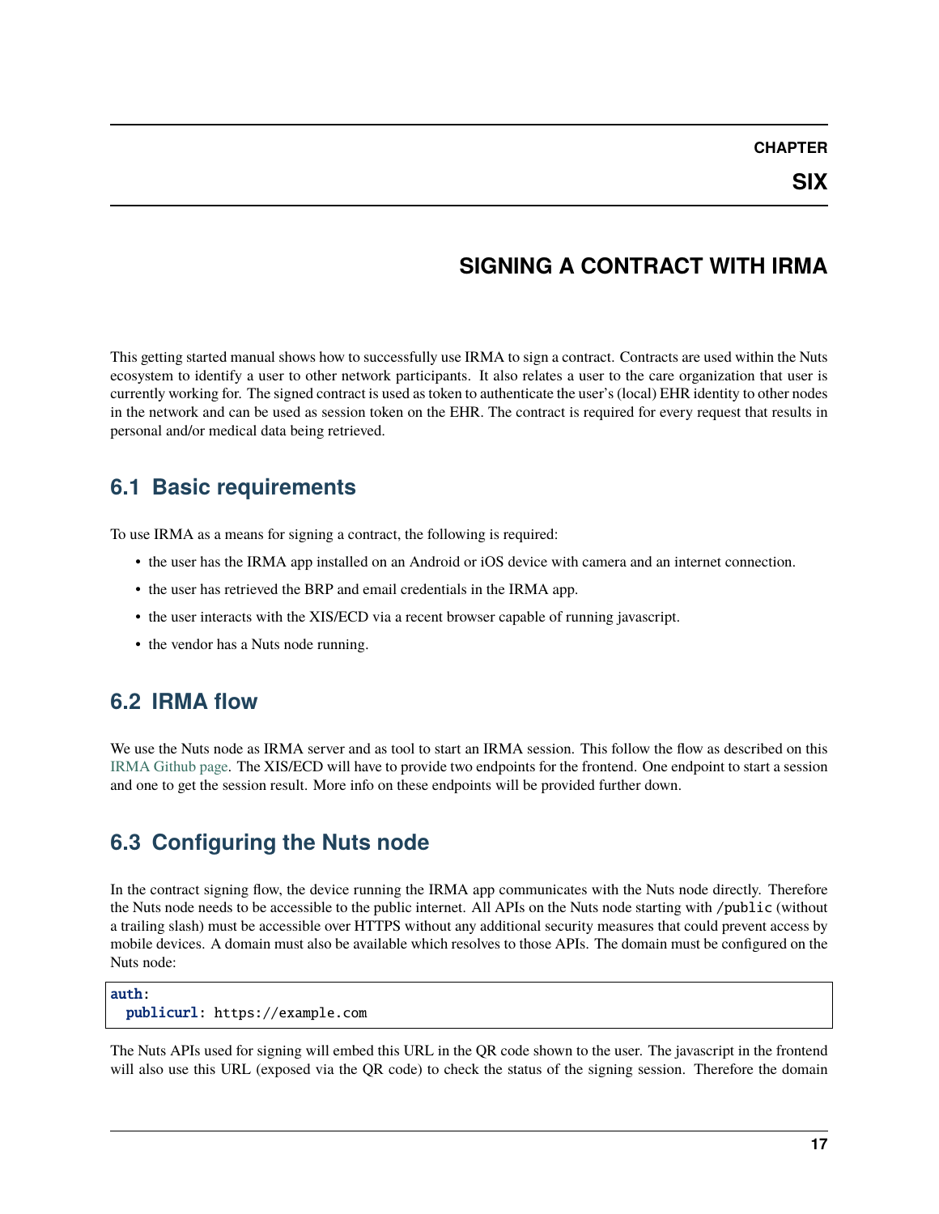# CHAPTER SIX

# SIGNING A CONTRACT WITH IRMA

This getting started manual shows how to successfully use IRMA to sign a contract. Contracts are used within the Nuts ecosystem to identify a user to other network participants. It also relates a user to the care organization that user is currently working for. The signed contract is used as token to authenticate the user's (local) EHR identity to other nodes in the network and can be used as session token on the EHR. The contract is required for every request that results in personal and/or medical data being retrieved.

## 6.1 Basic requirements

To use IRMA as a means for signing a contract, the following is required:

- the user has the IRMA app installed on an Android or iOS device with camera and an internet connection.
- the user has retrieved the BRP and email credentials in the IRMA app.
- the user interacts with the XIS/ECD via a recent browser capable of running javascript.
- the vendor has a Nuts node running.

## 6.2 IRMA flow

We use the Nuts node as IRMA server and as tool to start an IRMA session. This follow the flow as described on this IRMA Github page. The XIS/ECD will have to provide two endpoints for the frontend. One endpoint to start a session and one to get the session result. More info on these endpoints will be provided further down.

## 6.3 Configuring the Nuts node

In the contract signing flow, the device running the IRMA app communicates with the Nuts node directly. Therefore the Nuts node needs to be accessible to the public internet. All APIs on the Nuts node starting with `/public` (without a trailing slash) must be accessible over HTTPS without any additional security measures that could prevent access by mobile devices. A domain must also be available which resolves to those APIs. The domain must be configured on the Nuts node:

```yaml
auth:
  publicurl: https://example.com
```

The Nuts APIs used for signing will embed this URL in the QR code shown to the user. The javascript in the frontend will also use this URL (exposed via the QR code) to check the status of the signing session. Therefore the domain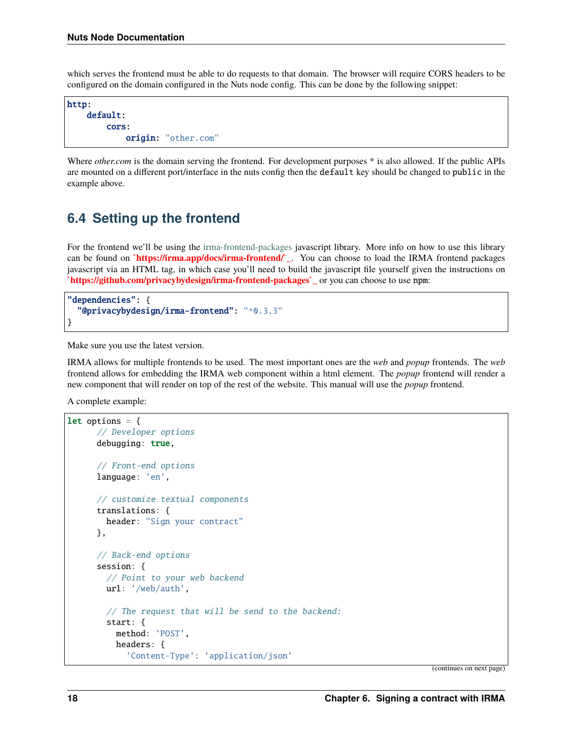which serves the frontend must be able to do requests to that domain. The browser will require CORS headers to be configured on the domain configured in the Nuts node config. This can be done by the following snippet:

```
http:
    default:
        cors:
            origin: "other.com"
```

Where *other.com* is the domain serving the frontend. For development purposes * is also allowed. If the public APIs are mounted on a different port/interface in the nuts config then the `default` key should be changed to `public` in the example above.

## 6.4 Setting up the frontend

For the frontend we'll be using the irma-frontend-packages javascript library. More info on how to use this library can be found on **`https://irma.app/docs/irma-frontend/`_**. You can choose to load the IRMA frontend packages javascript via an HTML tag, in which case you'll need to build the javascript file yourself given the instructions on **`https://github.com/privacybydesign/irma-frontend-packages`_** or you can choose to use `npm`:

```
"dependencies": {
  "@privacybydesign/irma-frontend": "^0.3.3"
}
```

Make sure you use the latest version.

IRMA allows for multiple frontends to be used. The most important ones are the *web* and *popup* frontends. The *web* frontend allows for embedding the IRMA web component within a html element. The *popup* frontend will render a new component that will render on top of the rest of the website. This manual will use the *popup* frontend.

A complete example:

```
let options = {
      // Developer options
      debugging: true,

      // Front-end options
      language: 'en',

      // customize textual components
      translations: {
        header: "Sign your contract"
      },

      // Back-end options
      session: {
        // Point to your web backend
        url: '/web/auth',

        // The request that will be send to the backend:
        start: {
          method: 'POST',
          headers: {
            'Content-Type': 'application/json'
```

(continues on next page)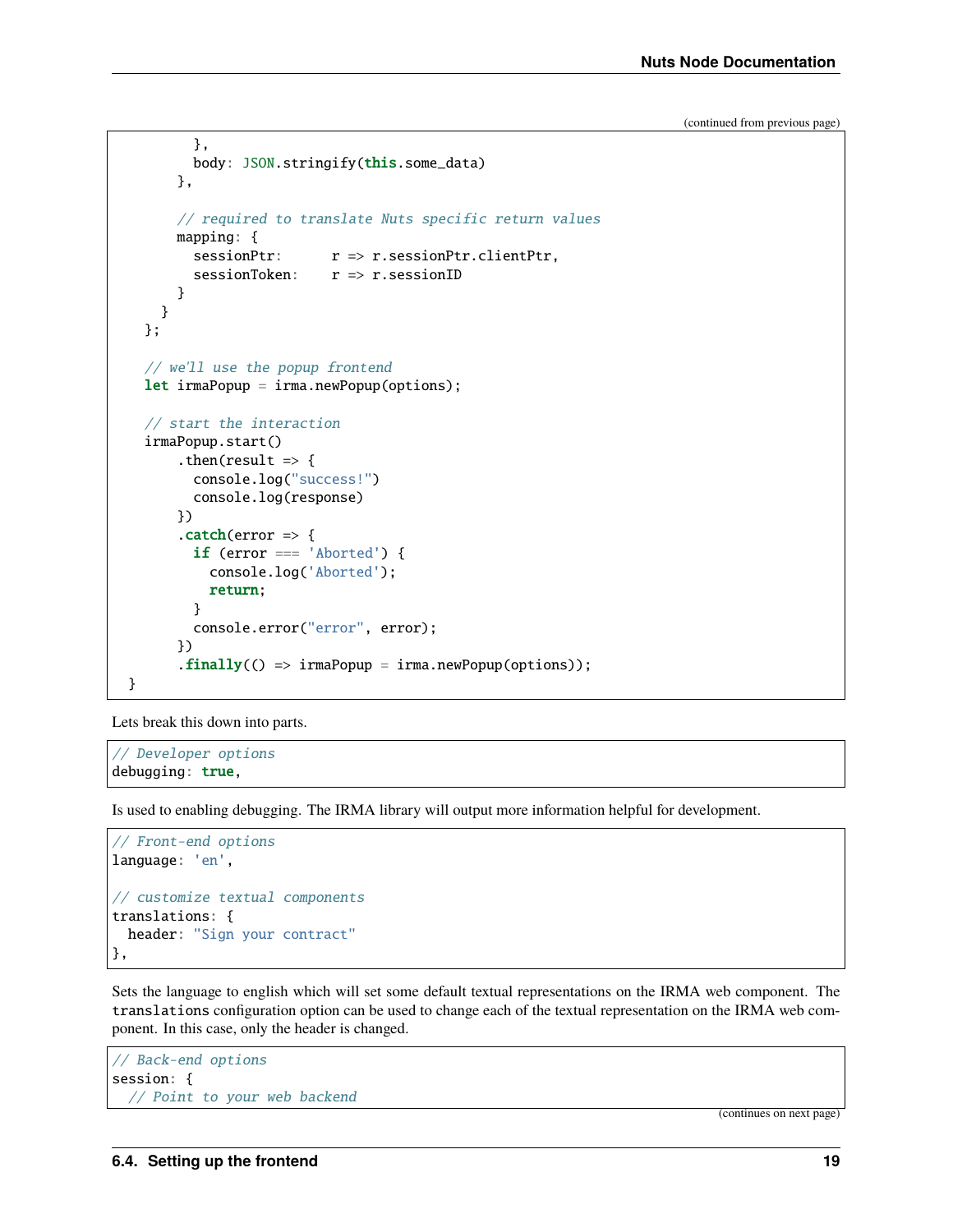(continued from previous page)

```
        },
        body: JSON.stringify(this.some_data)
      },

      // required to translate Nuts specific return values
      mapping: {
        sessionPtr:      r => r.sessionPtr.clientPtr,
        sessionToken:    r => r.sessionID
      }
    }
  };

  // we'll use the popup frontend
  let irmaPopup = irma.newPopup(options);

  // start the interaction
  irmaPopup.start()
      .then(result => {
        console.log("success!")
        console.log(response)
      })
      .catch(error => {
        if (error === 'Aborted') {
          console.log('Aborted');
          return;
        }
        console.error("error", error);
      })
      .finally(() => irmaPopup = irma.newPopup(options));
}
```

Lets break this down into parts.

```
// Developer options
debugging: true,
```

Is used to enabling debugging. The IRMA library will output more information helpful for development.

```
// Front-end options
language: 'en',

// customize textual components
translations: {
  header: "Sign your contract"
},
```

Sets the language to english which will set some default textual representations on the IRMA web component. The `translations` configuration option can be used to change each of the textual representation on the IRMA web component. In this case, only the header is changed.

```
// Back-end options
session: {
  // Point to your web backend
```

(continues on next page)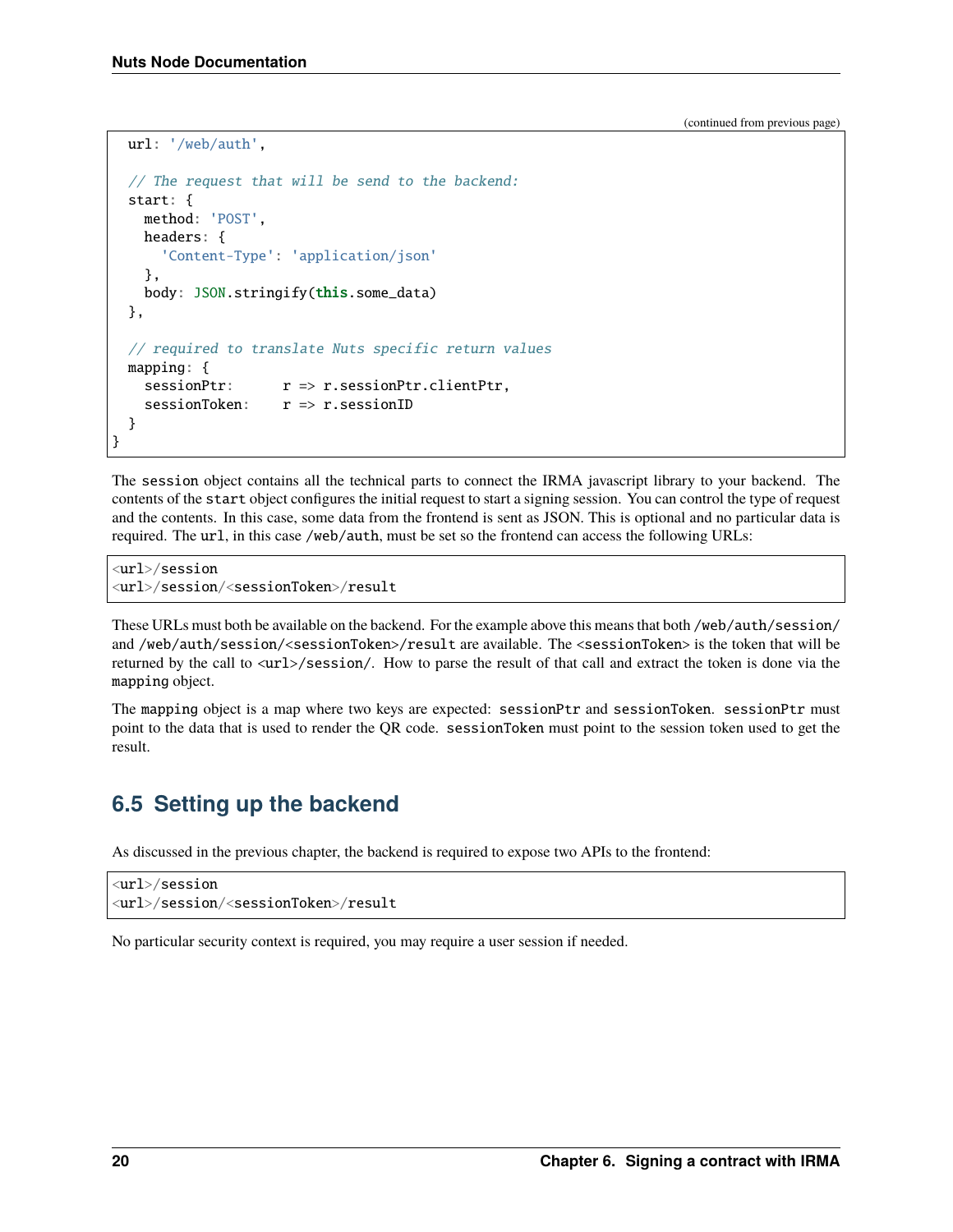(continued from previous page)

```
  url: '/web/auth',

  // The request that will be send to the backend:
  start: {
    method: 'POST',
    headers: {
      'Content-Type': 'application/json'
    },
    body: JSON.stringify(this.some_data)
  },

  // required to translate Nuts specific return values
  mapping: {
    sessionPtr:      r => r.sessionPtr.clientPtr,
    sessionToken:    r => r.sessionID
  }
}
```

The `session` object contains all the technical parts to connect the IRMA javascript library to your backend. The contents of the `start` object configures the initial request to start a signing session. You can control the type of request and the contents. In this case, some data from the frontend is sent as JSON. This is optional and no particular data is required. The `url`, in this case `/web/auth`, must be set so the frontend can access the following URLs:

```
<url>/session
<url>/session/<sessionToken>/result
```

These URLs must both be available on the backend. For the example above this means that both `/web/auth/session/` and `/web/auth/session/<sessionToken>/result` are available. The `<sessionToken>` is the token that will be returned by the call to `<url>/session/`. How to parse the result of that call and extract the token is done via the `mapping` object.

The `mapping` object is a map where two keys are expected: `sessionPtr` and `sessionToken`. `sessionPtr` must point to the data that is used to render the QR code. `sessionToken` must point to the session token used to get the result.

## 6.5 Setting up the backend

As discussed in the previous chapter, the backend is required to expose two APIs to the frontend:

```
<url>/session
<url>/session/<sessionToken>/result
```

No particular security context is required, you may require a user session if needed.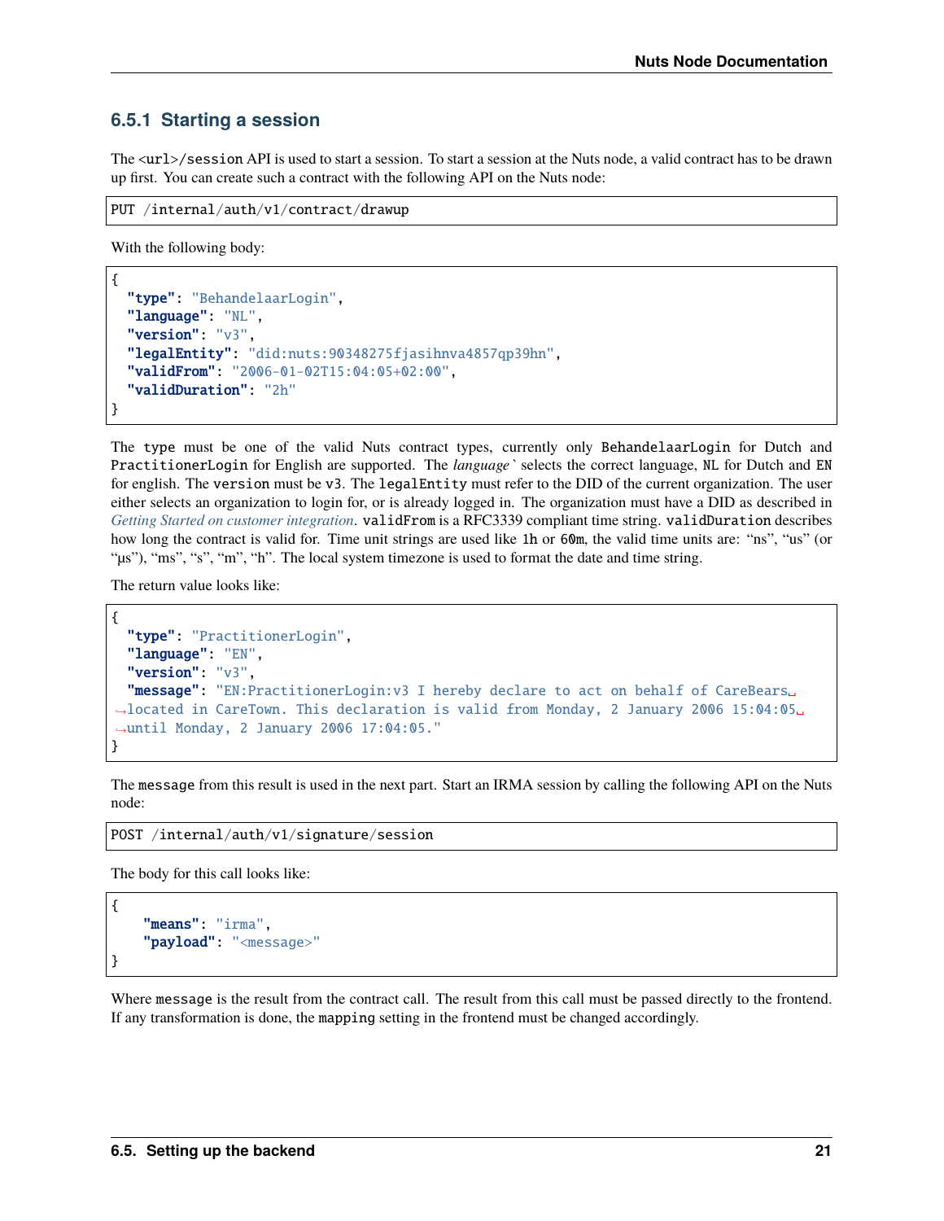### 6.5.1 Starting a session

The `<url>/session` API is used to start a session. To start a session at the Nuts node, a valid contract has to be drawn up first. You can create such a contract with the following API on the Nuts node:

```
PUT /internal/auth/v1/contract/drawup
```

With the following body:

```
{
  "type": "BehandelaarLogin",
  "language": "NL",
  "version": "v3",
  "legalEntity": "did:nuts:90348275fjasihnva4857qp39hn",
  "validFrom": "2006-01-02T15:04:05+02:00",
  "validDuration": "2h"
}
```

The `type` must be one of the valid Nuts contract types, currently only `BehandelaarLogin` for Dutch and `PractitionerLogin` for English are supported. The *language`* selects the correct language, `NL` for Dutch and `EN` for english. The `version` must be `v3`. The `legalEntity` must refer to the DID of the current organization. The user either selects an organization to login for, or is already logged in. The organization must have a DID as described in *Getting Started on customer integration*. `validFrom` is a RFC3339 compliant time string. `validDuration` describes how long the contract is valid for. Time unit strings are used like `1h` or `60m`, the valid time units are: “ns”, “us” (or “µs”), “ms”, “s”, “m”, “h”. The local system timezone is used to format the date and time string.

The return value looks like:

```
{
  "type": "PractitionerLogin",
  "language": "EN",
  "version": "v3",
  "message": "EN:PractitionerLogin:v3 I hereby declare to act on behalf of CareBears located in CareTown. This declaration is valid from Monday, 2 January 2006 15:04:05 until Monday, 2 January 2006 17:04:05."
}
```

The `message` from this result is used in the next part. Start an IRMA session by calling the following API on the Nuts node:

```
POST /internal/auth/v1/signature/session
```

The body for this call looks like:

```
{
    "means": "irma",
    "payload": "<message>"
}
```

Where `message` is the result from the contract call. The result from this call must be passed directly to the frontend. If any transformation is done, the `mapping` setting in the frontend must be changed accordingly.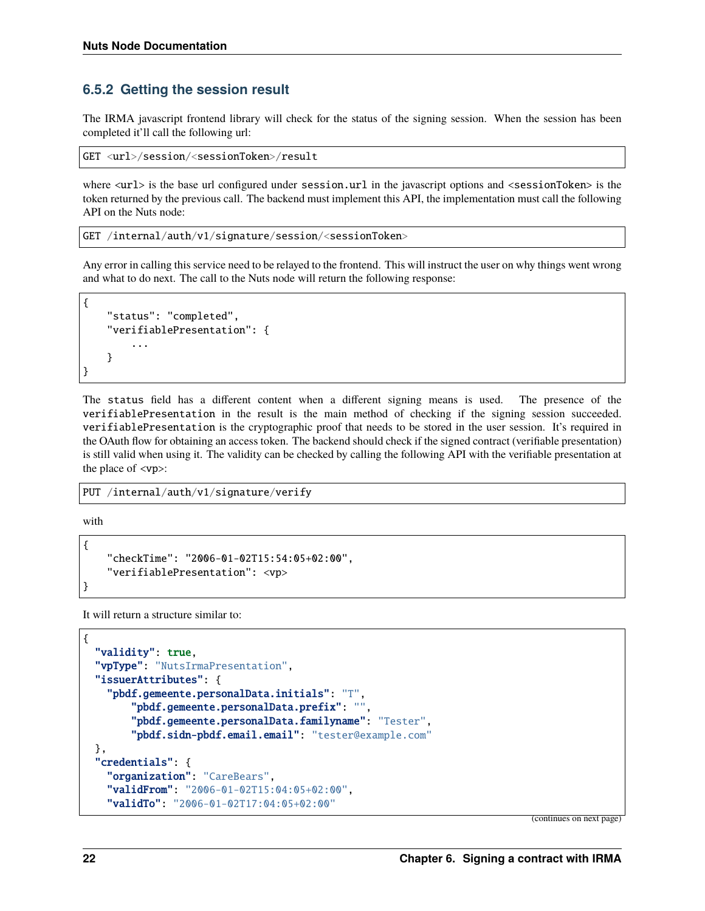### 6.5.2 Getting the session result

The IRMA javascript frontend library will check for the status of the signing session. When the session has been completed it'll call the following url:

```
GET <url>/session/<sessionToken>/result
```

where `<url>` is the base url configured under `session.url` in the javascript options and `<sessionToken>` is the token returned by the previous call. The backend must implement this API, the implementation must call the following API on the Nuts node:

```
GET /internal/auth/v1/signature/session/<sessionToken>
```

Any error in calling this service need to be relayed to the frontend. This will instruct the user on why things went wrong and what to do next. The call to the Nuts node will return the following response:

```
{
    "status": "completed",
    "verifiablePresentation": {
        ...
    }
}
```

The `status` field has a different content when a different signing means is used. The presence of the `verifiablePresentation` in the result is the main method of checking if the signing session succeeded. `verifiablePresentation` is the cryptographic proof that needs to be stored in the user session. It's required in the OAuth flow for obtaining an access token. The backend should check if the signed contract (verifiable presentation) is still valid when using it. The validity can be checked by calling the following API with the verifiable presentation at the place of `<vp>`:

```
PUT /internal/auth/v1/signature/verify
```

with

```
{
    "checkTime": "2006-01-02T15:54:05+02:00",
    "verifiablePresentation": <vp>
}
```

It will return a structure similar to:

```
{
  "validity": true,
  "vpType": "NutsIrmaPresentation",
  "issuerAttributes": {
    "pbdf.gemeente.personalData.initials": "T",
        "pbdf.gemeente.personalData.prefix": "",
        "pbdf.gemeente.personalData.familyname": "Tester",
        "pbdf.sidn-pbdf.email.email": "tester@example.com"
  },
  "credentials": {
    "organization": "CareBears",
    "validFrom": "2006-01-02T15:04:05+02:00",
    "validTo": "2006-01-02T17:04:05+02:00"
```

(continues on next page)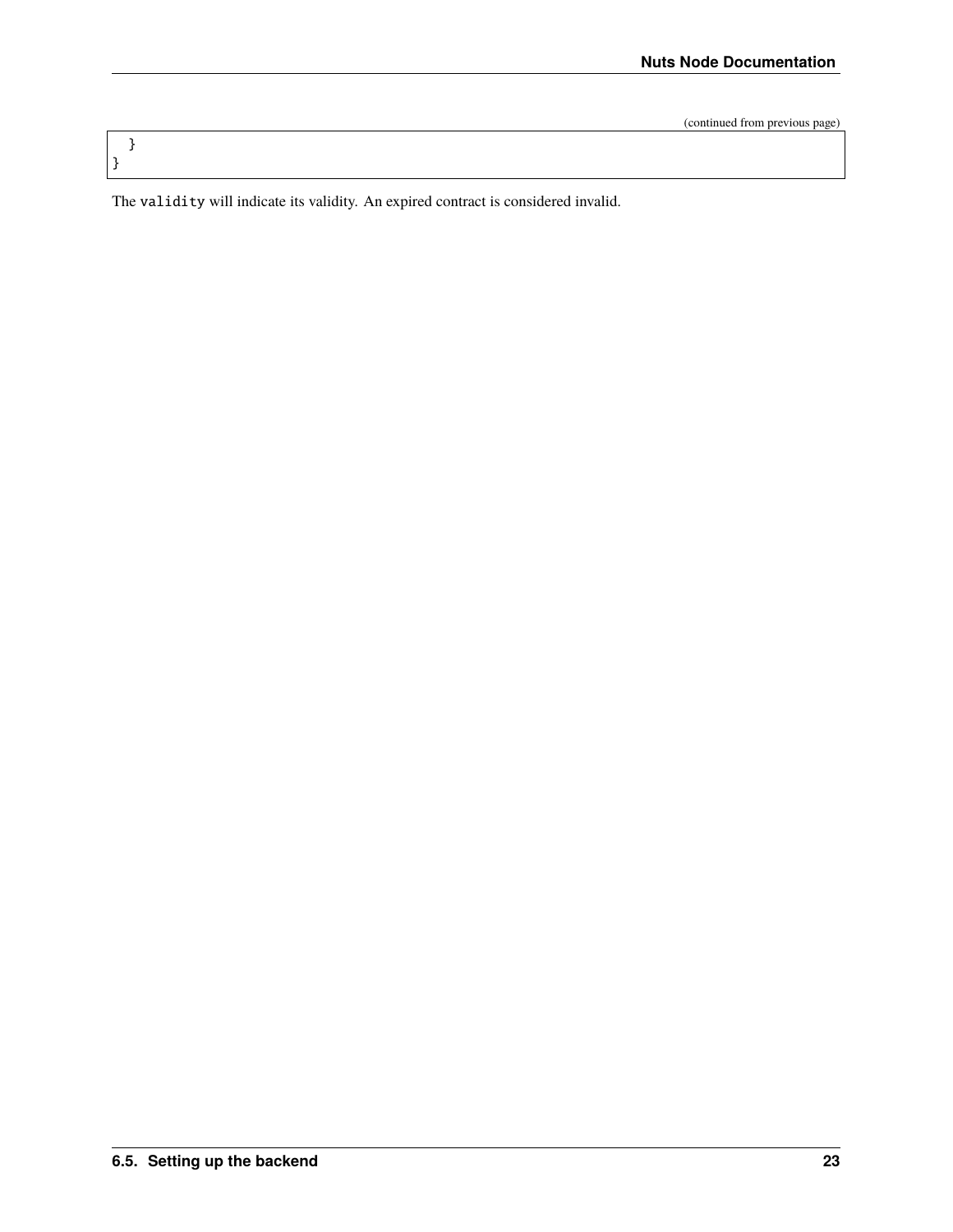(continued from previous page)

```
  }
}
```

The `validity` will indicate its validity. An expired contract is considered invalid.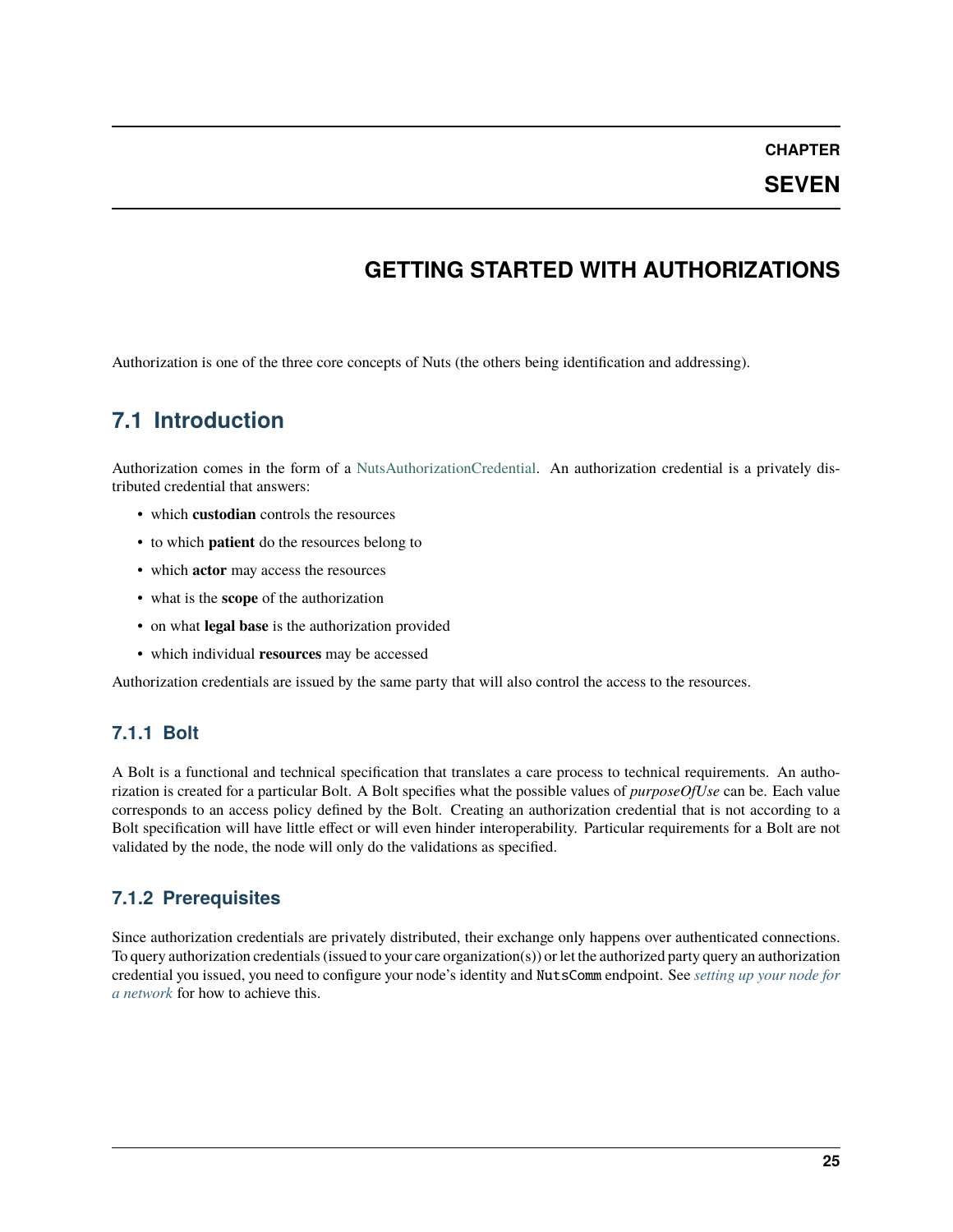# CHAPTER SEVEN

# GETTING STARTED WITH AUTHORIZATIONS

Authorization is one of the three core concepts of Nuts (the others being identification and addressing).

## 7.1 Introduction

Authorization comes in the form of a NutsAuthorizationCredential. An authorization credential is a privately distributed credential that answers:

- which **custodian** controls the resources
- to which **patient** do the resources belong to
- which **actor** may access the resources
- what is the **scope** of the authorization
- on what **legal base** is the authorization provided
- which individual **resources** may be accessed

Authorization credentials are issued by the same party that will also control the access to the resources.

### 7.1.1 Bolt

A Bolt is a functional and technical specification that translates a care process to technical requirements. An authorization is created for a particular Bolt. A Bolt specifies what the possible values of *purposeOfUse* can be. Each value corresponds to an access policy defined by the Bolt. Creating an authorization credential that is not according to a Bolt specification will have little effect or will even hinder interoperability. Particular requirements for a Bolt are not validated by the node, the node will only do the validations as specified.

### 7.1.2 Prerequisites

Since authorization credentials are privately distributed, their exchange only happens over authenticated connections. To query authorization credentials (issued to your care organization(s)) or let the authorized party query an authorization credential you issued, you need to configure your node's identity and `NutsComm` endpoint. See *setting up your node for a network* for how to achieve this.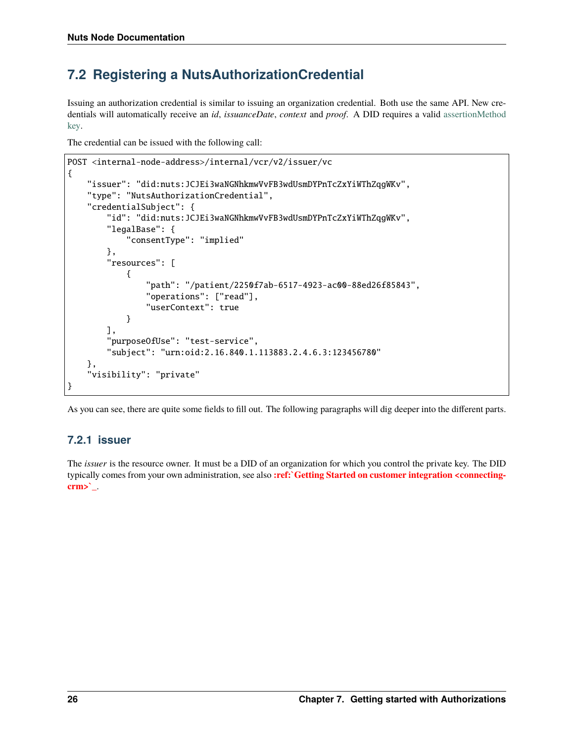## 7.2 Registering a NutsAuthorizationCredential

Issuing an authorization credential is similar to issuing an organization credential. Both use the same API. New credentials will automatically receive an *id*, *issuanceDate*, *context* and *proof*. A DID requires a valid assertionMethod key.

The credential can be issued with the following call:

```
POST <internal-node-address>/internal/vcr/v2/issuer/vc
{
    "issuer": "did:nuts:JCJEi3waNGNhkmwVvFB3wdUsmDYPnTcZxYiWThZqgWKv",
    "type": "NutsAuthorizationCredential",
    "credentialSubject": {
        "id": "did:nuts:JCJEi3waNGNhkmwVvFB3wdUsmDYPnTcZxYiWThZqgWKv",
        "legalBase": {
            "consentType": "implied"
        },
        "resources": [
            {
                "path": "/patient/2250f7ab-6517-4923-ac00-88ed26f85843",
                "operations": ["read"],
                "userContext": true
            }
        ],
        "purposeOfUse": "test-service",
        "subject": "urn:oid:2.16.840.1.113883.2.4.6.3:123456780"
    },
    "visibility": "private"
}
```

As you can see, there are quite some fields to fill out. The following paragraphs will dig deeper into the different parts.

### 7.2.1 issuer

The *issuer* is the resource owner. It must be a DID of an organization for which you control the private key. The DID typically comes from your own administration, see also **:ref:`Getting Started on customer integration <connecting-crm>`_**.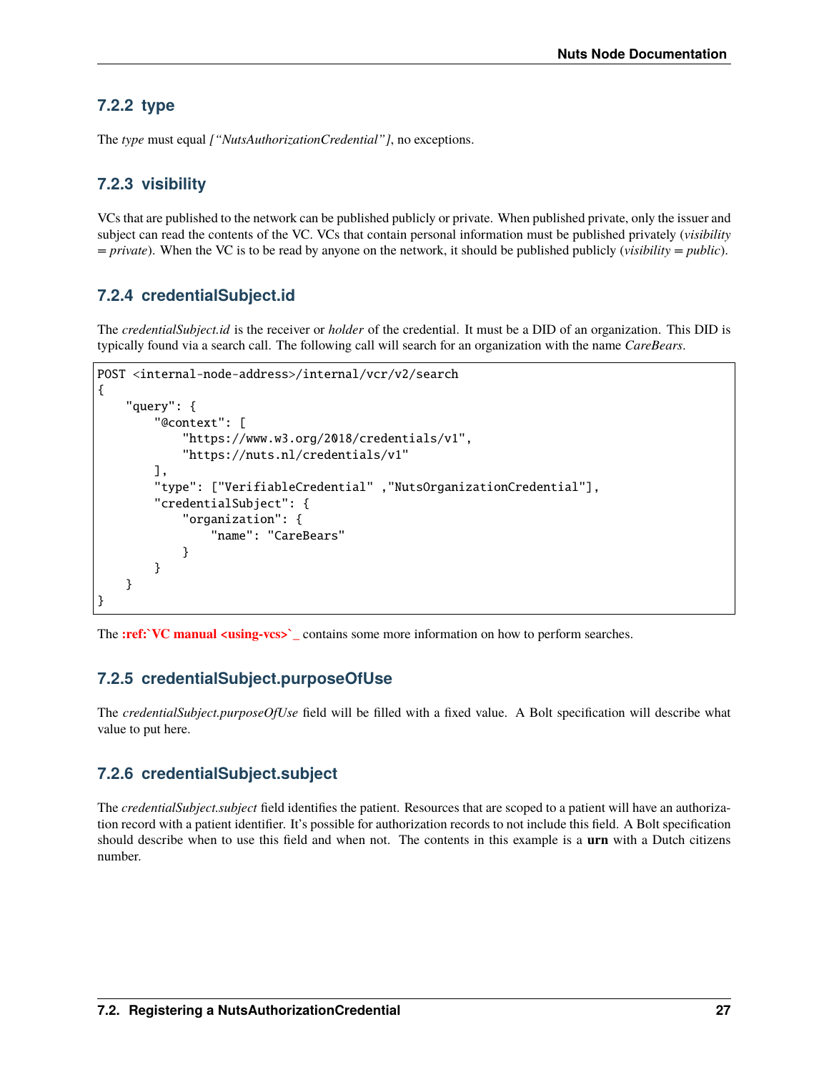### 7.2.2 type

The *type* must equal *["NutsAuthorizationCredential"]*, no exceptions.

### 7.2.3 visibility

VCs that are published to the network can be published publicly or private. When published private, only the issuer and subject can read the contents of the VC. VCs that contain personal information must be published privately (*visibility = private*). When the VC is to be read by anyone on the network, it should be published publicly (*visibility = public*).

### 7.2.4 credentialSubject.id

The *credentialSubject.id* is the receiver or *holder* of the credential. It must be a DID of an organization. This DID is typically found via a search call. The following call will search for an organization with the name *CareBears*.

```
POST <internal-node-address>/internal/vcr/v2/search
{
    "query": {
        "@context": [
            "https://www.w3.org/2018/credentials/v1",
            "https://nuts.nl/credentials/v1"
        ],
        "type": ["VerifiableCredential" ,"NutsOrganizationCredential"],
        "credentialSubject": {
            "organization": {
                "name": "CareBears"
            }
        }
    }
}
```

The **:ref:`VC manual <using-vcs>`_** contains some more information on how to perform searches.

### 7.2.5 credentialSubject.purposeOfUse

The *credentialSubject.purposeOfUse* field will be filled with a fixed value. A Bolt specification will describe what value to put here.

### 7.2.6 credentialSubject.subject

The *credentialSubject.subject* field identifies the patient. Resources that are scoped to a patient will have an authorization record with a patient identifier. It's possible for authorization records to not include this field. A Bolt specification should describe when to use this field and when not. The contents in this example is a **urn** with a Dutch citizens number.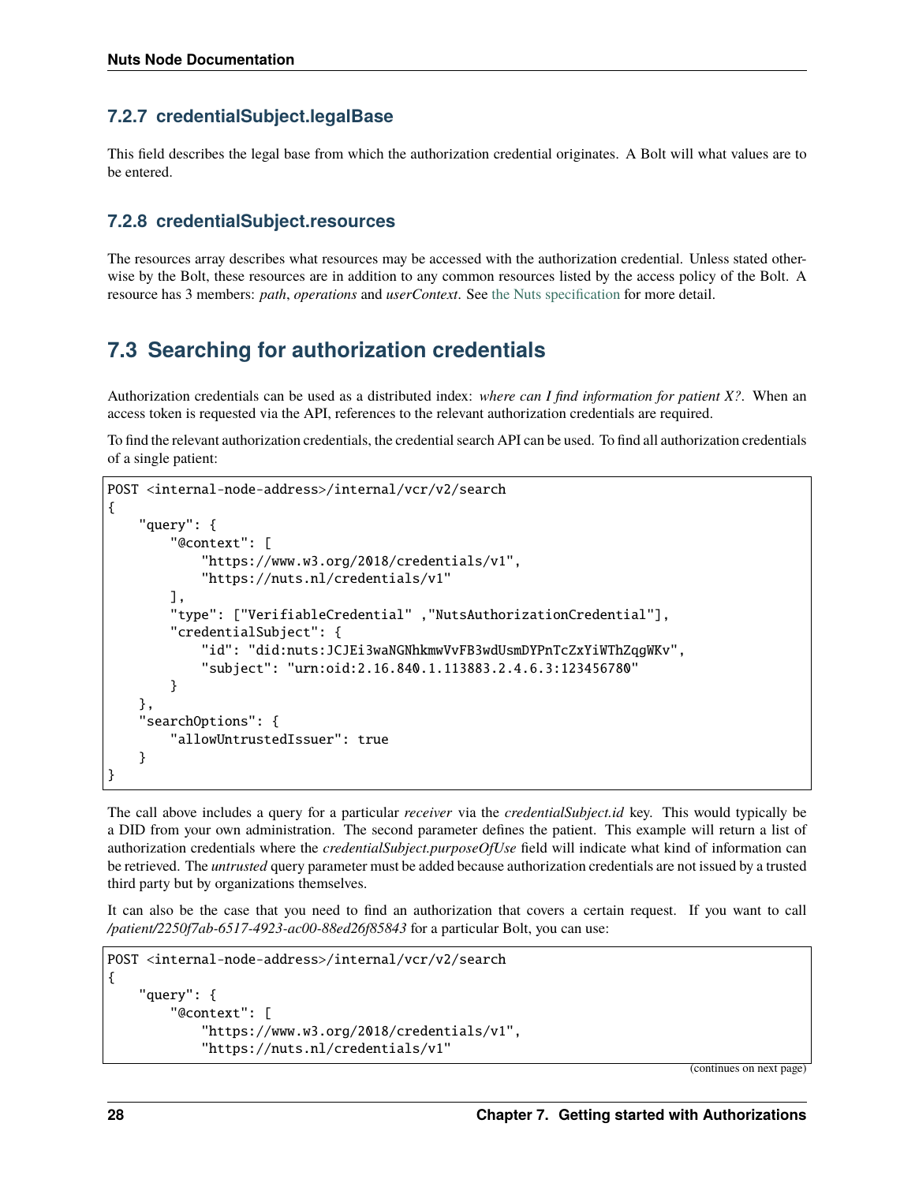### 7.2.7 credentialSubject.legalBase

This field describes the legal base from which the authorization credential originates. A Bolt will what values are to be entered.

### 7.2.8 credentialSubject.resources

The resources array describes what resources may be accessed with the authorization credential. Unless stated otherwise by the Bolt, these resources are in addition to any common resources listed by the access policy of the Bolt. A resource has 3 members: *path*, *operations* and *userContext*. See the Nuts specification for more detail.

## 7.3 Searching for authorization credentials

Authorization credentials can be used as a distributed index: *where can I find information for patient X?*. When an access token is requested via the API, references to the relevant authorization credentials are required.

To find the relevant authorization credentials, the credential search API can be used. To find all authorization credentials of a single patient:

```
POST <internal-node-address>/internal/vcr/v2/search
{
    "query": {
        "@context": [
            "https://www.w3.org/2018/credentials/v1",
            "https://nuts.nl/credentials/v1"
        ],
        "type": ["VerifiableCredential" ,"NutsAuthorizationCredential"],
        "credentialSubject": {
            "id": "did:nuts:JCJEi3waNGNhkmwVvFB3wdUsmDYPnTcZxYiWThZqgWKv",
            "subject": "urn:oid:2.16.840.1.113883.2.4.6.3:123456780"
        }
    },
    "searchOptions": {
        "allowUntrustedIssuer": true
    }
}
```

The call above includes a query for a particular *receiver* via the *credentialSubject.id* key. This would typically be a DID from your own administration. The second parameter defines the patient. This example will return a list of authorization credentials where the *credentialSubject.purposeOfUse* field will indicate what kind of information can be retrieved. The *untrusted* query parameter must be added because authorization credentials are not issued by a trusted third party but by organizations themselves.

It can also be the case that you need to find an authorization that covers a certain request. If you want to call */patient/2250f7ab-6517-4923-ac00-88ed26f85843* for a particular Bolt, you can use:

```
POST <internal-node-address>/internal/vcr/v2/search
{
    "query": {
        "@context": [
            "https://www.w3.org/2018/credentials/v1",
            "https://nuts.nl/credentials/v1"
```

(continues on next page)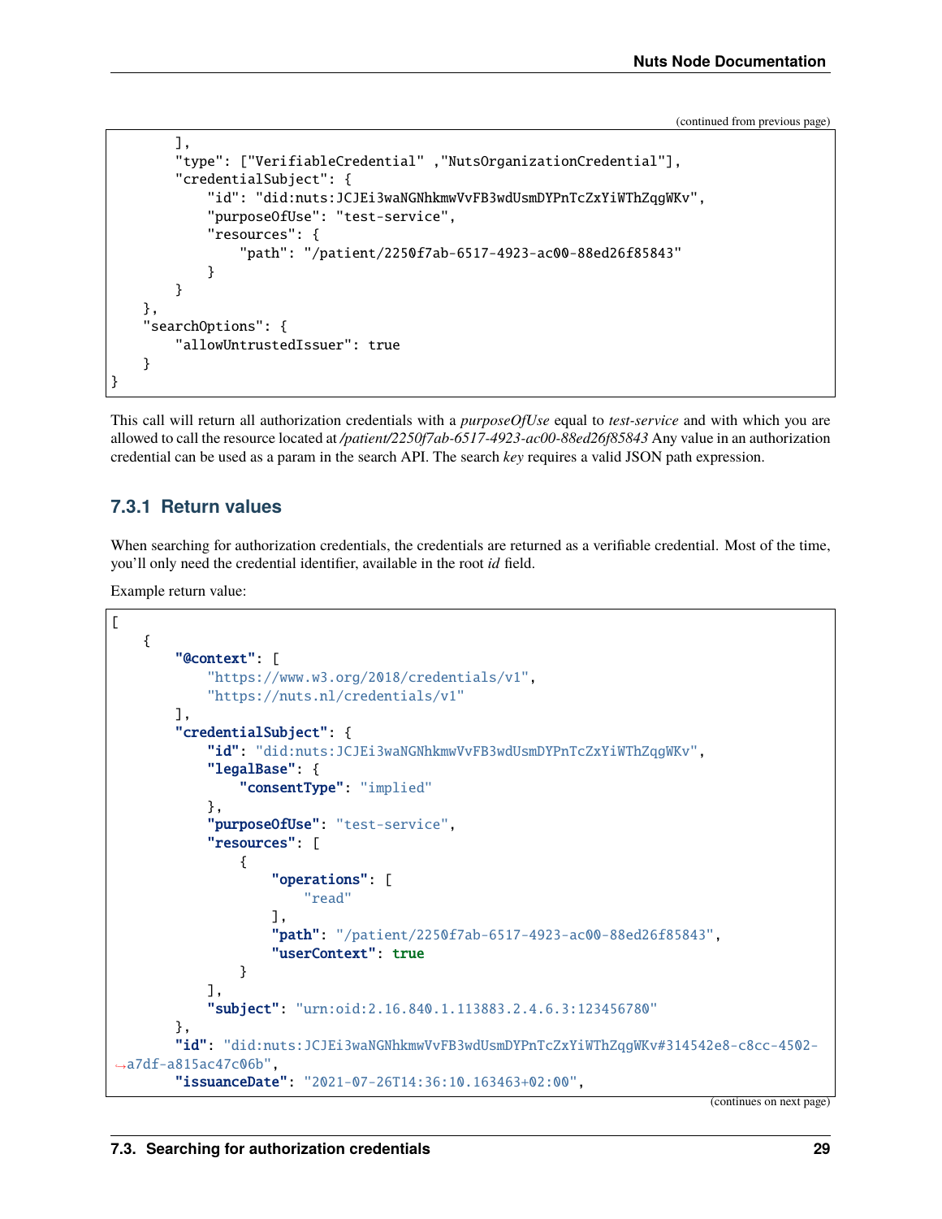(continued from previous page)

```
        ],
        "type": ["VerifiableCredential" ,"NutsOrganizationCredential"],
        "credentialSubject": {
            "id": "did:nuts:JCJEi3waNGNhkmwVvFB3wdUsmDYPnTcZxYiWThZqgWKv",
            "purposeOfUse": "test-service",
            "resources": {
                "path": "/patient/2250f7ab-6517-4923-ac00-88ed26f85843"
            }
        }
    },
    "searchOptions": {
        "allowUntrustedIssuer": true
    }
}
```

This call will return all authorization credentials with a *purposeOfUse* equal to *test-service* and with which you are allowed to call the resource located at */patient/2250f7ab-6517-4923-ac00-88ed26f85843* Any value in an authorization credential can be used as a param in the search API. The search *key* requires a valid JSON path expression.

### 7.3.1 Return values

When searching for authorization credentials, the credentials are returned as a verifiable credential. Most of the time, you'll only need the credential identifier, available in the root *id* field.

Example return value:

```
[
    {
        "@context": [
            "https://www.w3.org/2018/credentials/v1",
            "https://nuts.nl/credentials/v1"
        ],
        "credentialSubject": {
            "id": "did:nuts:JCJEi3waNGNhkmwVvFB3wdUsmDYPnTcZxYiWThZqgWKv",
            "legalBase": {
                "consentType": "implied"
            },
            "purposeOfUse": "test-service",
            "resources": [
                {
                    "operations": [
                        "read"
                    ],
                    "path": "/patient/2250f7ab-6517-4923-ac00-88ed26f85843",
                    "userContext": true
                }
            ],
            "subject": "urn:oid:2.16.840.1.113883.2.4.6.3:123456780"
        },
        "id": "did:nuts:JCJEi3waNGNhkmwVvFB3wdUsmDYPnTcZxYiWThZqgWKv#314542e8-c8cc-4502-a7df-a815ac47c06b",
        "issuanceDate": "2021-07-26T14:36:10.163463+02:00",
```

(continues on next page)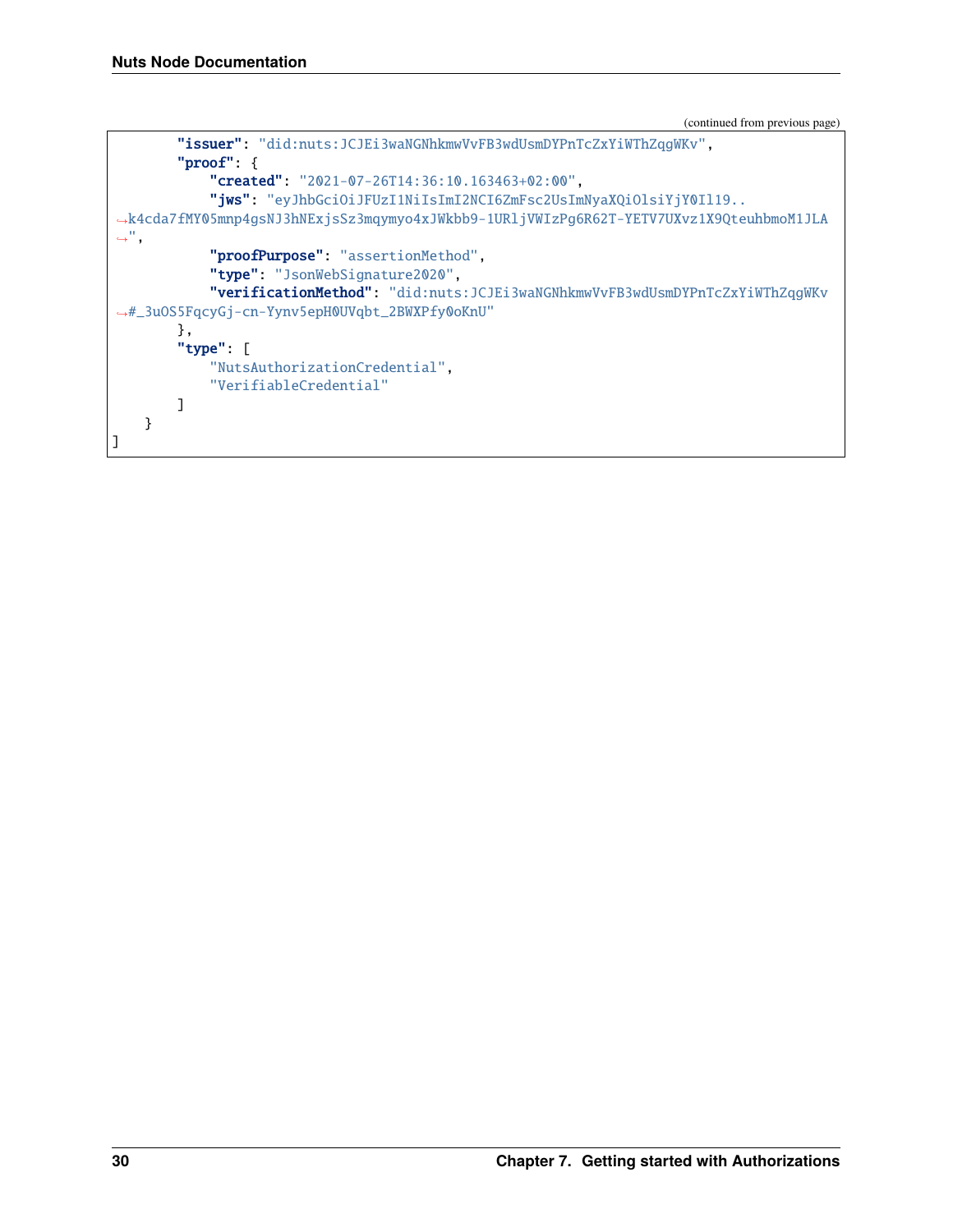(continued from previous page)

```
        "issuer": "did:nuts:JCJEi3waNGNhkmwVvFB3wdUsmDYPnTcZxYiWThZqgWKv",
        "proof": {
            "created": "2021-07-26T14:36:10.163463+02:00",
            "jws": "eyJhbGciOiJFUzI1NiIsImI2NCI6ZmFsc2UsImNyaXQiOlsiYjY0Il19..
↪k4cda7fMY05mnp4gsNJ3hNExjsSz3mqymyo4xJWkbb9-1URljVWIzPg6R62T-YETV7UXvz1X9QteuhbmoM1JLA
↪",
            "proofPurpose": "assertionMethod",
            "type": "JsonWebSignature2020",
            "verificationMethod": "did:nuts:JCJEi3waNGNhkmwVvFB3wdUsmDYPnTcZxYiWThZqgWKv
↪#_3uOS5FqcyGj-cn-Yynv5epH0UVqbt_2BWXPfy0oKnU"
        },
        "type": [
            "NutsAuthorizationCredential",
            "VerifiableCredential"
        ]
    }
]
```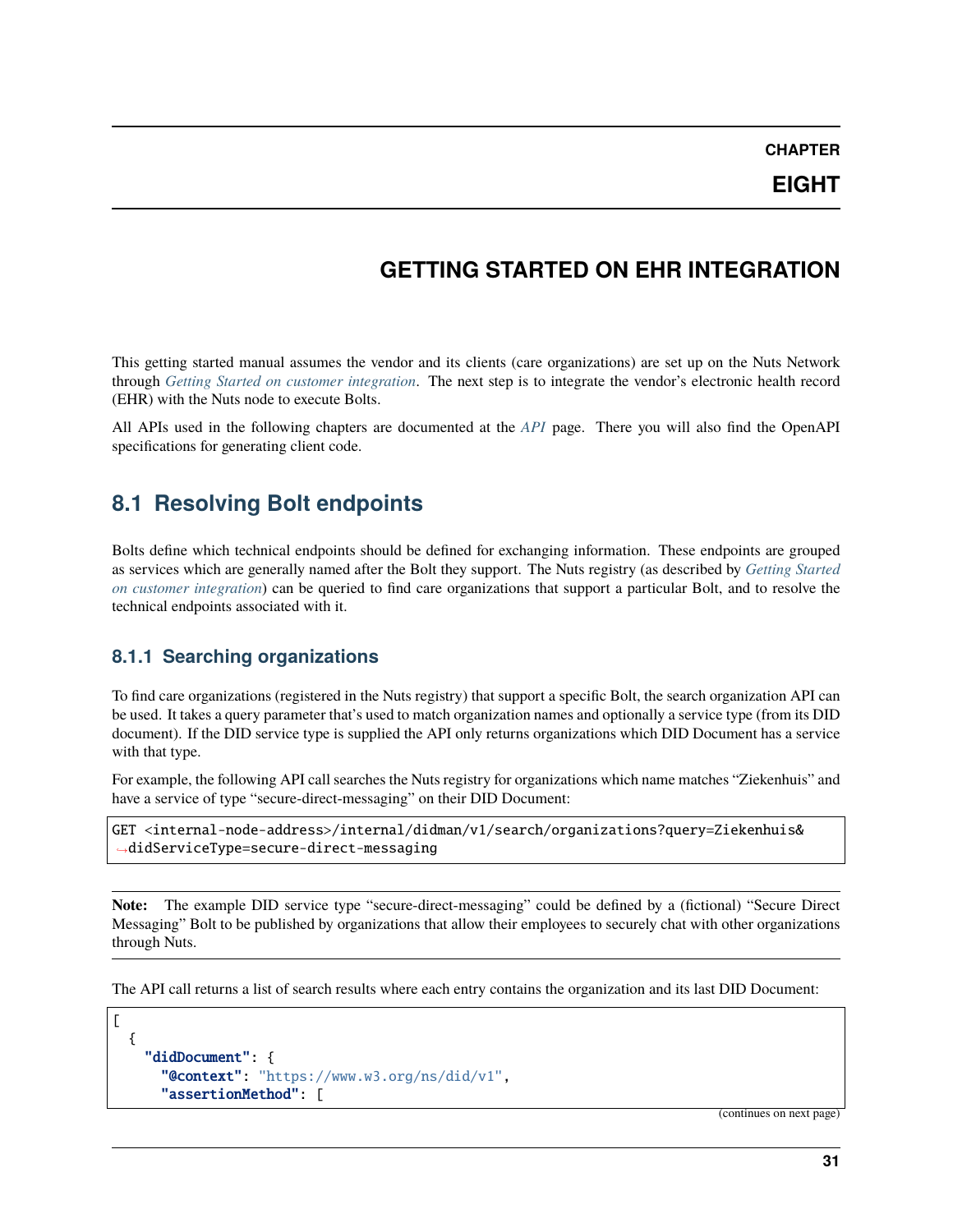# CHAPTER EIGHT

# GETTING STARTED ON EHR INTEGRATION

This getting started manual assumes the vendor and its clients (care organizations) are set up on the Nuts Network through *Getting Started on customer integration*. The next step is to integrate the vendor's electronic health record (EHR) with the Nuts node to execute Bolts.

All APIs used in the following chapters are documented at the *API* page. There you will also find the OpenAPI specifications for generating client code.

## 8.1 Resolving Bolt endpoints

Bolts define which technical endpoints should be defined for exchanging information. These endpoints are grouped as services which are generally named after the Bolt they support. The Nuts registry (as described by *Getting Started on customer integration*) can be queried to find care organizations that support a particular Bolt, and to resolve the technical endpoints associated with it.

### 8.1.1 Searching organizations

To find care organizations (registered in the Nuts registry) that support a specific Bolt, the search organization API can be used. It takes a query parameter that's used to match organization names and optionally a service type (from its DID document). If the DID service type is supplied the API only returns organizations which DID Document has a service with that type.

For example, the following API call searches the Nuts registry for organizations which name matches "Ziekenhuis" and have a service of type "secure-direct-messaging" on their DID Document:

```
GET <internal-node-address>/internal/didman/v1/search/organizations?query=Ziekenhuis&
↪didServiceType=secure-direct-messaging
```

**Note:** The example DID service type "secure-direct-messaging" could be defined by a (fictional) "Secure Direct Messaging" Bolt to be published by organizations that allow their employees to securely chat with other organizations through Nuts.

The API call returns a list of search results where each entry contains the organization and its last DID Document:

```
[
  {
    "didDocument": {
      "@context": "https://www.w3.org/ns/did/v1",
      "assertionMethod": [
```

(continues on next page)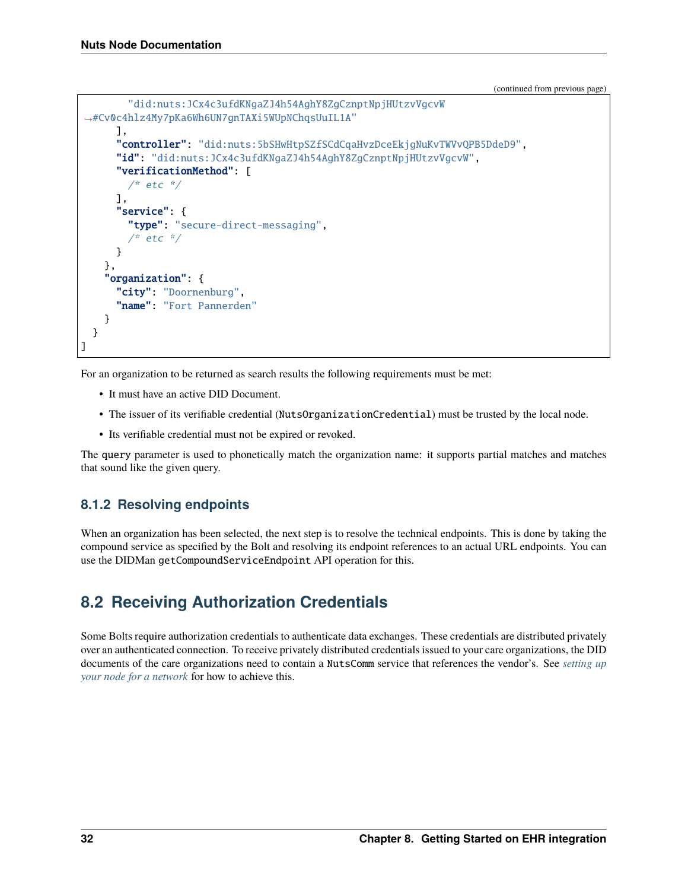(continued from previous page)

```
        "did:nuts:JCx4c3ufdKNgaZJ4h54AghY8ZgCznptNpjHUtzvVgcvW
↪#Cv0c4hlz4My7pKa6Wh6UN7gnTAXi5WUpNChqsUuIL1A"
      ],
      "controller": "did:nuts:5bSHwHtpSZfSCdCqaHvzDceEkjgNuKvTWVvQPB5DdeD9",
      "id": "did:nuts:JCx4c3ufdKNgaZJ4h54AghY8ZgCznptNpjHUtzvVgcvW",
      "verificationMethod": [
        /* etc */
      ],
      "service": {
        "type": "secure-direct-messaging",
        /* etc */
      }
    },
    "organization": {
      "city": "Doornenburg",
      "name": "Fort Pannerden"
    }
  }
]
```

For an organization to be returned as search results the following requirements must be met:

- It must have an active DID Document.
- The issuer of its verifiable credential (`NutsOrganizationCredential`) must be trusted by the local node.
- Its verifiable credential must not be expired or revoked.

The `query` parameter is used to phonetically match the organization name: it supports partial matches and matches that sound like the given query.

### 8.1.2 Resolving endpoints

When an organization has been selected, the next step is to resolve the technical endpoints. This is done by taking the compound service as specified by the Bolt and resolving its endpoint references to an actual URL endpoints. You can use the DIDMan `getCompoundServiceEndpoint` API operation for this.

## 8.2 Receiving Authorization Credentials

Some Bolts require authorization credentials to authenticate data exchanges. These credentials are distributed privately over an authenticated connection. To receive privately distributed credentials issued to your care organizations, the DID documents of the care organizations need to contain a `NutsComm` service that references the vendor's. See *setting up your node for a network* for how to achieve this.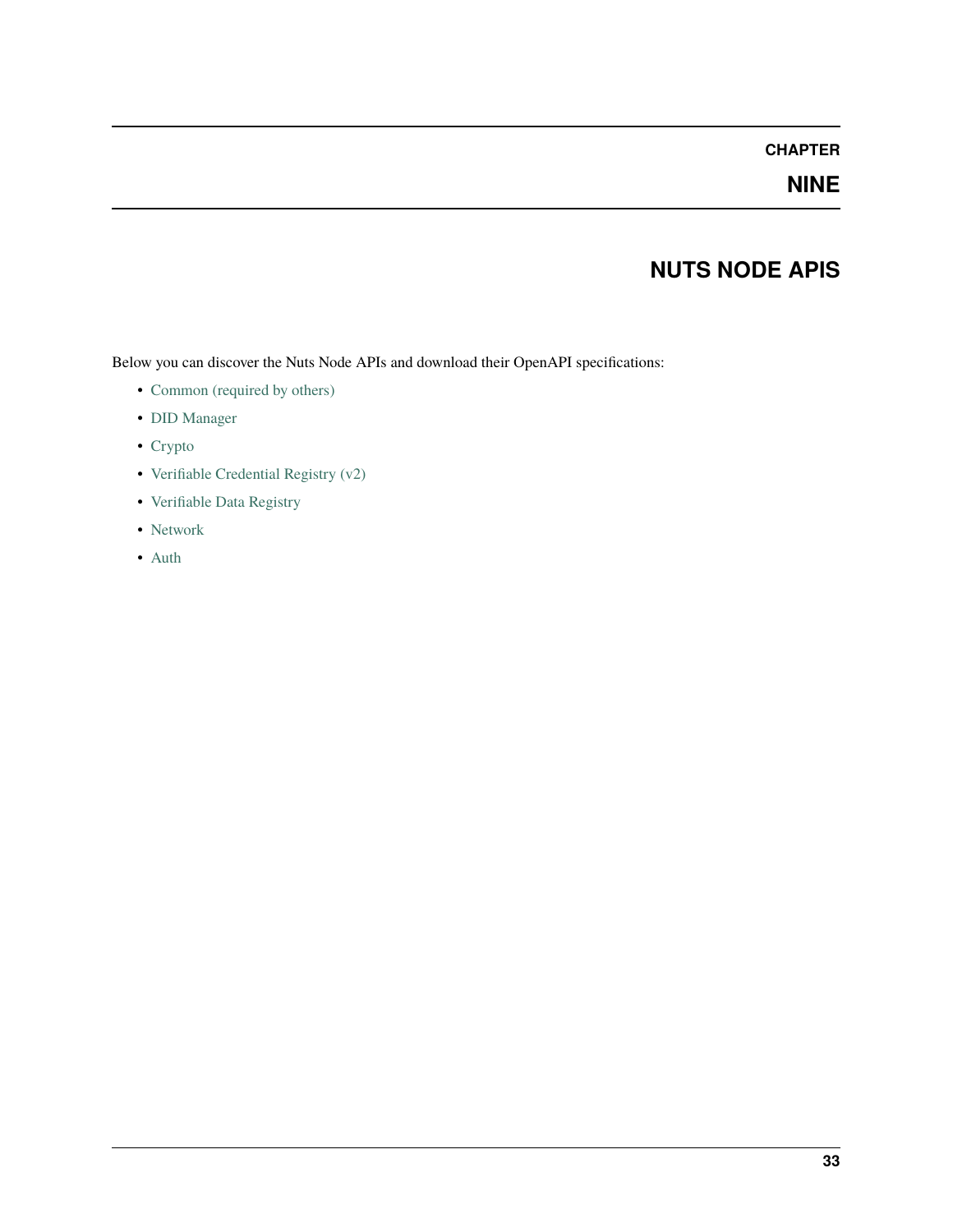# CHAPTER NINE

# NUTS NODE APIS

Below you can discover the Nuts Node APIs and download their OpenAPI specifications:

- Common (required by others)
- DID Manager
- Crypto
- Verifiable Credential Registry (v2)
- Verifiable Data Registry
- Network
- Auth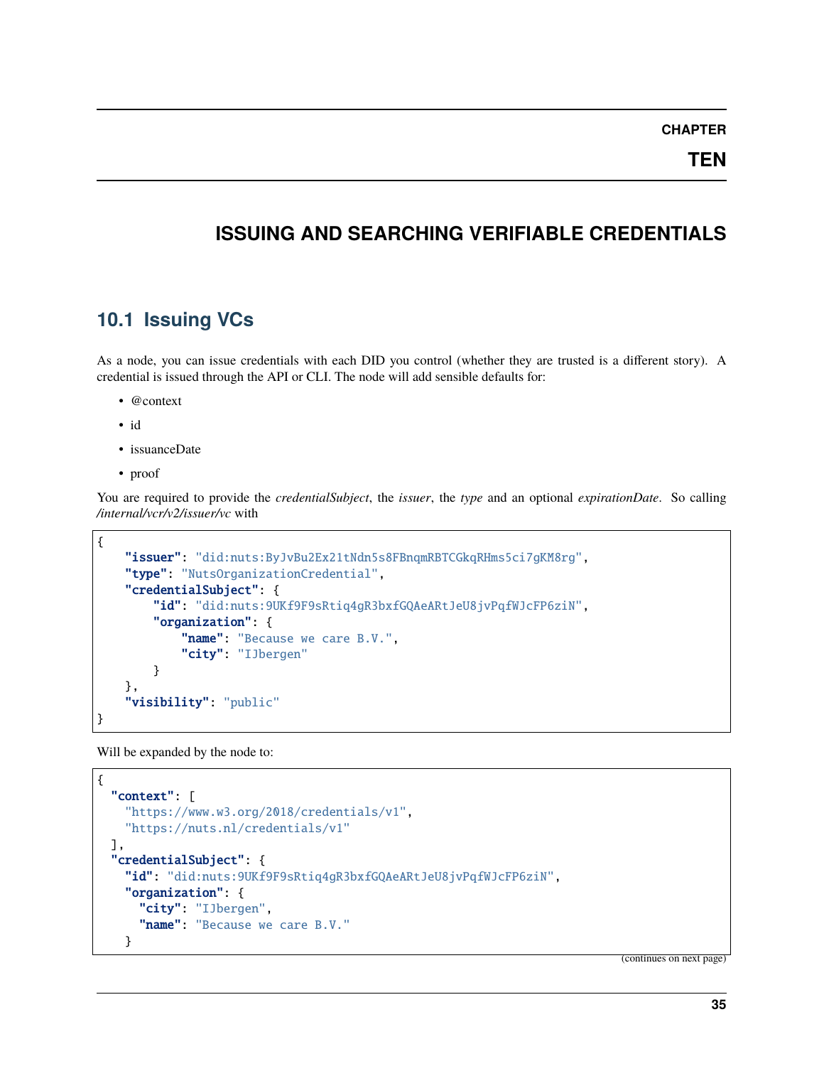# CHAPTER TEN

# ISSUING AND SEARCHING VERIFIABLE CREDENTIALS

## 10.1 Issuing VCs

As a node, you can issue credentials with each DID you control (whether they are trusted is a different story). A credential is issued through the API or CLI. The node will add sensible defaults for:

- @context
- id
- issuanceDate
- proof

You are required to provide the *credentialSubject*, the *issuer*, the *type* and an optional *expirationDate*. So calling */internal/vcr/v2/issuer/vc* with

```
{
    "issuer": "did:nuts:ByJvBu2Ex21tNdn5s8FBnqmRBTCGkqRHms5ci7gKM8rg",
    "type": "NutsOrganizationCredential",
    "credentialSubject": {
        "id": "did:nuts:9UKf9F9sRtiq4gR3bxfGQAeARtJeU8jvPqfWJcFP6ziN",
        "organization": {
            "name": "Because we care B.V.",
            "city": "IJbergen"
        }
    },
    "visibility": "public"
}
```

Will be expanded by the node to:

```
{
  "context": [
    "https://www.w3.org/2018/credentials/v1",
    "https://nuts.nl/credentials/v1"
  ],
  "credentialSubject": {
    "id": "did:nuts:9UKf9F9sRtiq4gR3bxfGQAeARtJeU8jvPqfWJcFP6ziN",
    "organization": {
      "city": "IJbergen",
      "name": "Because we care B.V."
    }
```

(continues on next page)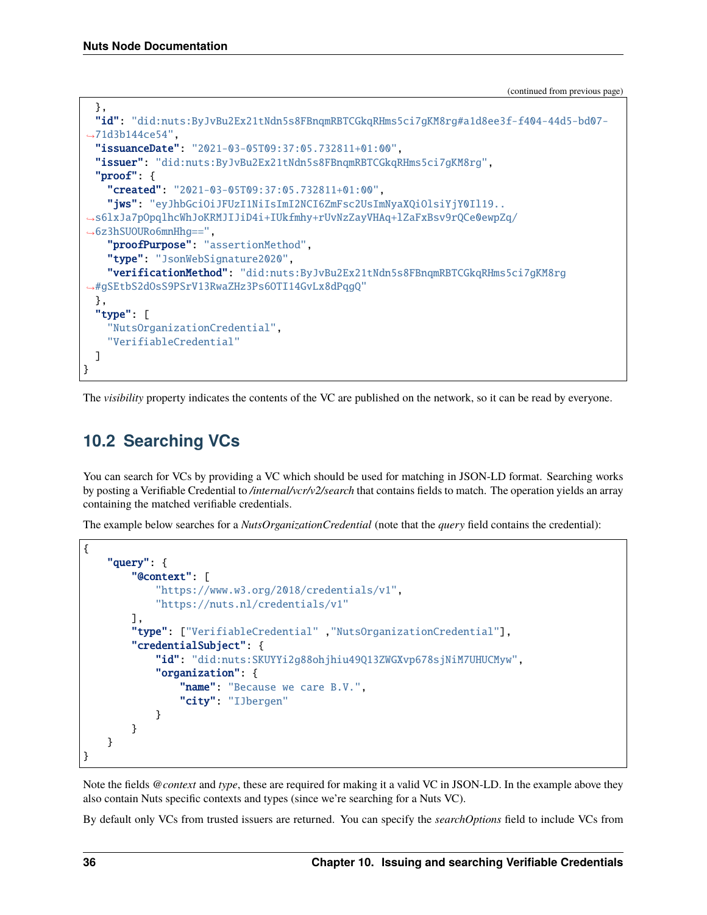(continued from previous page)

```
  },
  "id": "did:nuts:ByJvBu2Ex21tNdn5s8FBnqmRBTCGkqRHms5ci7gKM8rg#a1d8ee3f-f404-44d5-bd07-71d3b144ce54",
  "issuanceDate": "2021-03-05T09:37:05.732811+01:00",
  "issuer": "did:nuts:ByJvBu2Ex21tNdn5s8FBnqmRBTCGkqRHms5ci7gKM8rg",
  "proof": {
    "created": "2021-03-05T09:37:05.732811+01:00",
    "jws": "eyJhbGciOiJFUzI1NiIsImI2NCI6ZmFsc2UsImNyaXQiOlsiYjY0Il19..s6lxJa7pOpqlhcWhJoKRMJIJiD4i+IUkfmhy+rUvNzZayVHAq+lZaFxBsv9rQCe0ewpZq/6z3hSUOURo6mnHhg==",
    "proofPurpose": "assertionMethod",
    "type": "JsonWebSignature2020",
    "verificationMethod": "did:nuts:ByJvBu2Ex21tNdn5s8FBnqmRBTCGkqRHms5ci7gKM8rg#gSEtbS2dOsS9PSrV13RwaZHz3Ps6OTI14GvLx8dPqgQ"
  },
  "type": [
    "NutsOrganizationCredential",
    "VerifiableCredential"
  ]
}
```

The *visibility* property indicates the contents of the VC are published on the network, so it can be read by everyone.

## 10.2 Searching VCs

You can search for VCs by providing a VC which should be used for matching in JSON-LD format. Searching works by posting a Verifiable Credential to */internal/vcr/v2/search* that contains fields to match. The operation yields an array containing the matched verifiable credentials.

The example below searches for a *NutsOrganizationCredential* (note that the *query* field contains the credential):

```
{
    "query": {
        "@context": [
            "https://www.w3.org/2018/credentials/v1",
            "https://nuts.nl/credentials/v1"
        ],
        "type": ["VerifiableCredential" ,"NutsOrganizationCredential"],
        "credentialSubject": {
            "id": "did:nuts:SKUYYi2g88ohjhiu49Q13ZWGXvp678sjNiM7UHUCMyw",
            "organization": {
                "name": "Because we care B.V.",
                "city": "IJbergen"
            }
        }
    }
}
```

Note the fields *@context* and *type*, these are required for making it a valid VC in JSON-LD. In the example above they also contain Nuts specific contexts and types (since we're searching for a Nuts VC).

By default only VCs from trusted issuers are returned. You can specify the *searchOptions* field to include VCs from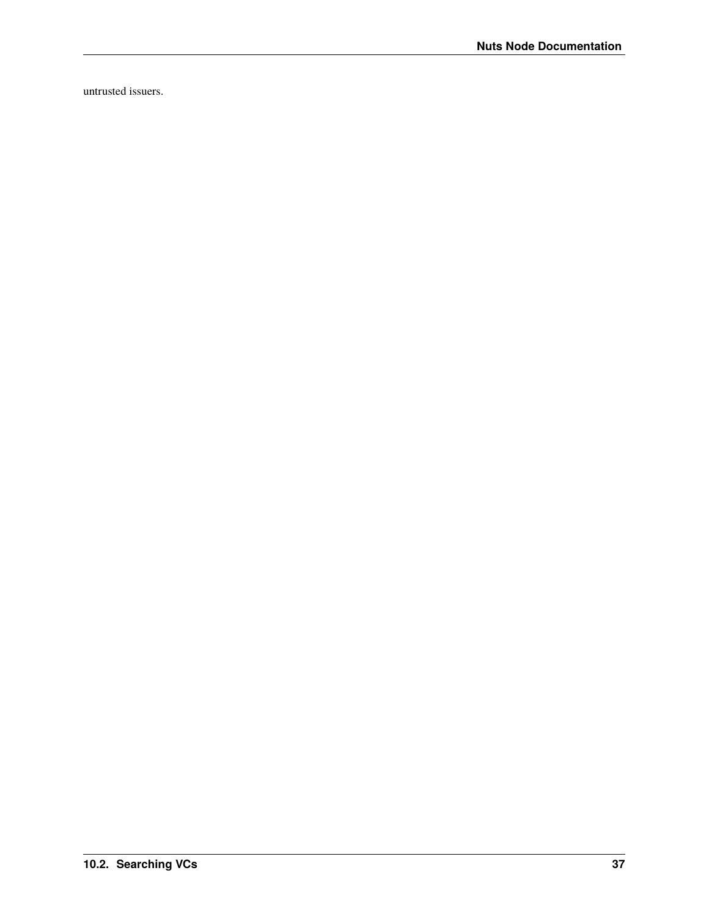untrusted issuers.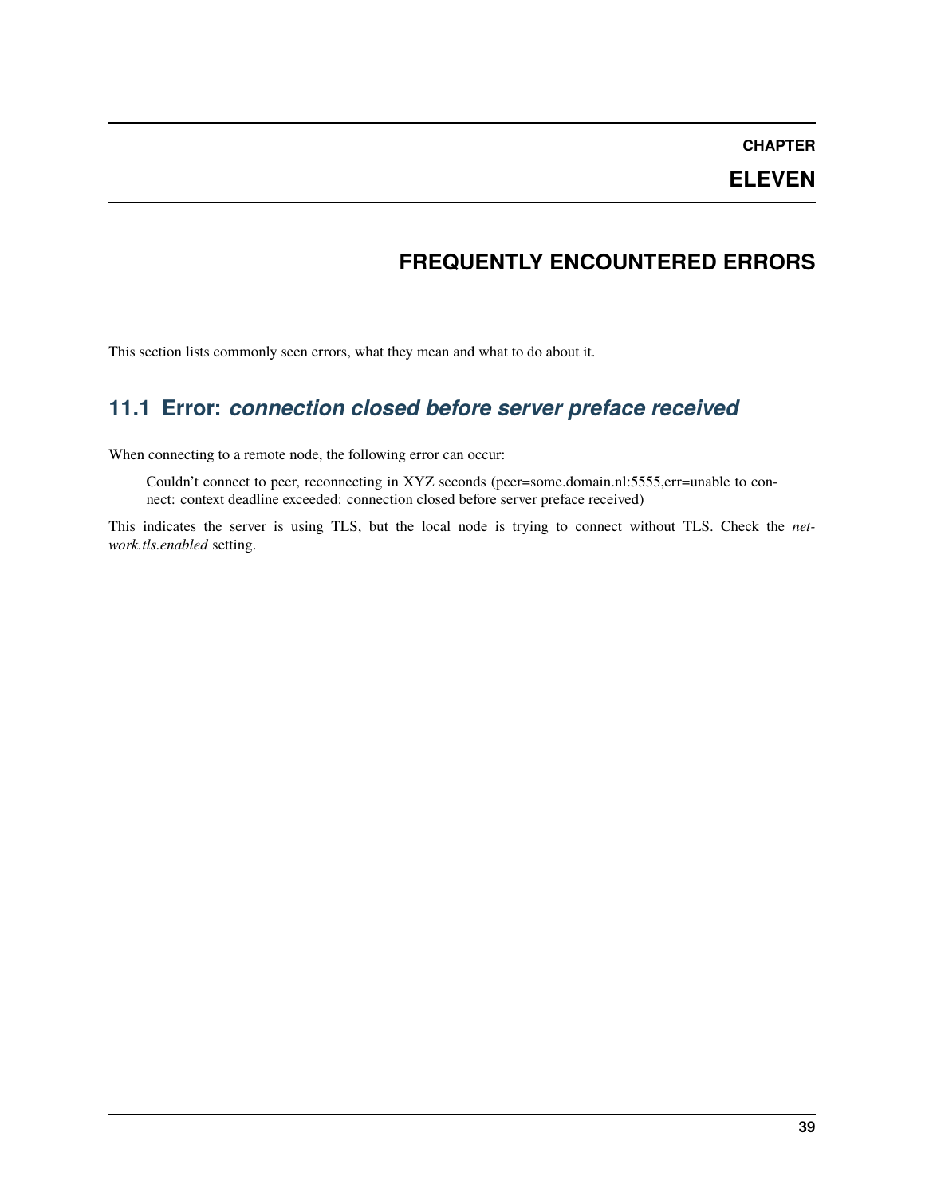# CHAPTER ELEVEN

# FREQUENTLY ENCOUNTERED ERRORS

This section lists commonly seen errors, what they mean and what to do about it.

## 11.1 Error: *connection closed before server preface received*

When connecting to a remote node, the following error can occur:

> Couldn't connect to peer, reconnecting in XYZ seconds (peer=some.domain.nl:5555,err=unable to connect: context deadline exceeded: connection closed before server preface received)

This indicates the server is using TLS, but the local node is trying to connect without TLS. Check the *network.tls.enabled* setting.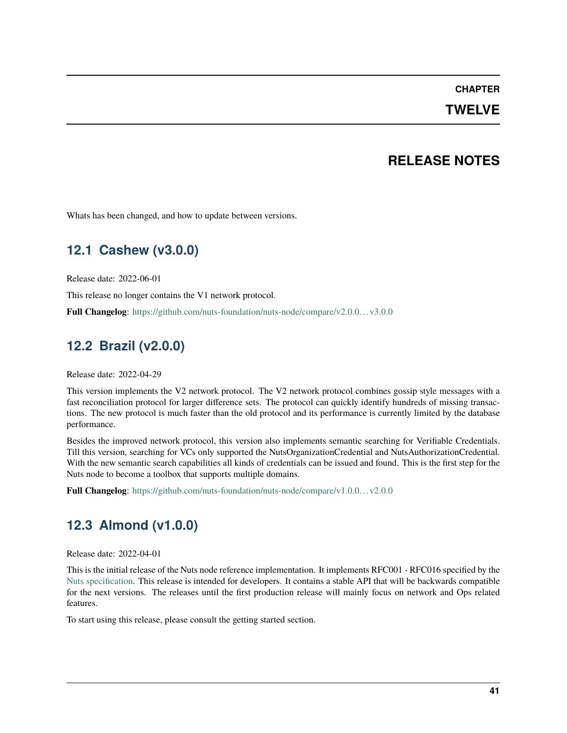# CHAPTER TWELVE

# RELEASE NOTES

Whats has been changed, and how to update between versions.

## 12.1 Cashew (v3.0.0)

Release date: 2022-06-01

This release no longer contains the V1 network protocol.

**Full Changelog**: https://github.com/nuts-foundation/nuts-node/compare/v2.0.0…v3.0.0

## 12.2 Brazil (v2.0.0)

Release date: 2022-04-29

This version implements the V2 network protocol. The V2 network protocol combines gossip style messages with a fast reconciliation protocol for larger difference sets. The protocol can quickly identify hundreds of missing transactions. The new protocol is much faster than the old protocol and its performance is currently limited by the database performance.

Besides the improved network protocol, this version also implements semantic searching for Verifiable Credentials. Till this version, searching for VCs only supported the NutsOrganizationCredential and NutsAuthorizationCredential. With the new semantic search capabilities all kinds of credentials can be issued and found. This is the first step for the Nuts node to become a toolbox that supports multiple domains.

**Full Changelog**: https://github.com/nuts-foundation/nuts-node/compare/v1.0.0…v2.0.0

## 12.3 Almond (v1.0.0)

Release date: 2022-04-01

This is the initial release of the Nuts node reference implementation. It implements RFC001 - RFC016 specified by the Nuts specification. This release is intended for developers. It contains a stable API that will be backwards compatible for the next versions. The releases until the first production release will mainly focus on network and Ops related features.

To start using this release, please consult the getting started section.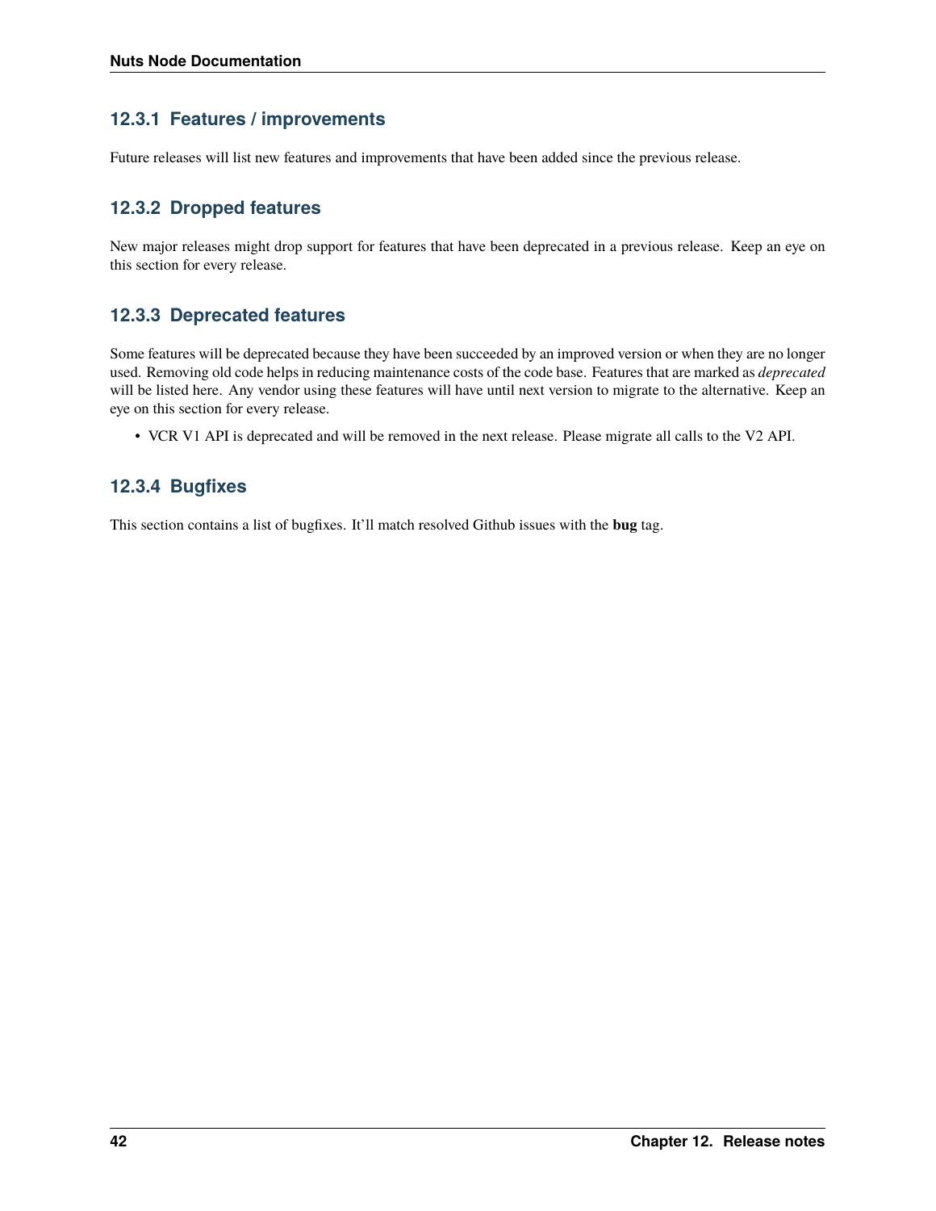### 12.3.1 Features / improvements

Future releases will list new features and improvements that have been added since the previous release.

### 12.3.2 Dropped features

New major releases might drop support for features that have been deprecated in a previous release. Keep an eye on this section for every release.

### 12.3.3 Deprecated features

Some features will be deprecated because they have been succeeded by an improved version or when they are no longer used. Removing old code helps in reducing maintenance costs of the code base. Features that are marked as *deprecated* will be listed here. Any vendor using these features will have until next version to migrate to the alternative. Keep an eye on this section for every release.

- VCR V1 API is deprecated and will be removed in the next release. Please migrate all calls to the V2 API.

### 12.3.4 Bugfixes

This section contains a list of bugfixes. It'll match resolved Github issues with the **bug** tag.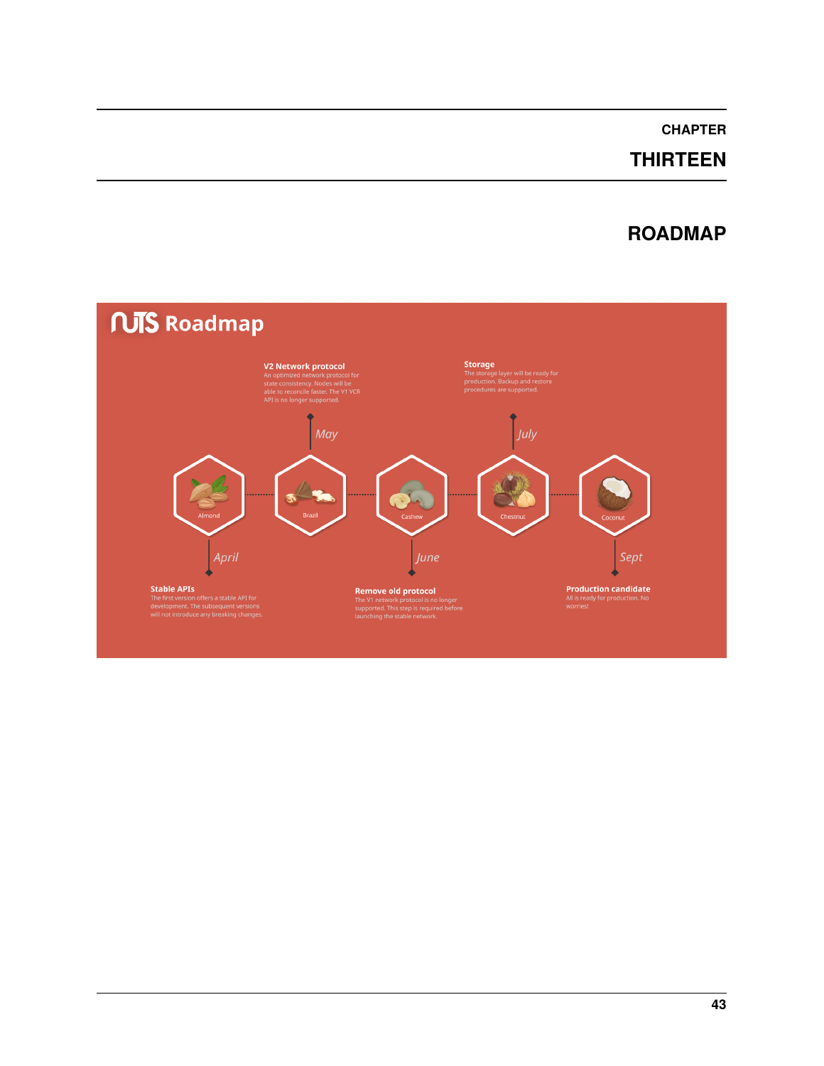# CHAPTER THIRTEEN

# ROADMAP

**NUTS Roadmap**

**V2 Network protocol**
An optimized network protocol for state consistency. Nodes will be able to reconcile faster. The V1 VCR API is no longer supported.

**Storage**
The storage layer will be ready for production. Backup and restore procedures are supported.

May

July

Almond

Brazil

Cashew

Chestnut

Coconut

April

June

Sept

**Stable APIs**
The first version offers a stable API for development. The subsequent versions will not introduce any breaking changes.

**Remove old protocol**
The V1 network protocol is no longer supported. This step is required before launching the stable network.

**Production candidate**
All is ready for production. No worries!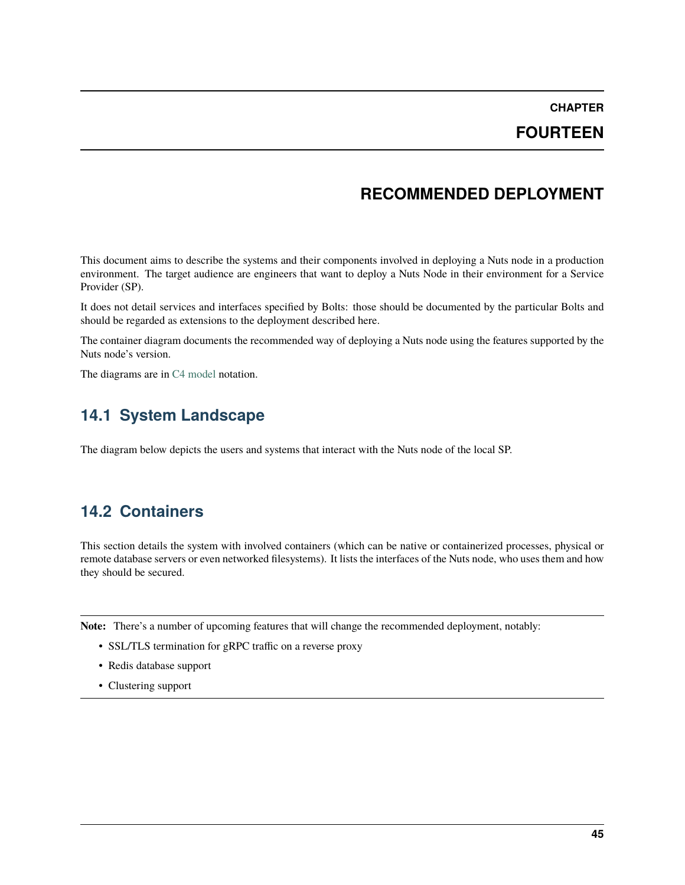# CHAPTER FOURTEEN

# RECOMMENDED DEPLOYMENT

This document aims to describe the systems and their components involved in deploying a Nuts node in a production environment. The target audience are engineers that want to deploy a Nuts Node in their environment for a Service Provider (SP).

It does not detail services and interfaces specified by Bolts: those should be documented by the particular Bolts and should be regarded as extensions to the deployment described here.

The container diagram documents the recommended way of deploying a Nuts node using the features supported by the Nuts node's version.

The diagrams are in C4 model notation.

## 14.1 System Landscape

The diagram below depicts the users and systems that interact with the Nuts node of the local SP.

## 14.2 Containers

This section details the system with involved containers (which can be native or containerized processes, physical or remote database servers or even networked filesystems). It lists the interfaces of the Nuts node, who uses them and how they should be secured.

---

**Note:** There's a number of upcoming features that will change the recommended deployment, notably:

- SSL/TLS termination for gRPC traffic on a reverse proxy
- Redis database support
- Clustering support

---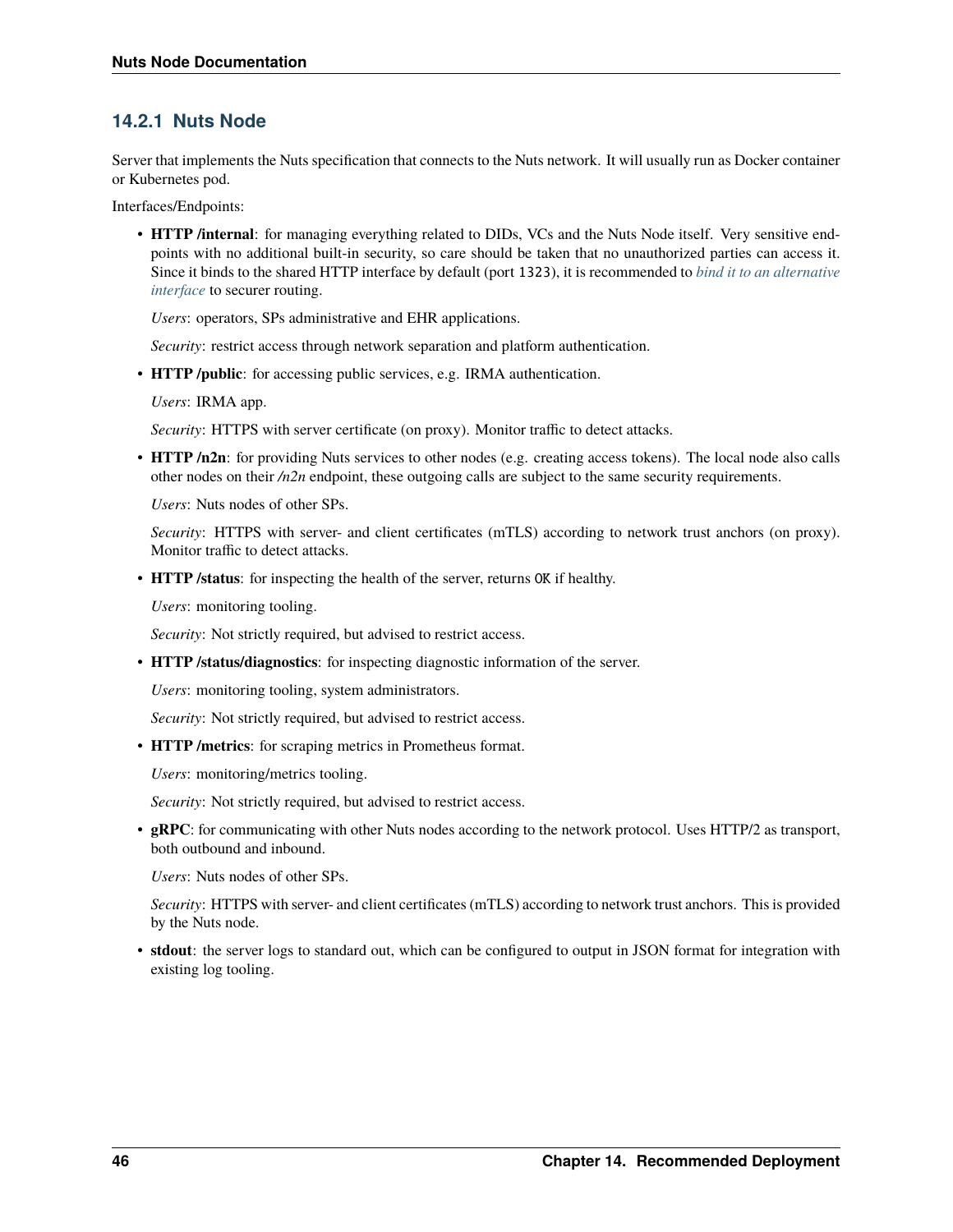### 14.2.1 Nuts Node

Server that implements the Nuts specification that connects to the Nuts network. It will usually run as Docker container or Kubernetes pod.

Interfaces/Endpoints:

- **HTTP /internal**: for managing everything related to DIDs, VCs and the Nuts Node itself. Very sensitive endpoints with no additional built-in security, so care should be taken that no unauthorized parties can access it. Since it binds to the shared HTTP interface by default (port `1323`), it is recommended to *bind it to an alternative interface* to securer routing.

  *Users*: operators, SPs administrative and EHR applications.

  *Security*: restrict access through network separation and platform authentication.

- **HTTP /public**: for accessing public services, e.g. IRMA authentication.

  *Users*: IRMA app.

  *Security*: HTTPS with server certificate (on proxy). Monitor traffic to detect attacks.

- **HTTP /n2n**: for providing Nuts services to other nodes (e.g. creating access tokens). The local node also calls other nodes on their */n2n* endpoint, these outgoing calls are subject to the same security requirements.

  *Users*: Nuts nodes of other SPs.

  *Security*: HTTPS with server- and client certificates (mTLS) according to network trust anchors (on proxy). Monitor traffic to detect attacks.

- **HTTP /status**: for inspecting the health of the server, returns `OK` if healthy.

  *Users*: monitoring tooling.

  *Security*: Not strictly required, but advised to restrict access.

- **HTTP /status/diagnostics**: for inspecting diagnostic information of the server.

  *Users*: monitoring tooling, system administrators.

  *Security*: Not strictly required, but advised to restrict access.

- **HTTP /metrics**: for scraping metrics in Prometheus format.

  *Users*: monitoring/metrics tooling.

  *Security*: Not strictly required, but advised to restrict access.

- **gRPC**: for communicating with other Nuts nodes according to the network protocol. Uses HTTP/2 as transport, both outbound and inbound.

  *Users*: Nuts nodes of other SPs.

  *Security*: HTTPS with server- and client certificates (mTLS) according to network trust anchors. This is provided by the Nuts node.

- **stdout**: the server logs to standard out, which can be configured to output in JSON format for integration with existing log tooling.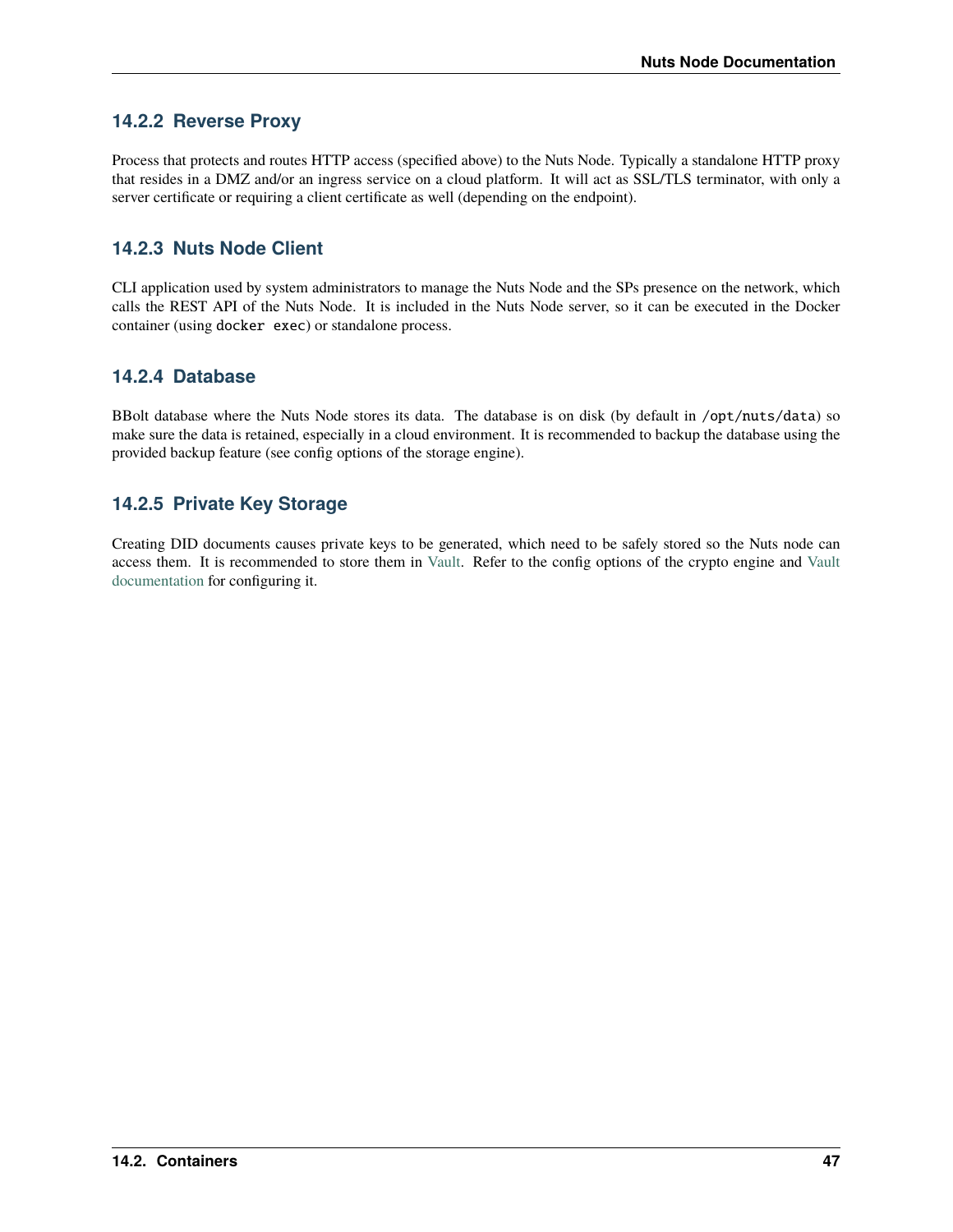### 14.2.2 Reverse Proxy

Process that protects and routes HTTP access (specified above) to the Nuts Node. Typically a standalone HTTP proxy that resides in a DMZ and/or an ingress service on a cloud platform. It will act as SSL/TLS terminator, with only a server certificate or requiring a client certificate as well (depending on the endpoint).

### 14.2.3 Nuts Node Client

CLI application used by system administrators to manage the Nuts Node and the SPs presence on the network, which calls the REST API of the Nuts Node. It is included in the Nuts Node server, so it can be executed in the Docker container (using `docker exec`) or standalone process.

### 14.2.4 Database

BBolt database where the Nuts Node stores its data. The database is on disk (by default in `/opt/nuts/data`) so make sure the data is retained, especially in a cloud environment. It is recommended to backup the database using the provided backup feature (see config options of the storage engine).

### 14.2.5 Private Key Storage

Creating DID documents causes private keys to be generated, which need to be safely stored so the Nuts node can access them. It is recommended to store them in Vault. Refer to the config options of the crypto engine and Vault documentation for configuring it.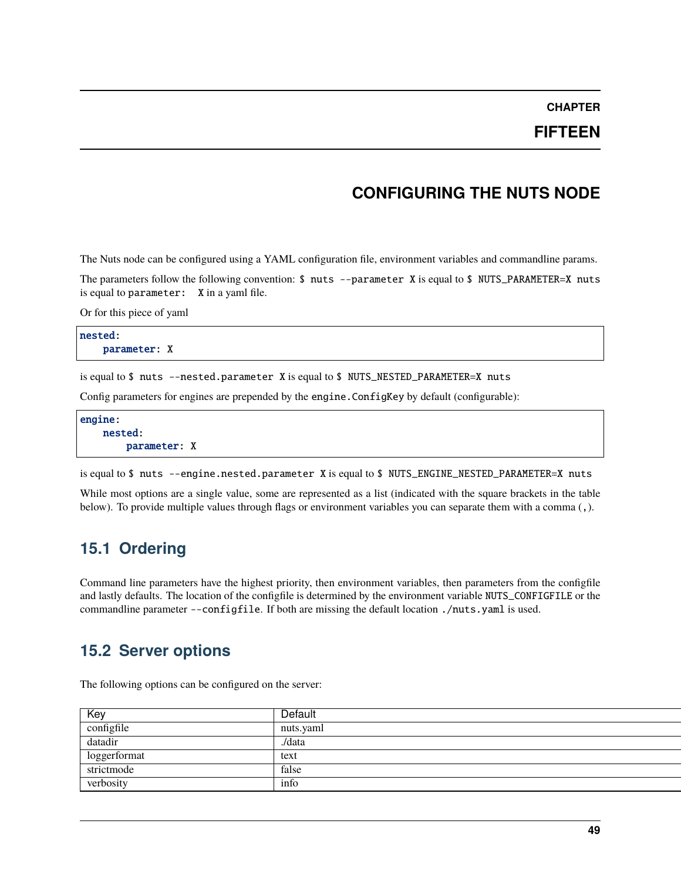# CHAPTER FIFTEEN

# CONFIGURING THE NUTS NODE

The Nuts node can be configured using a YAML configuration file, environment variables and commandline params.

The parameters follow the following convention: `$ nuts --parameter X` is equal to `$ NUTS_PARAMETER=X nuts` is equal to `parameter:  X` in a yaml file.

Or for this piece of yaml

```yaml
nested:
    parameter: X
```

is equal to `$ nuts --nested.parameter X` is equal to `$ NUTS_NESTED_PARAMETER=X nuts`

Config parameters for engines are prepended by the `engine.ConfigKey` by default (configurable):

```yaml
engine:
    nested:
        parameter: X
```

is equal to `$ nuts --engine.nested.parameter X` is equal to `$ NUTS_ENGINE_NESTED_PARAMETER=X nuts`

While most options are a single value, some are represented as a list (indicated with the square brackets in the table below). To provide multiple values through flags or environment variables you can separate them with a comma (`,`).

## 15.1 Ordering

Command line parameters have the highest priority, then environment variables, then parameters from the configfile and lastly defaults. The location of the configfile is determined by the environment variable `NUTS_CONFIGFILE` or the commandline parameter `--configfile`. If both are missing the default location `./nuts.yaml` is used.

## 15.2 Server options

The following options can be configured on the server:

| Key | Default |
|---|---|
| configfile | nuts.yaml |
| datadir | ./data |
| loggerformat | text |
| strictmode | false |
| verbosity | info |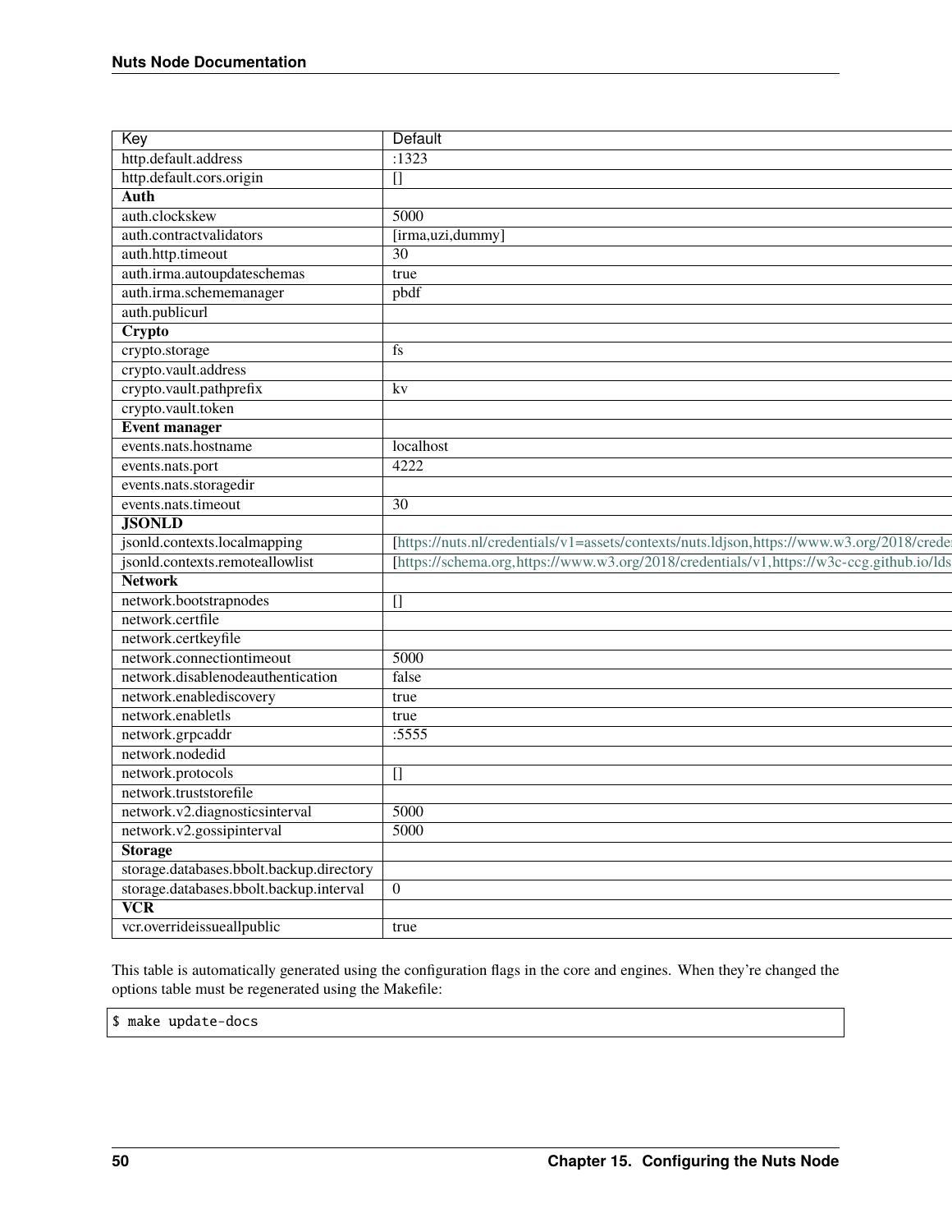| Key | Default |
|---|---|
| http.default.address | :1323 |
| http.default.cors.origin | [] |
| **Auth** | |
| auth.clockskew | 5000 |
| auth.contractvalidators | [irma,uzi,dummy] |
| auth.http.timeout | 30 |
| auth.irma.autoupdateschemas | true |
| auth.irma.schememanager | pbdf |
| auth.publicurl | |
| **Crypto** | |
| crypto.storage | fs |
| crypto.vault.address | |
| crypto.vault.pathprefix | kv |
| crypto.vault.token | |
| **Event manager** | |
| events.nats.hostname | localhost |
| events.nats.port | 4222 |
| events.nats.storagedir | |
| events.nats.timeout | 30 |
| **JSONLD** | |
| jsonld.contexts.localmapping | [https://nuts.nl/credentials/v1=assets/contexts/nuts.ldjson,https://www.w3.org/2018/creden |
| jsonld.contexts.remoteallowlist | [https://schema.org,https://www.w3.org/2018/credentials/v1,https://w3c-ccg.github.io/lds |
| **Network** | |
| network.bootstrapnodes | [] |
| network.certfile | |
| network.certkeyfile | |
| network.connectiontimeout | 5000 |
| network.disablenodeauthentication | false |
| network.enablediscovery | true |
| network.enabletls | true |
| network.grpcaddr | :5555 |
| network.nodedid | |
| network.protocols | [] |
| network.truststorefile | |
| network.v2.diagnosticsinterval | 5000 |
| network.v2.gossipinterval | 5000 |
| **Storage** | |
| storage.databases.bbolt.backup.directory | |
| storage.databases.bbolt.backup.interval | 0 |
| **VCR** | |
| vcr.overrideissueallpublic | true |

This table is automatically generated using the configuration flags in the core and engines. When they're changed the options table must be regenerated using the Makefile:

```
$ make update-docs
```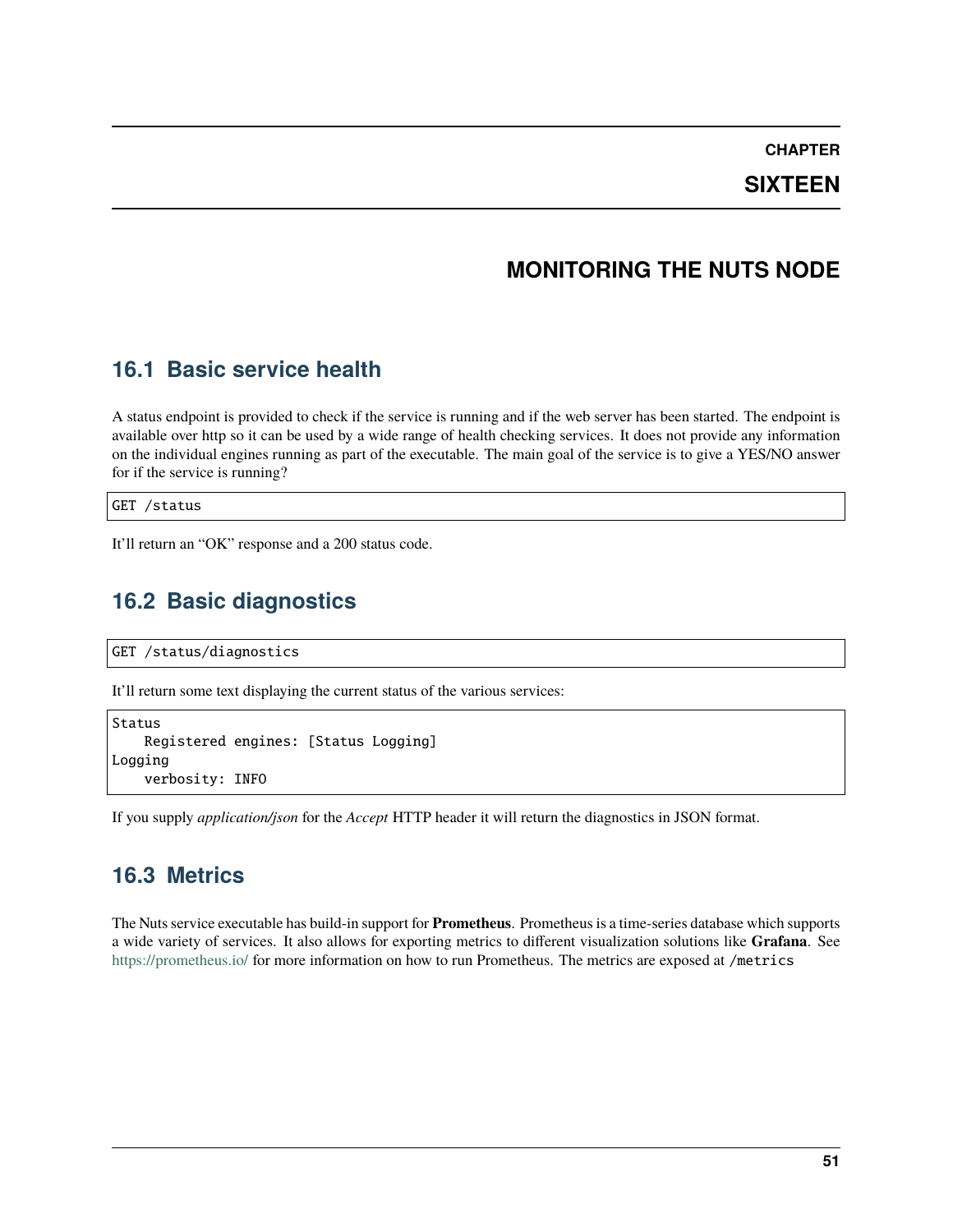# CHAPTER SIXTEEN

# MONITORING THE NUTS NODE

## 16.1 Basic service health

A status endpoint is provided to check if the service is running and if the web server has been started. The endpoint is available over http so it can be used by a wide range of health checking services. It does not provide any information on the individual engines running as part of the executable. The main goal of the service is to give a YES/NO answer for if the service is running?

```
GET /status
```

It'll return an "OK" response and a 200 status code.

## 16.2 Basic diagnostics

```
GET /status/diagnostics
```

It'll return some text displaying the current status of the various services:

```
Status
    Registered engines: [Status Logging]
Logging
    verbosity: INFO
```

If you supply *application/json* for the *Accept* HTTP header it will return the diagnostics in JSON format.

## 16.3 Metrics

The Nuts service executable has build-in support for **Prometheus**. Prometheus is a time-series database which supports a wide variety of services. It also allows for exporting metrics to different visualization solutions like **Grafana**. See https://prometheus.io/ for more information on how to run Prometheus. The metrics are exposed at `/metrics`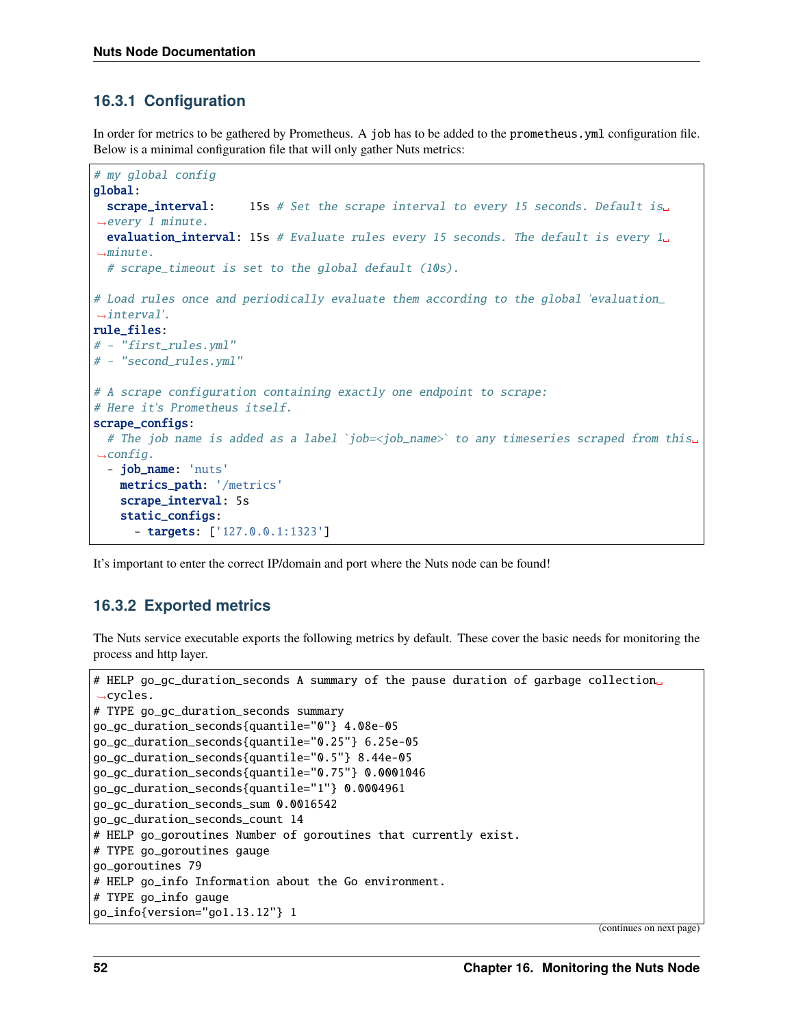### 16.3.1 Configuration

In order for metrics to be gathered by Prometheus. A `job` has to be added to the `prometheus.yml` configuration file. Below is a minimal configuration file that will only gather Nuts metrics:

```yaml
# my global config
global:
  scrape_interval:     15s # Set the scrape interval to every 15 seconds. Default is every 1 minute.
  evaluation_interval: 15s # Evaluate rules every 15 seconds. The default is every 1 minute.
  # scrape_timeout is set to the global default (10s).

# Load rules once and periodically evaluate them according to the global 'evaluation_interval'.
rule_files:
# - "first_rules.yml"
# - "second_rules.yml"

# A scrape configuration containing exactly one endpoint to scrape:
# Here it's Prometheus itself.
scrape_configs:
  # The job name is added as a label `job=<job_name>` to any timeseries scraped from this config.
  - job_name: 'nuts'
    metrics_path: '/metrics'
    scrape_interval: 5s
    static_configs:
      - targets: ['127.0.0.1:1323']
```

It's important to enter the correct IP/domain and port where the Nuts node can be found!

### 16.3.2 Exported metrics

The Nuts service executable exports the following metrics by default. These cover the basic needs for monitoring the process and http layer.

```
# HELP go_gc_duration_seconds A summary of the pause duration of garbage collection cycles.
# TYPE go_gc_duration_seconds summary
go_gc_duration_seconds{quantile="0"} 4.08e-05
go_gc_duration_seconds{quantile="0.25"} 6.25e-05
go_gc_duration_seconds{quantile="0.5"} 8.44e-05
go_gc_duration_seconds{quantile="0.75"} 0.0001046
go_gc_duration_seconds{quantile="1"} 0.0004961
go_gc_duration_seconds_sum 0.0016542
go_gc_duration_seconds_count 14
# HELP go_goroutines Number of goroutines that currently exist.
# TYPE go_goroutines gauge
go_goroutines 79
# HELP go_info Information about the Go environment.
# TYPE go_info gauge
go_info{version="go1.13.12"} 1
```

(continues on next page)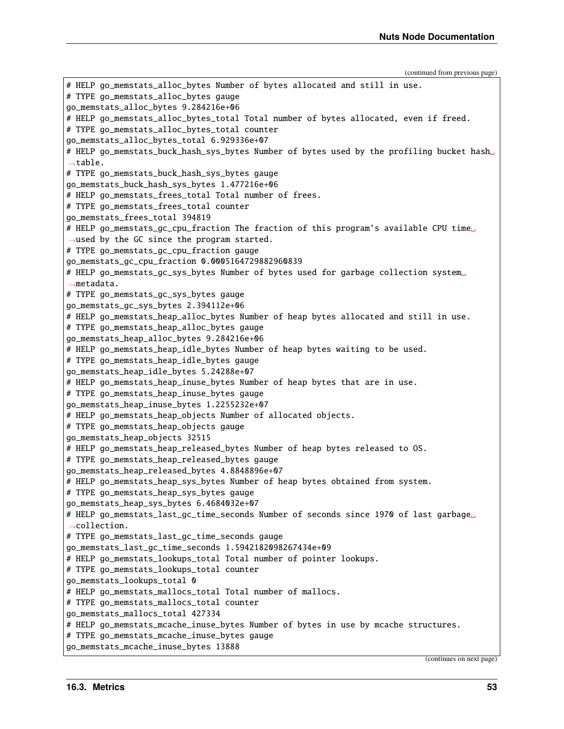(continued from previous page)

```
# HELP go_memstats_alloc_bytes Number of bytes allocated and still in use.
# TYPE go_memstats_alloc_bytes gauge
go_memstats_alloc_bytes 9.284216e+06
# HELP go_memstats_alloc_bytes_total Total number of bytes allocated, even if freed.
# TYPE go_memstats_alloc_bytes_total counter
go_memstats_alloc_bytes_total 6.929336e+07
# HELP go_memstats_buck_hash_sys_bytes Number of bytes used by the profiling bucket hash table.
# TYPE go_memstats_buck_hash_sys_bytes gauge
go_memstats_buck_hash_sys_bytes 1.477216e+06
# HELP go_memstats_frees_total Total number of frees.
# TYPE go_memstats_frees_total counter
go_memstats_frees_total 394819
# HELP go_memstats_gc_cpu_fraction The fraction of this program's available CPU time used by the GC since the program started.
# TYPE go_memstats_gc_cpu_fraction gauge
go_memstats_gc_cpu_fraction 0.0005164729882960839
# HELP go_memstats_gc_sys_bytes Number of bytes used for garbage collection system metadata.
# TYPE go_memstats_gc_sys_bytes gauge
go_memstats_gc_sys_bytes 2.394112e+06
# HELP go_memstats_heap_alloc_bytes Number of heap bytes allocated and still in use.
# TYPE go_memstats_heap_alloc_bytes gauge
go_memstats_heap_alloc_bytes 9.284216e+06
# HELP go_memstats_heap_idle_bytes Number of heap bytes waiting to be used.
# TYPE go_memstats_heap_idle_bytes gauge
go_memstats_heap_idle_bytes 5.24288e+07
# HELP go_memstats_heap_inuse_bytes Number of heap bytes that are in use.
# TYPE go_memstats_heap_inuse_bytes gauge
go_memstats_heap_inuse_bytes 1.2255232e+07
# HELP go_memstats_heap_objects Number of allocated objects.
# TYPE go_memstats_heap_objects gauge
go_memstats_heap_objects 32515
# HELP go_memstats_heap_released_bytes Number of heap bytes released to OS.
# TYPE go_memstats_heap_released_bytes gauge
go_memstats_heap_released_bytes 4.8848896e+07
# HELP go_memstats_heap_sys_bytes Number of heap bytes obtained from system.
# TYPE go_memstats_heap_sys_bytes gauge
go_memstats_heap_sys_bytes 6.4684032e+07
# HELP go_memstats_last_gc_time_seconds Number of seconds since 1970 of last garbage collection.
# TYPE go_memstats_last_gc_time_seconds gauge
go_memstats_last_gc_time_seconds 1.5942182098267434e+09
# HELP go_memstats_lookups_total Total number of pointer lookups.
# TYPE go_memstats_lookups_total counter
go_memstats_lookups_total 0
# HELP go_memstats_mallocs_total Total number of mallocs.
# TYPE go_memstats_mallocs_total counter
go_memstats_mallocs_total 427334
# HELP go_memstats_mcache_inuse_bytes Number of bytes in use by mcache structures.
# TYPE go_memstats_mcache_inuse_bytes gauge
go_memstats_mcache_inuse_bytes 13888
```

(continues on next page)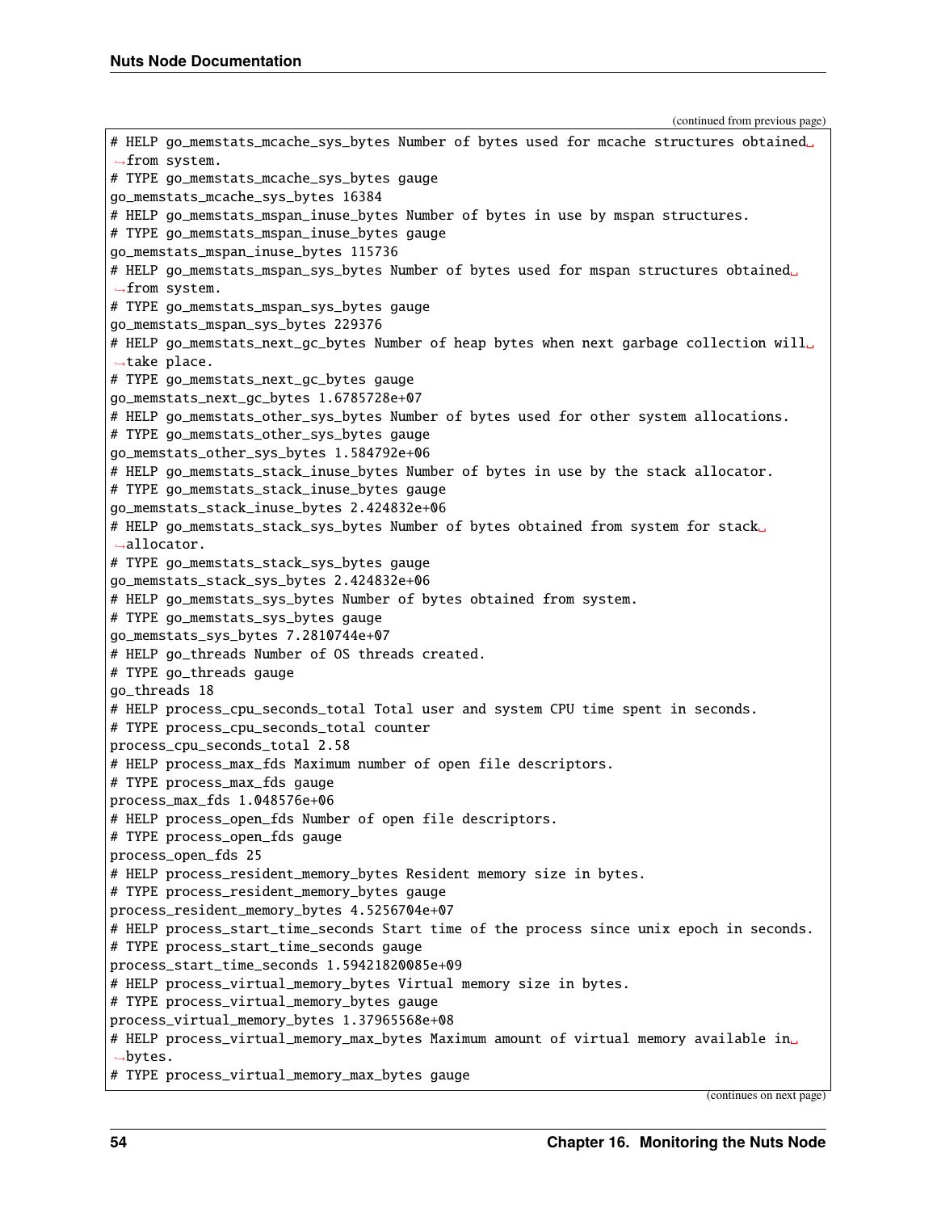(continued from previous page)

```
# HELP go_memstats_mcache_sys_bytes Number of bytes used for mcache structures obtained from system.
# TYPE go_memstats_mcache_sys_bytes gauge
go_memstats_mcache_sys_bytes 16384
# HELP go_memstats_mspan_inuse_bytes Number of bytes in use by mspan structures.
# TYPE go_memstats_mspan_inuse_bytes gauge
go_memstats_mspan_inuse_bytes 115736
# HELP go_memstats_mspan_sys_bytes Number of bytes used for mspan structures obtained from system.
# TYPE go_memstats_mspan_sys_bytes gauge
go_memstats_mspan_sys_bytes 229376
# HELP go_memstats_next_gc_bytes Number of heap bytes when next garbage collection will take place.
# TYPE go_memstats_next_gc_bytes gauge
go_memstats_next_gc_bytes 1.6785728e+07
# HELP go_memstats_other_sys_bytes Number of bytes used for other system allocations.
# TYPE go_memstats_other_sys_bytes gauge
go_memstats_other_sys_bytes 1.584792e+06
# HELP go_memstats_stack_inuse_bytes Number of bytes in use by the stack allocator.
# TYPE go_memstats_stack_inuse_bytes gauge
go_memstats_stack_inuse_bytes 2.424832e+06
# HELP go_memstats_stack_sys_bytes Number of bytes obtained from system for stack allocator.
# TYPE go_memstats_stack_sys_bytes gauge
go_memstats_stack_sys_bytes 2.424832e+06
# HELP go_memstats_sys_bytes Number of bytes obtained from system.
# TYPE go_memstats_sys_bytes gauge
go_memstats_sys_bytes 7.2810744e+07
# HELP go_threads Number of OS threads created.
# TYPE go_threads gauge
go_threads 18
# HELP process_cpu_seconds_total Total user and system CPU time spent in seconds.
# TYPE process_cpu_seconds_total counter
process_cpu_seconds_total 2.58
# HELP process_max_fds Maximum number of open file descriptors.
# TYPE process_max_fds gauge
process_max_fds 1.048576e+06
# HELP process_open_fds Number of open file descriptors.
# TYPE process_open_fds gauge
process_open_fds 25
# HELP process_resident_memory_bytes Resident memory size in bytes.
# TYPE process_resident_memory_bytes gauge
process_resident_memory_bytes 4.5256704e+07
# HELP process_start_time_seconds Start time of the process since unix epoch in seconds.
# TYPE process_start_time_seconds gauge
process_start_time_seconds 1.59421820085e+09
# HELP process_virtual_memory_bytes Virtual memory size in bytes.
# TYPE process_virtual_memory_bytes gauge
process_virtual_memory_bytes 1.37965568e+08
# HELP process_virtual_memory_max_bytes Maximum amount of virtual memory available in bytes.
# TYPE process_virtual_memory_max_bytes gauge
```

(continues on next page)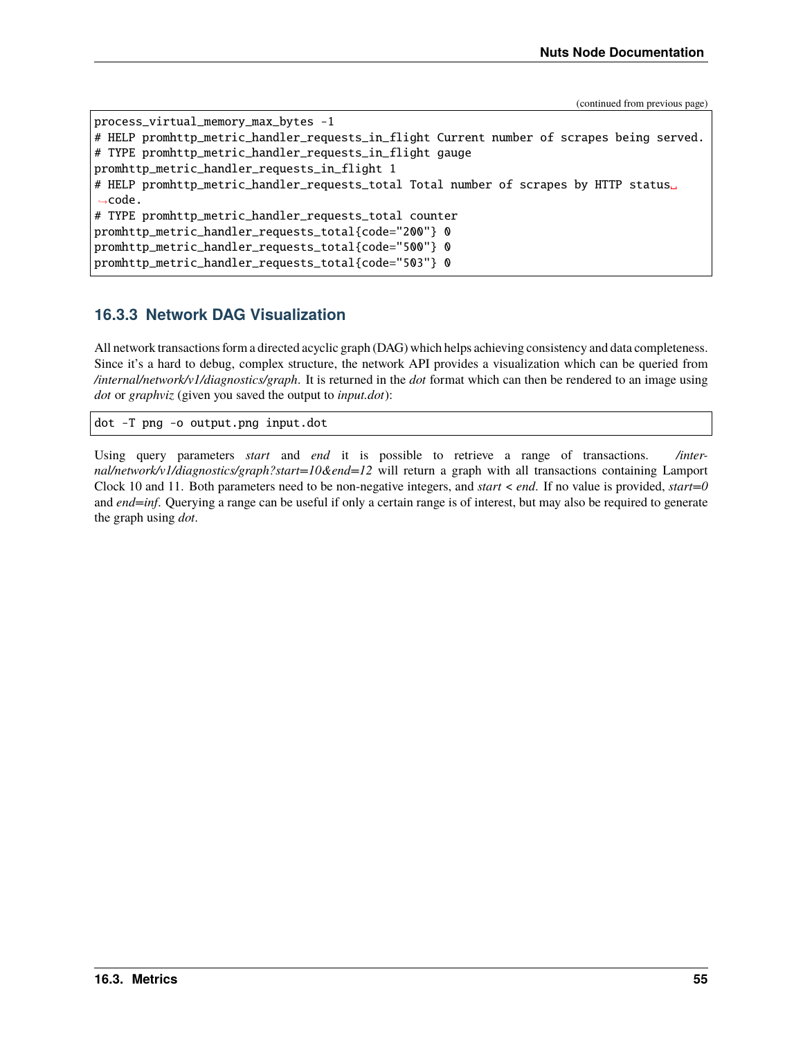(continued from previous page)

```
process_virtual_memory_max_bytes -1
# HELP promhttp_metric_handler_requests_in_flight Current number of scrapes being served.
# TYPE promhttp_metric_handler_requests_in_flight gauge
promhttp_metric_handler_requests_in_flight 1
# HELP promhttp_metric_handler_requests_total Total number of scrapes by HTTP status code.
# TYPE promhttp_metric_handler_requests_total counter
promhttp_metric_handler_requests_total{code="200"} 0
promhttp_metric_handler_requests_total{code="500"} 0
promhttp_metric_handler_requests_total{code="503"} 0
```

### 16.3.3 Network DAG Visualization

All network transactions form a directed acyclic graph (DAG) which helps achieving consistency and data completeness. Since it's a hard to debug, complex structure, the network API provides a visualization which can be queried from */internal/network/v1/diagnostics/graph*. It is returned in the *dot* format which can then be rendered to an image using *dot* or *graphviz* (given you saved the output to *input.dot*):

```
dot -T png -o output.png input.dot
```

Using query parameters *start* and *end* it is possible to retrieve a range of transactions. */internal/network/v1/diagnostics/graph?start=10&end=12* will return a graph with all transactions containing Lamport Clock 10 and 11. Both parameters need to be non-negative integers, and *start* < *end*. If no value is provided, *start=0* and *end=inf*. Querying a range can be useful if only a certain range is of interest, but may also be required to generate the graph using *dot*.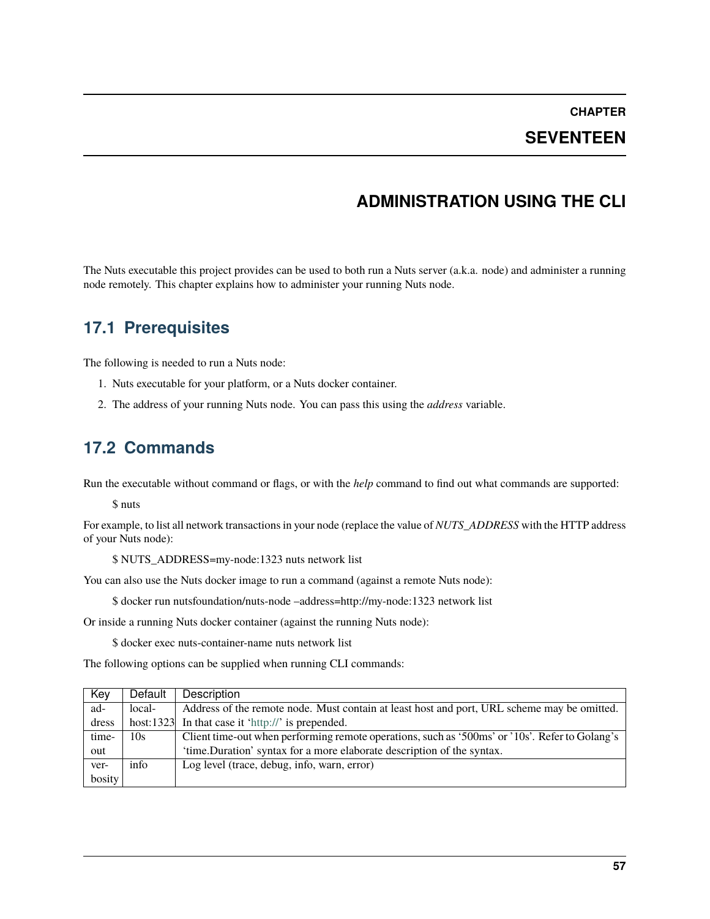# CHAPTER SEVENTEEN

# ADMINISTRATION USING THE CLI

The Nuts executable this project provides can be used to both run a Nuts server (a.k.a. node) and administer a running node remotely. This chapter explains how to administer your running Nuts node.

## 17.1 Prerequisites

The following is needed to run a Nuts node:

1. Nuts executable for your platform, or a Nuts docker container.
2. The address of your running Nuts node. You can pass this using the *address* variable.

## 17.2 Commands

Run the executable without command or flags, or with the *help* command to find out what commands are supported:

> $ nuts

For example, to list all network transactions in your node (replace the value of *NUTS_ADDRESS* with the HTTP address of your Nuts node):

> $ NUTS_ADDRESS=my-node:1323 nuts network list

You can also use the Nuts docker image to run a command (against a remote Nuts node):

> $ docker run nutsfoundation/nuts-node –address=http://my-node:1323 network list

Or inside a running Nuts docker container (against the running Nuts node):

> $ docker exec nuts-container-name nuts network list

The following options can be supplied when running CLI commands:

| Key | Default | Description |
|---|---|---|
| address | localhost:1323 | Address of the remote node. Must contain at least host and port, URL scheme may be omitted. In that case it 'http://' is prepended. |
| timeout | 10s | Client time-out when performing remote operations, such as '500ms' or '10s'. Refer to Golang's 'time.Duration' syntax for a more elaborate description of the syntax. |
| verbosity | info | Log level (trace, debug, info, warn, error) |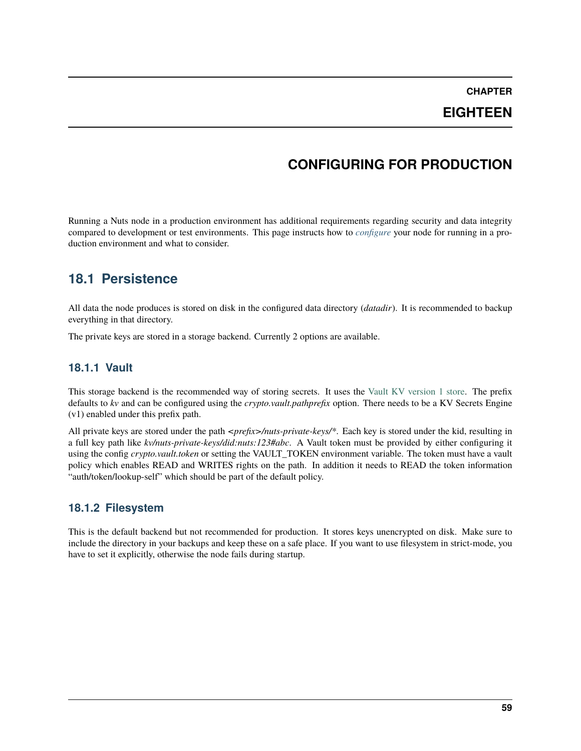# CHAPTER EIGHTEEN

# CONFIGURING FOR PRODUCTION

Running a Nuts node in a production environment has additional requirements regarding security and data integrity compared to development or test environments. This page instructs how to *configure* your node for running in a production environment and what to consider.

## 18.1 Persistence

All data the node produces is stored on disk in the configured data directory (*datadir*). It is recommended to backup everything in that directory.

The private keys are stored in a storage backend. Currently 2 options are available.

### 18.1.1 Vault

This storage backend is the recommended way of storing secrets. It uses the Vault KV version 1 store. The prefix defaults to *kv* and can be configured using the *crypto.vault.pathprefix* option. There needs to be a KV Secrets Engine (v1) enabled under this prefix path.

All private keys are stored under the path *<prefix>/nuts-private-keys/**. Each key is stored under the kid, resulting in a full key path like *kv/nuts-private-keys/did:nuts:123#abc*. A Vault token must be provided by either configuring it using the config *crypto.vault.token* or setting the VAULT_TOKEN environment variable. The token must have a vault policy which enables READ and WRITES rights on the path. In addition it needs to READ the token information "auth/token/lookup-self" which should be part of the default policy.

### 18.1.2 Filesystem

This is the default backend but not recommended for production. It stores keys unencrypted on disk. Make sure to include the directory in your backups and keep these on a safe place. If you want to use filesystem in strict-mode, you have to set it explicitly, otherwise the node fails during startup.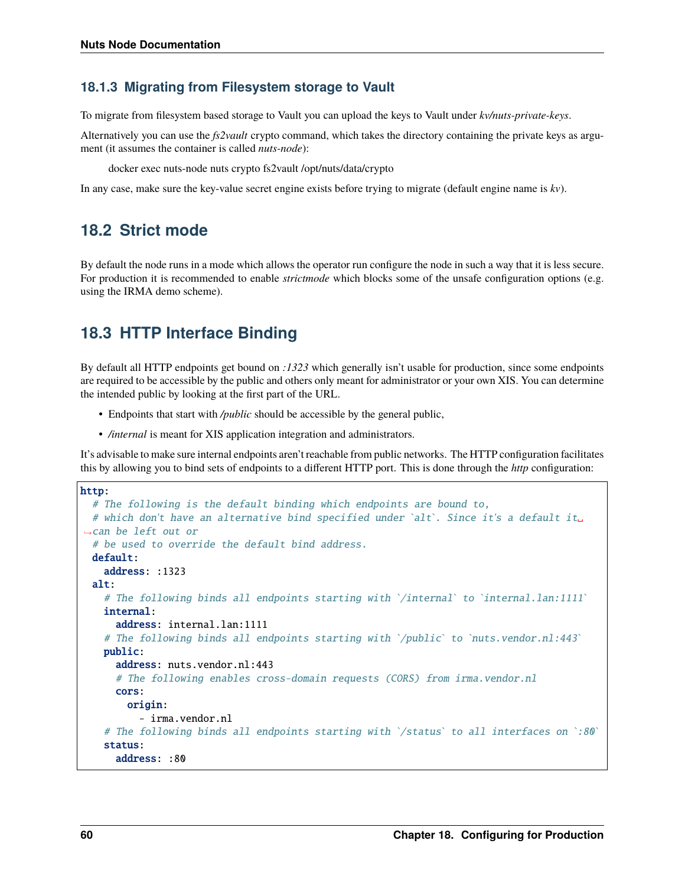### 18.1.3 Migrating from Filesystem storage to Vault

To migrate from filesystem based storage to Vault you can upload the keys to Vault under *kv/nuts-private-keys*.

Alternatively you can use the *fs2vault* crypto command, which takes the directory containing the private keys as argument (it assumes the container is called *nuts-node*):

> docker exec nuts-node nuts crypto fs2vault /opt/nuts/data/crypto

In any case, make sure the key-value secret engine exists before trying to migrate (default engine name is *kv*).

## 18.2 Strict mode

By default the node runs in a mode which allows the operator run configure the node in such a way that it is less secure. For production it is recommended to enable *strictmode* which blocks some of the unsafe configuration options (e.g. using the IRMA demo scheme).

## 18.3 HTTP Interface Binding

By default all HTTP endpoints get bound on *:1323* which generally isn't usable for production, since some endpoints are required to be accessible by the public and others only meant for administrator or your own XIS. You can determine the intended public by looking at the first part of the URL.

- Endpoints that start with */public* should be accessible by the general public,
- */internal* is meant for XIS application integration and administrators.

It's advisable to make sure internal endpoints aren't reachable from public networks. The HTTP configuration facilitates this by allowing you to bind sets of endpoints to a different HTTP port. This is done through the *http* configuration:

```yaml
http:
  # The following is the default binding which endpoints are bound to,
  # which don't have an alternative bind specified under `alt`. Since it's a default it can be left out or
  # be used to override the default bind address.
  default:
    address: :1323
  alt:
    # The following binds all endpoints starting with `/internal` to `internal.lan:1111`
    internal:
      address: internal.lan:1111
    # The following binds all endpoints starting with `/public` to `nuts.vendor.nl:443`
    public:
      address: nuts.vendor.nl:443
      # The following enables cross-domain requests (CORS) from irma.vendor.nl
      cors:
        origin:
          - irma.vendor.nl
    # The following binds all endpoints starting with `/status` to all interfaces on `:80`
    status:
      address: :80
```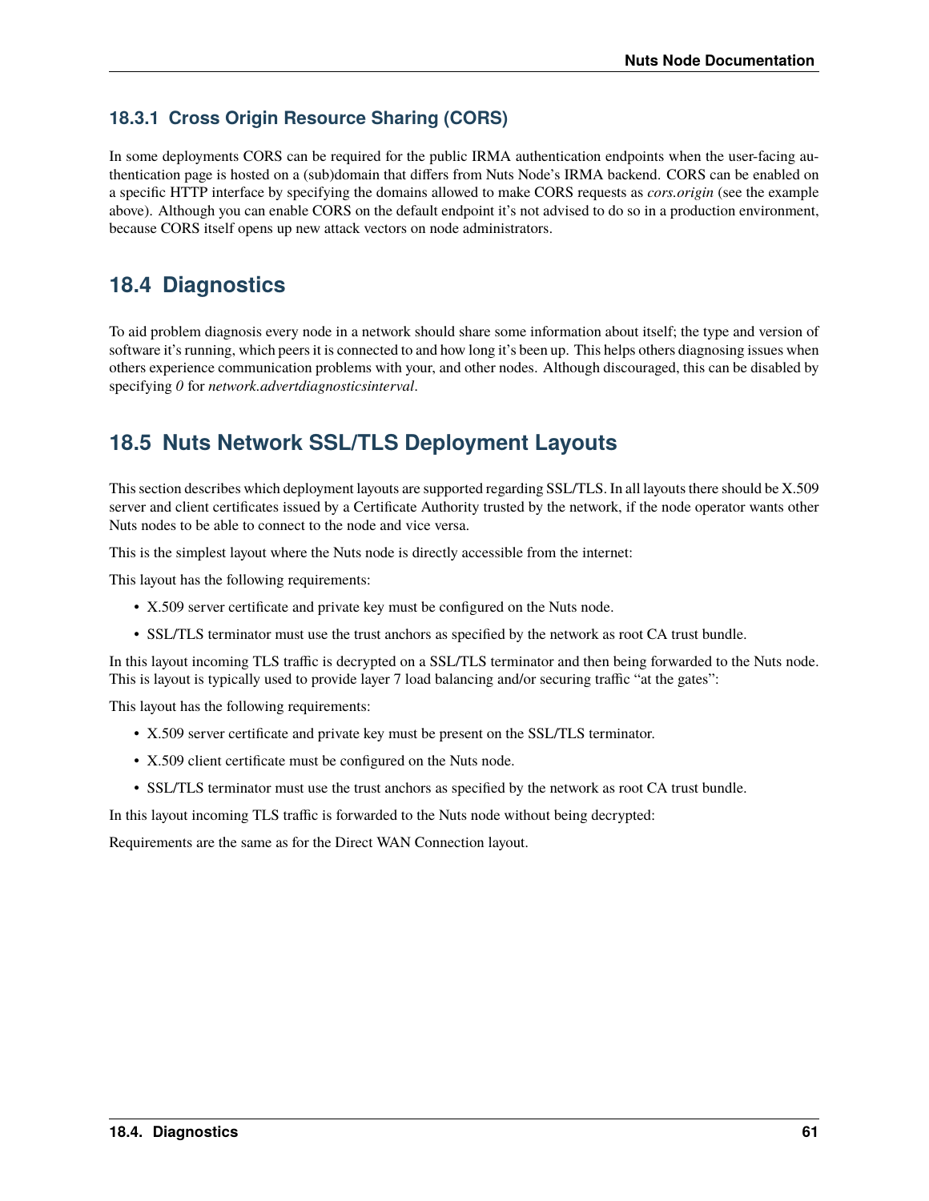### 18.3.1 Cross Origin Resource Sharing (CORS)

In some deployments CORS can be required for the public IRMA authentication endpoints when the user-facing authentication page is hosted on a (sub)domain that differs from Nuts Node's IRMA backend. CORS can be enabled on a specific HTTP interface by specifying the domains allowed to make CORS requests as *cors.origin* (see the example above). Although you can enable CORS on the default endpoint it's not advised to do so in a production environment, because CORS itself opens up new attack vectors on node administrators.

## 18.4 Diagnostics

To aid problem diagnosis every node in a network should share some information about itself; the type and version of software it's running, which peers it is connected to and how long it's been up. This helps others diagnosing issues when others experience communication problems with your, and other nodes. Although discouraged, this can be disabled by specifying *0* for *network.advertdiagnosticsinterval*.

## 18.5 Nuts Network SSL/TLS Deployment Layouts

This section describes which deployment layouts are supported regarding SSL/TLS. In all layouts there should be X.509 server and client certificates issued by a Certificate Authority trusted by the network, if the node operator wants other Nuts nodes to be able to connect to the node and vice versa.

This is the simplest layout where the Nuts node is directly accessible from the internet:

This layout has the following requirements:

- X.509 server certificate and private key must be configured on the Nuts node.
- SSL/TLS terminator must use the trust anchors as specified by the network as root CA trust bundle.

In this layout incoming TLS traffic is decrypted on a SSL/TLS terminator and then being forwarded to the Nuts node. This is layout is typically used to provide layer 7 load balancing and/or securing traffic "at the gates":

This layout has the following requirements:

- X.509 server certificate and private key must be present on the SSL/TLS terminator.
- X.509 client certificate must be configured on the Nuts node.
- SSL/TLS terminator must use the trust anchors as specified by the network as root CA trust bundle.

In this layout incoming TLS traffic is forwarded to the Nuts node without being decrypted:

Requirements are the same as for the Direct WAN Connection layout.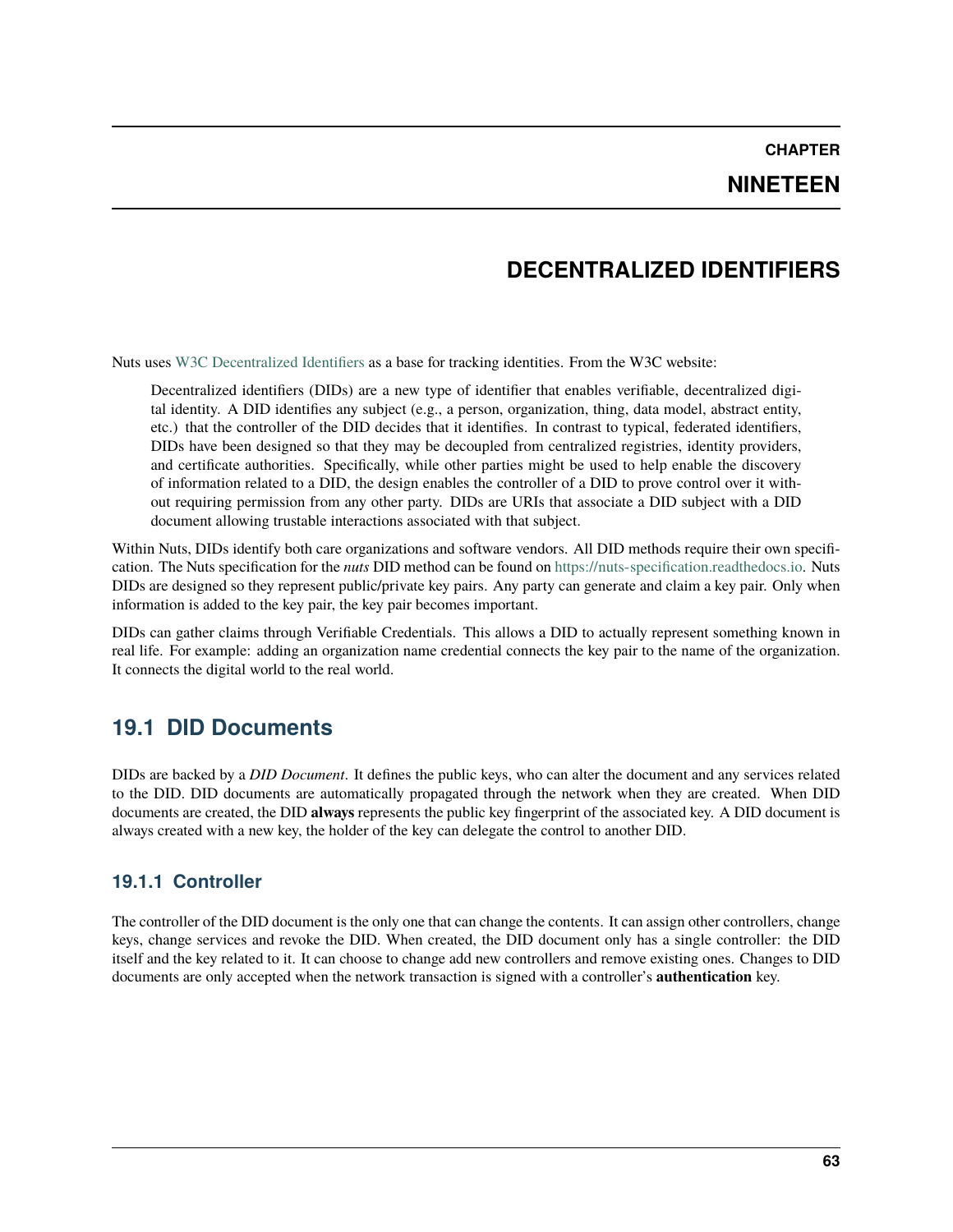# CHAPTER NINETEEN

# DECENTRALIZED IDENTIFIERS

Nuts uses W3C Decentralized Identifiers as a base for tracking identities. From the W3C website:

> Decentralized identifiers (DIDs) are a new type of identifier that enables verifiable, decentralized digital identity. A DID identifies any subject (e.g., a person, organization, thing, data model, abstract entity, etc.) that the controller of the DID decides that it identifies. In contrast to typical, federated identifiers, DIDs have been designed so that they may be decoupled from centralized registries, identity providers, and certificate authorities. Specifically, while other parties might be used to help enable the discovery of information related to a DID, the design enables the controller of a DID to prove control over it without requiring permission from any other party. DIDs are URIs that associate a DID subject with a DID document allowing trustable interactions associated with that subject.

Within Nuts, DIDs identify both care organizations and software vendors. All DID methods require their own specification. The Nuts specification for the *nuts* DID method can be found on https://nuts-specification.readthedocs.io. Nuts DIDs are designed so they represent public/private key pairs. Any party can generate and claim a key pair. Only when information is added to the key pair, the key pair becomes important.

DIDs can gather claims through Verifiable Credentials. This allows a DID to actually represent something known in real life. For example: adding an organization name credential connects the key pair to the name of the organization. It connects the digital world to the real world.

## 19.1 DID Documents

DIDs are backed by a *DID Document*. It defines the public keys, who can alter the document and any services related to the DID. DID documents are automatically propagated through the network when they are created. When DID documents are created, the DID **always** represents the public key fingerprint of the associated key. A DID document is always created with a new key, the holder of the key can delegate the control to another DID.

### 19.1.1 Controller

The controller of the DID document is the only one that can change the contents. It can assign other controllers, change keys, change services and revoke the DID. When created, the DID document only has a single controller: the DID itself and the key related to it. It can choose to change add new controllers and remove existing ones. Changes to DID documents are only accepted when the network transaction is signed with a controller's **authentication** key.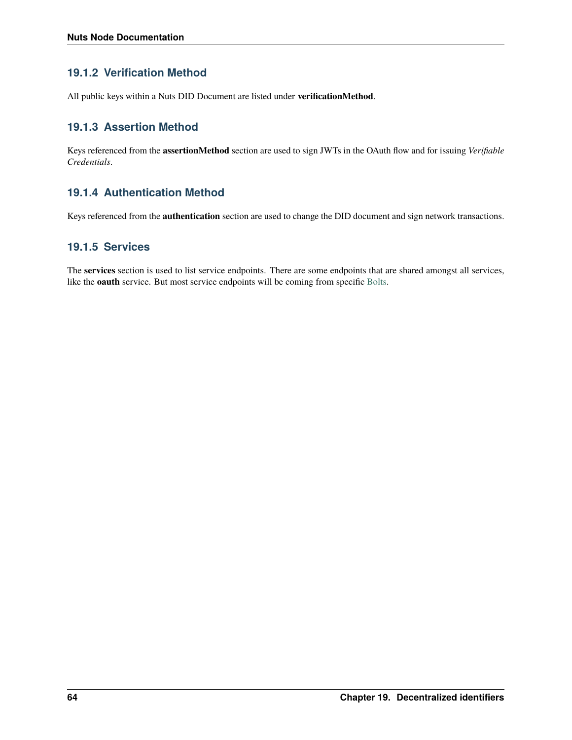### 19.1.2 Verification Method

All public keys within a Nuts DID Document are listed under **verificationMethod**.

### 19.1.3 Assertion Method

Keys referenced from the **assertionMethod** section are used to sign JWTs in the OAuth flow and for issuing *Verifiable Credentials*.

### 19.1.4 Authentication Method

Keys referenced from the **authentication** section are used to change the DID document and sign network transactions.

### 19.1.5 Services

The **services** section is used to list service endpoints. There are some endpoints that are shared amongst all services, like the **oauth** service. But most service endpoints will be coming from specific Bolts.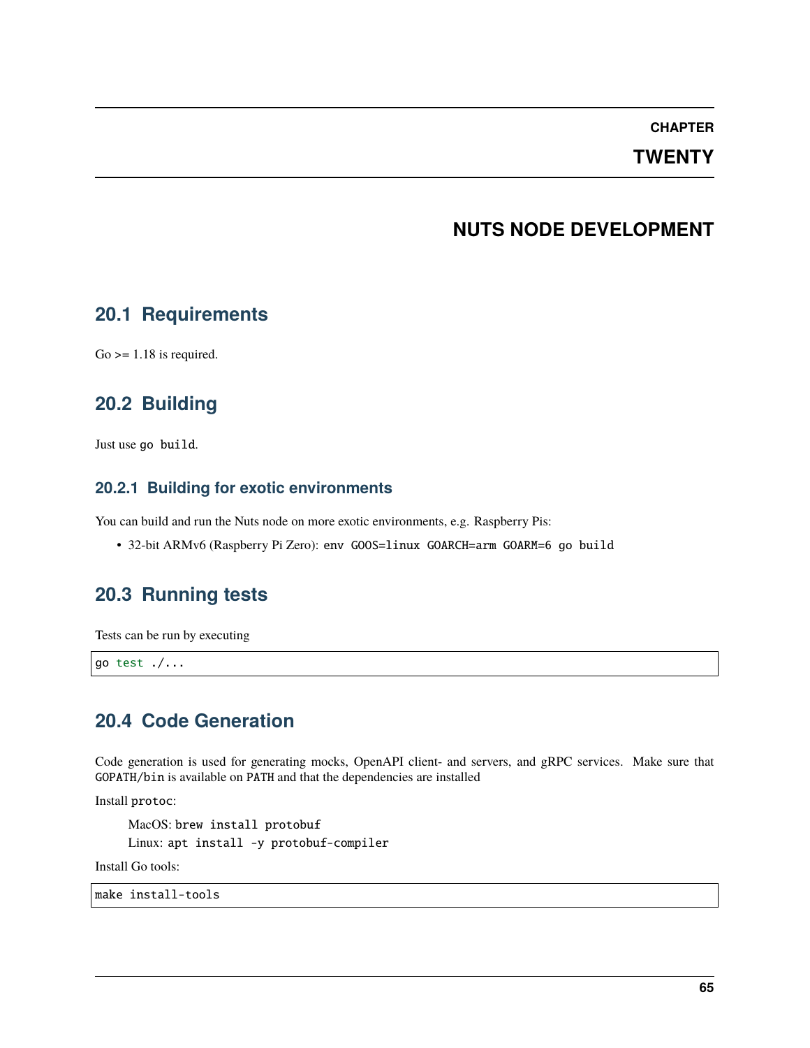# CHAPTER TWENTY

# NUTS NODE DEVELOPMENT

## 20.1 Requirements

Go >= 1.18 is required.

## 20.2 Building

Just use `go build`.

### 20.2.1 Building for exotic environments

You can build and run the Nuts node on more exotic environments, e.g. Raspberry Pis:

- 32-bit ARMv6 (Raspberry Pi Zero): `env GOOS=linux GOARCH=arm GOARM=6 go build`

## 20.3 Running tests

Tests can be run by executing

```
go test ./...
```

## 20.4 Code Generation

Code generation is used for generating mocks, OpenAPI client- and servers, and gRPC services. Make sure that `GOPATH/bin` is available on `PATH` and that the dependencies are installed

Install `protoc`:

MacOS: `brew install protobuf`
Linux: `apt install -y protobuf-compiler`

Install Go tools:

```
make install-tools
```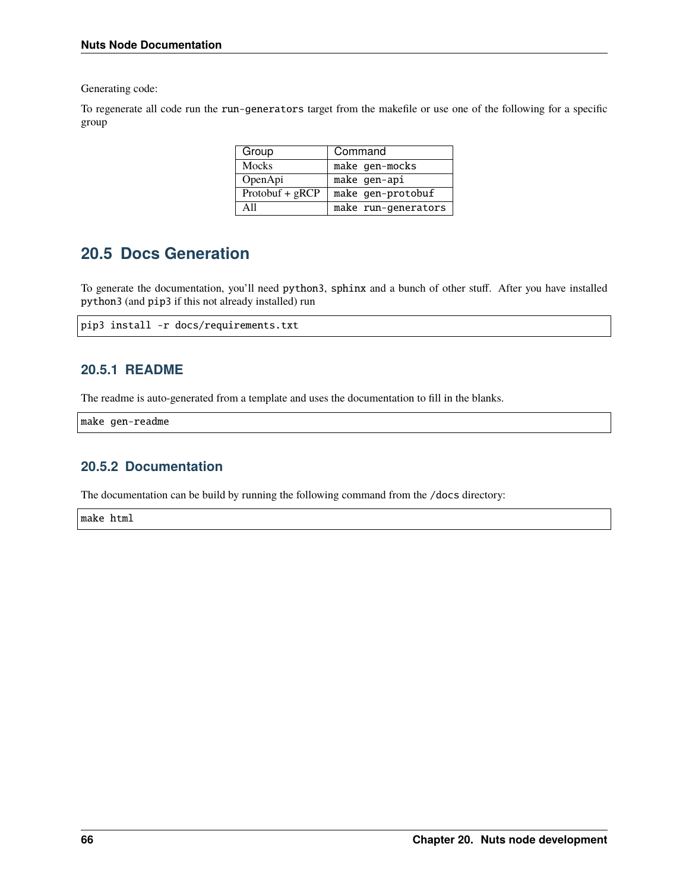Generating code:

To regenerate all code run the `run-generators` target from the makefile or use one of the following for a specific group

| Group | Command |
|---|---|
| Mocks | `make gen-mocks` |
| OpenApi | `make gen-api` |
| Protobuf + gRCP | `make gen-protobuf` |
| All | `make run-generators` |

## 20.5 Docs Generation

To generate the documentation, you'll need `python3`, `sphinx` and a bunch of other stuff. After you have installed `python3` (and `pip3` if this not already installed) run

```
pip3 install -r docs/requirements.txt
```

### 20.5.1 README

The readme is auto-generated from a template and uses the documentation to fill in the blanks.

```
make gen-readme
```

### 20.5.2 Documentation

The documentation can be build by running the following command from the `/docs` directory:

```
make html
```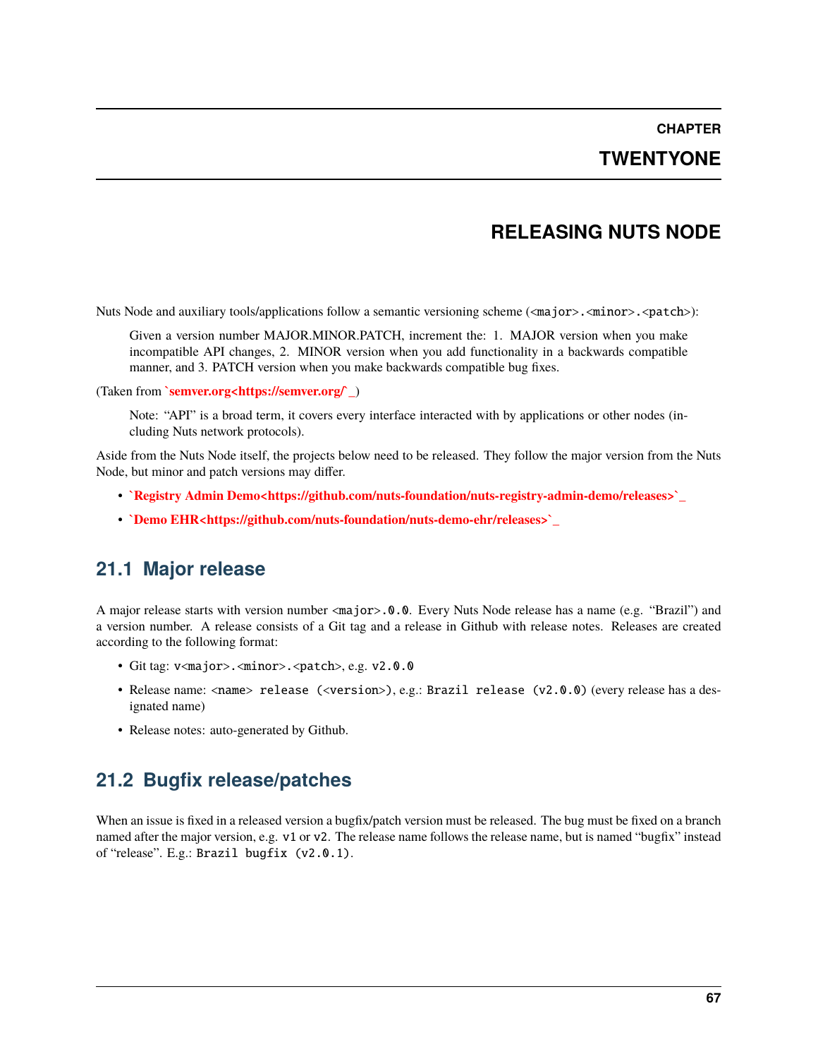# CHAPTER TWENTYONE

# RELEASING NUTS NODE

Nuts Node and auxiliary tools/applications follow a semantic versioning scheme (`<major>.<minor>.<patch>`):

> Given a version number MAJOR.MINOR.PATCH, increment the: 1. MAJOR version when you make incompatible API changes, 2. MINOR version when you add functionality in a backwards compatible manner, and 3. PATCH version when you make backwards compatible bug fixes.

(Taken from **`semver.org<https://semver.org/>`_**)

> Note: "API" is a broad term, it covers every interface interacted with by applications or other nodes (including Nuts network protocols).

Aside from the Nuts Node itself, the projects below need to be released. They follow the major version from the Nuts Node, but minor and patch versions may differ.

- **`Registry Admin Demo<https://github.com/nuts-foundation/nuts-registry-admin-demo/releases>`_**
- **`Demo EHR<https://github.com/nuts-foundation/nuts-demo-ehr/releases>`_**

## 21.1 Major release

A major release starts with version number `<major>.0.0`. Every Nuts Node release has a name (e.g. "Brazil") and a version number. A release consists of a Git tag and a release in Github with release notes. Releases are created according to the following format:

- Git tag: `v<major>.<minor>.<patch>`, e.g. `v2.0.0`
- Release name: `<name> release (<version>)`, e.g.: `Brazil release (v2.0.0)` (every release has a designated name)
- Release notes: auto-generated by Github.

## 21.2 Bugfix release/patches

When an issue is fixed in a released version a bugfix/patch version must be released. The bug must be fixed on a branch named after the major version, e.g. `v1` or `v2`. The release name follows the release name, but is named "bugfix" instead of "release". E.g.: `Brazil bugfix (v2.0.1)`.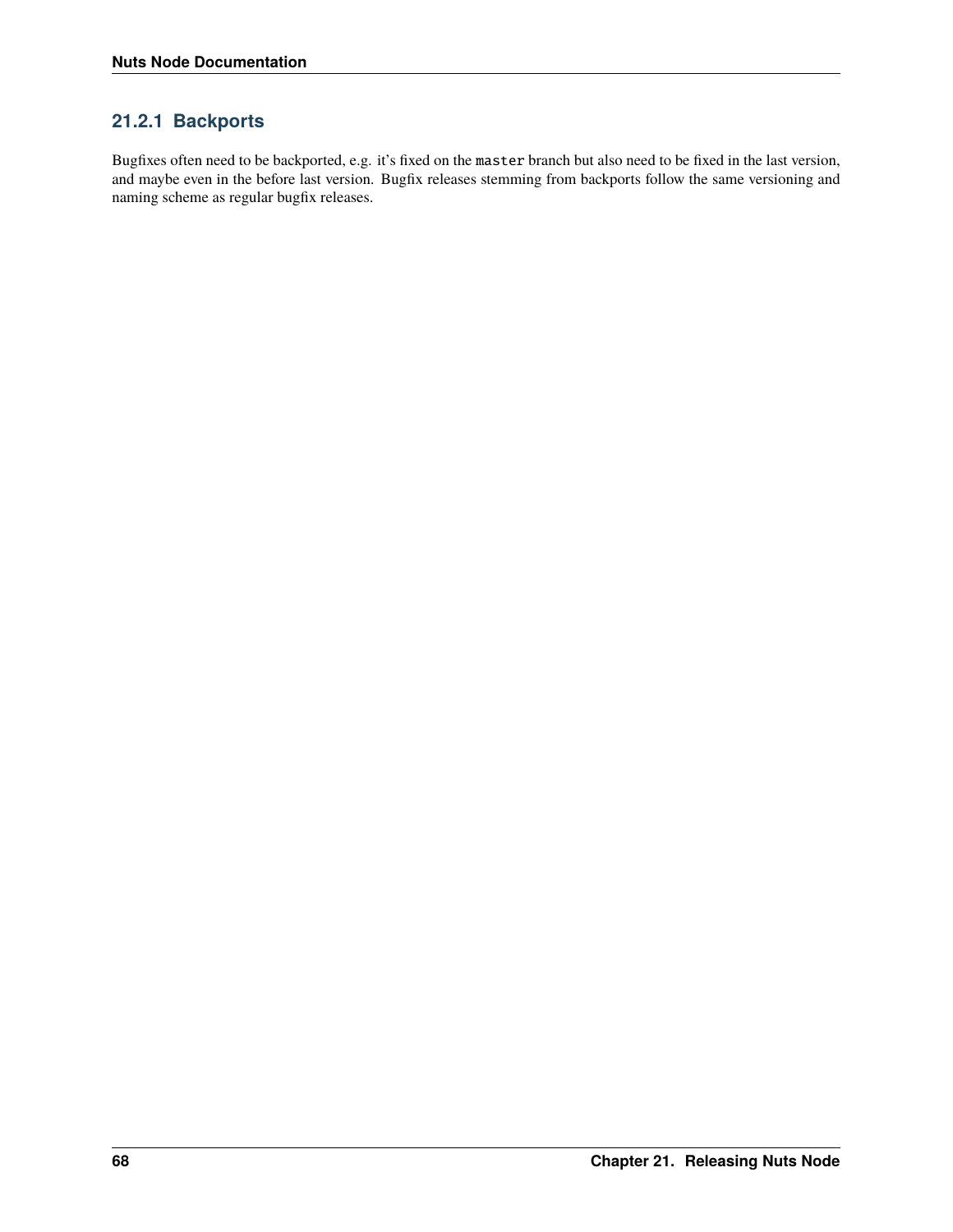### 21.2.1 Backports

Bugfixes often need to be backported, e.g. it's fixed on the `master` branch but also need to be fixed in the last version, and maybe even in the before last version. Bugfix releases stemming from backports follow the same versioning and naming scheme as regular bugfix releases.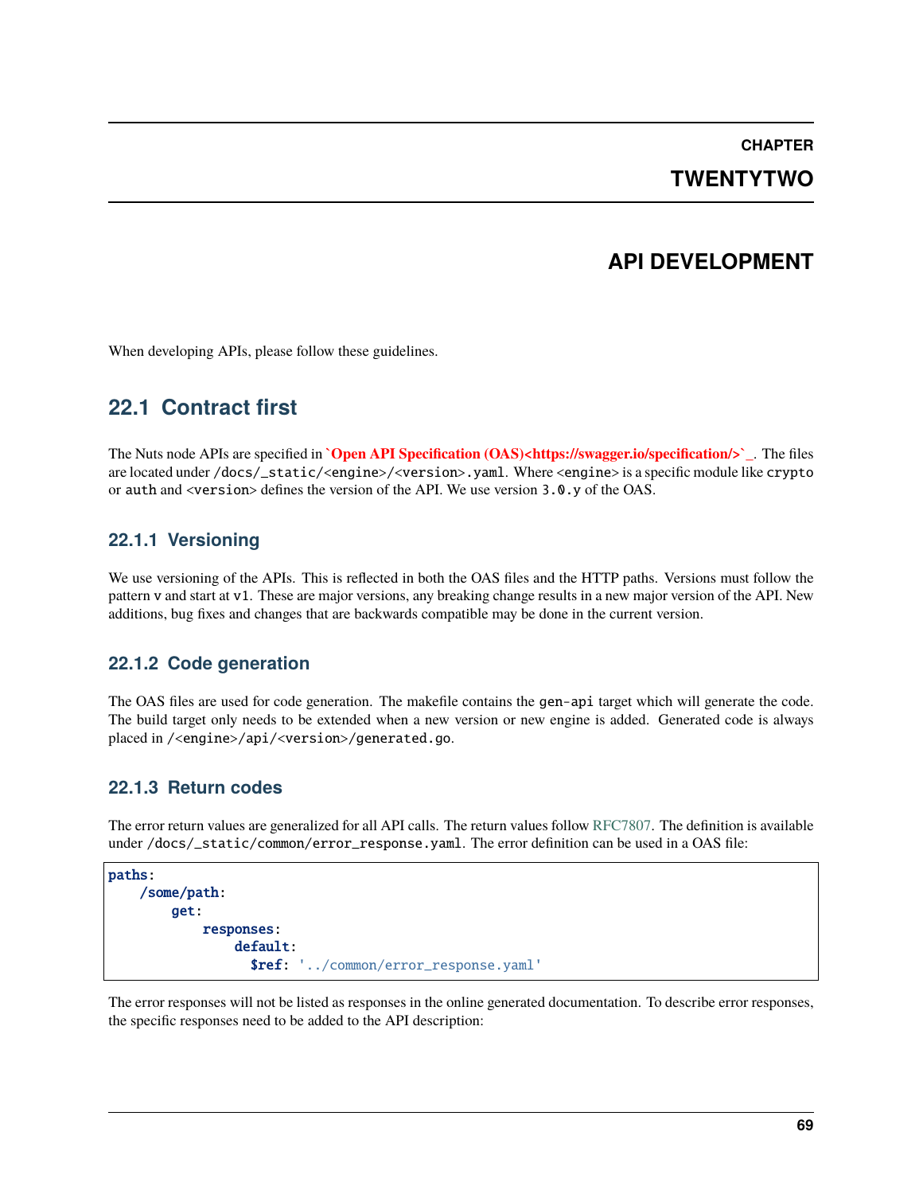# CHAPTER TWENTYTWO

# API DEVELOPMENT

When developing APIs, please follow these guidelines.

## 22.1 Contract first

The Nuts node APIs are specified in **`Open API Specification (OAS)<https://swagger.io/specification/>`_**. The files are located under `/docs/_static/<engine>/<version>.yaml`. Where `<engine>` is a specific module like `crypto` or `auth` and `<version>` defines the version of the API. We use version `3.0.y` of the OAS.

### 22.1.1 Versioning

We use versioning of the APIs. This is reflected in both the OAS files and the HTTP paths. Versions must follow the pattern `v` and start at `v1`. These are major versions, any breaking change results in a new major version of the API. New additions, bug fixes and changes that are backwards compatible may be done in the current version.

### 22.1.2 Code generation

The OAS files are used for code generation. The makefile contains the `gen-api` target which will generate the code. The build target only needs to be extended when a new version or new engine is added. Generated code is always placed in `/<engine>/api/<version>/generated.go`.

### 22.1.3 Return codes

The error return values are generalized for all API calls. The return values follow RFC7807. The definition is available under `/docs/_static/common/error_response.yaml`. The error definition can be used in a OAS file:

```yaml
paths:
    /some/path:
        get:
            responses:
                default:
                  $ref: '../common/error_response.yaml'
```

The error responses will not be listed as responses in the online generated documentation. To describe error responses, the specific responses need to be added to the API description: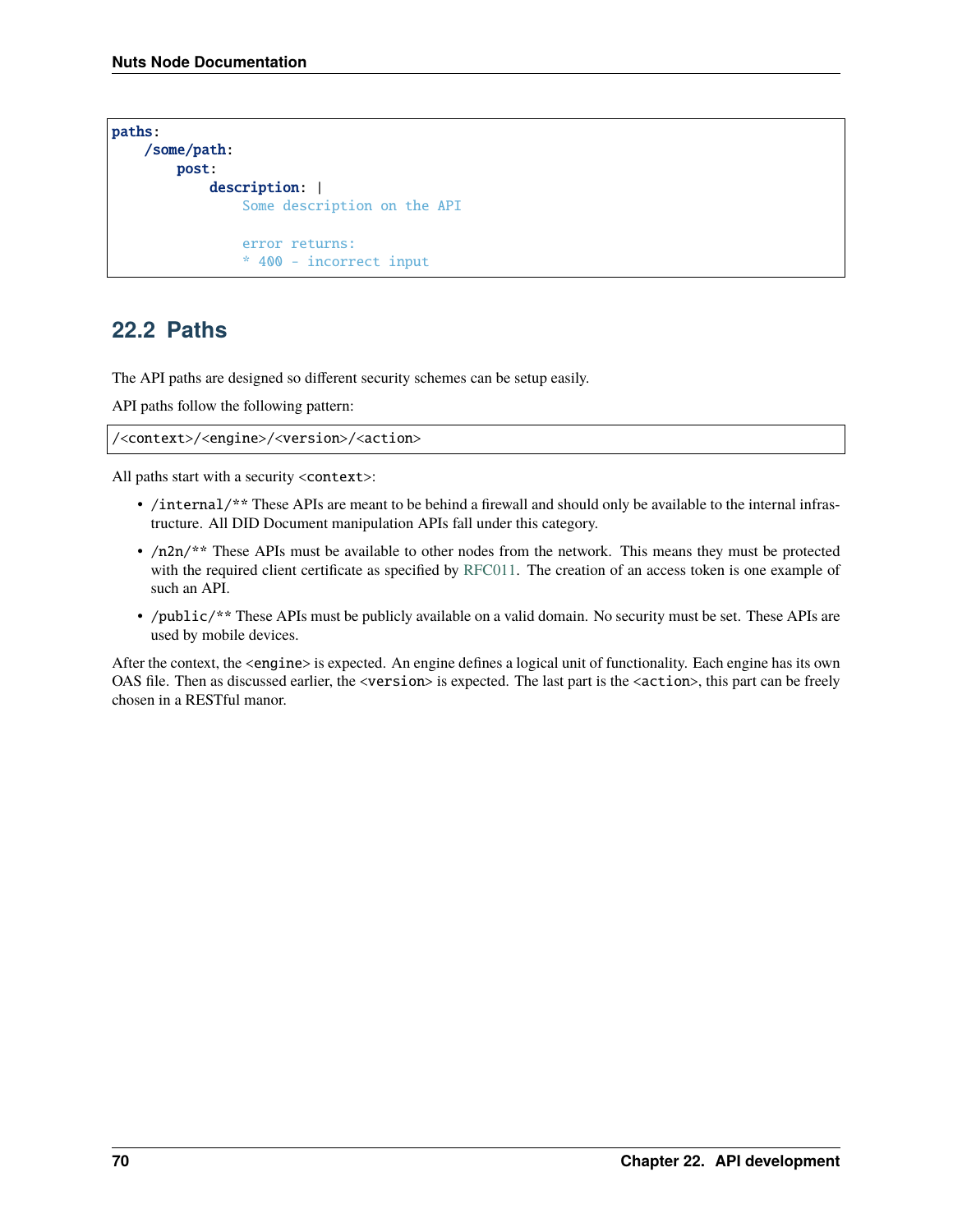```yaml
paths:
    /some/path:
        post:
            description: |
                Some description on the API

                error returns:
                * 400 - incorrect input
```

## 22.2 Paths

The API paths are designed so different security schemes can be setup easily.

API paths follow the following pattern:

```
/<context>/<engine>/<version>/<action>
```

All paths start with a security `<context>`:

- `/internal/**` These APIs are meant to be behind a firewall and should only be available to the internal infrastructure. All DID Document manipulation APIs fall under this category.
- `/n2n/**` These APIs must be available to other nodes from the network. This means they must be protected with the required client certificate as specified by RFC011. The creation of an access token is one example of such an API.
- `/public/**` These APIs must be publicly available on a valid domain. No security must be set. These APIs are used by mobile devices.

After the context, the `<engine>` is expected. An engine defines a logical unit of functionality. Each engine has its own OAS file. Then as discussed earlier, the `<version>` is expected. The last part is the `<action>`, this part can be freely chosen in a RESTful manor.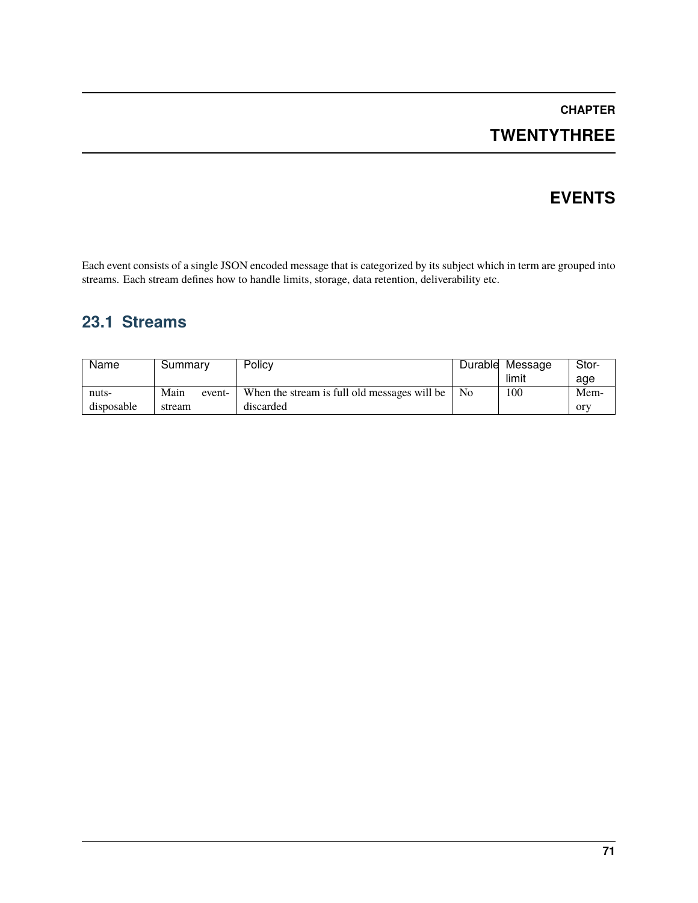# CHAPTER TWENTYTHREE

# EVENTS

Each event consists of a single JSON encoded message that is categorized by its subject which in term are grouped into streams. Each stream defines how to handle limits, storage, data retention, deliverability etc.

## 23.1 Streams

| Name | Summary | Policy | Durable | Message limit | Storage |
|---|---|---|---|---|---|
| nuts-disposable | Main event-stream | When the stream is full old messages will be discarded | No | 100 | Memory |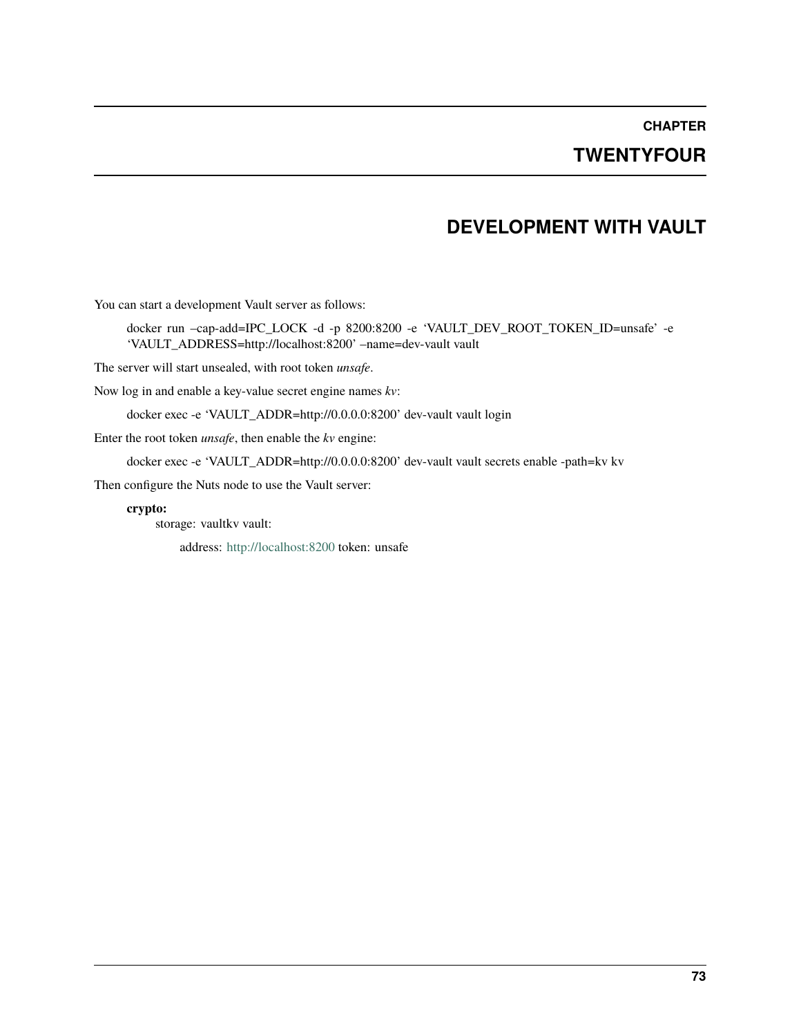# DEVELOPMENT WITH VAULT

You can start a development Vault server as follows:

> docker run –cap-add=IPC_LOCK -d -p 8200:8200 -e 'VAULT_DEV_ROOT_TOKEN_ID=unsafe' -e 'VAULT_ADDRESS=http://localhost:8200' –name=dev-vault vault

The server will start unsealed, with root token *unsafe*.

Now log in and enable a key-value secret engine names *kv*:

> docker exec -e 'VAULT_ADDR=http://0.0.0.0:8200' dev-vault vault login

Enter the root token *unsafe*, then enable the *kv* engine:

> docker exec -e 'VAULT_ADDR=http://0.0.0.0:8200' dev-vault vault secrets enable -path=kv kv

Then configure the Nuts node to use the Vault server:

**crypto:**
  storage: vaultkv vault:
    address: http://localhost:8200 token: unsafe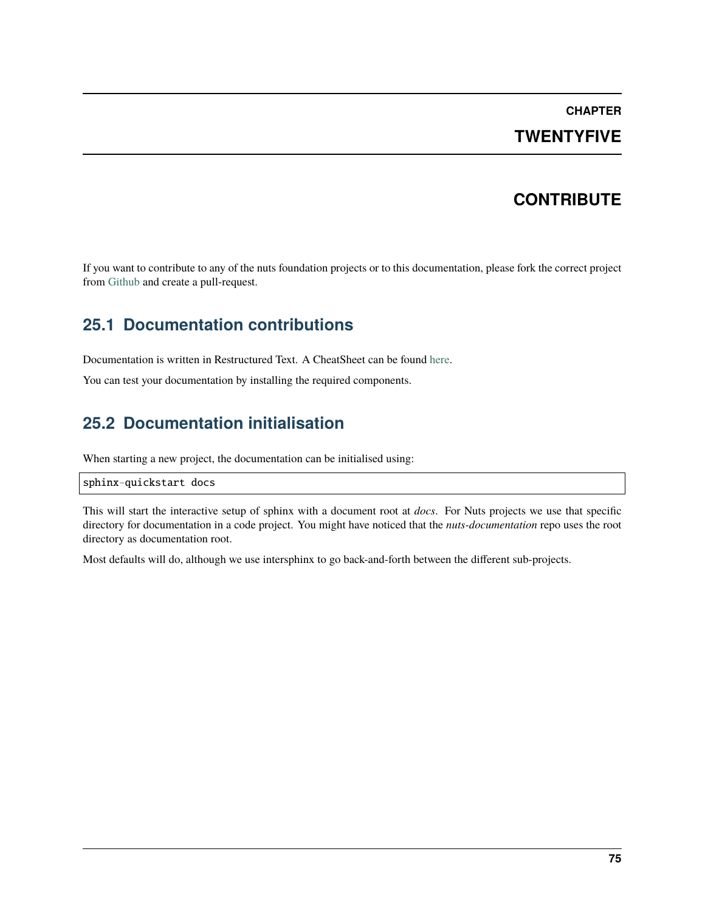# CHAPTER TWENTYFIVE

# CONTRIBUTE

If you want to contribute to any of the nuts foundation projects or to this documentation, please fork the correct project from Github and create a pull-request.

## 25.1 Documentation contributions

Documentation is written in Restructured Text. A CheatSheet can be found here.

You can test your documentation by installing the required components.

## 25.2 Documentation initialisation

When starting a new project, the documentation can be initialised using:

```
sphinx-quickstart docs
```

This will start the interactive setup of sphinx with a document root at *docs*. For Nuts projects we use that specific directory for documentation in a code project. You might have noticed that the *nuts-documentation* repo uses the root directory as documentation root.

Most defaults will do, although we use intersphinx to go back-and-forth between the different sub-projects.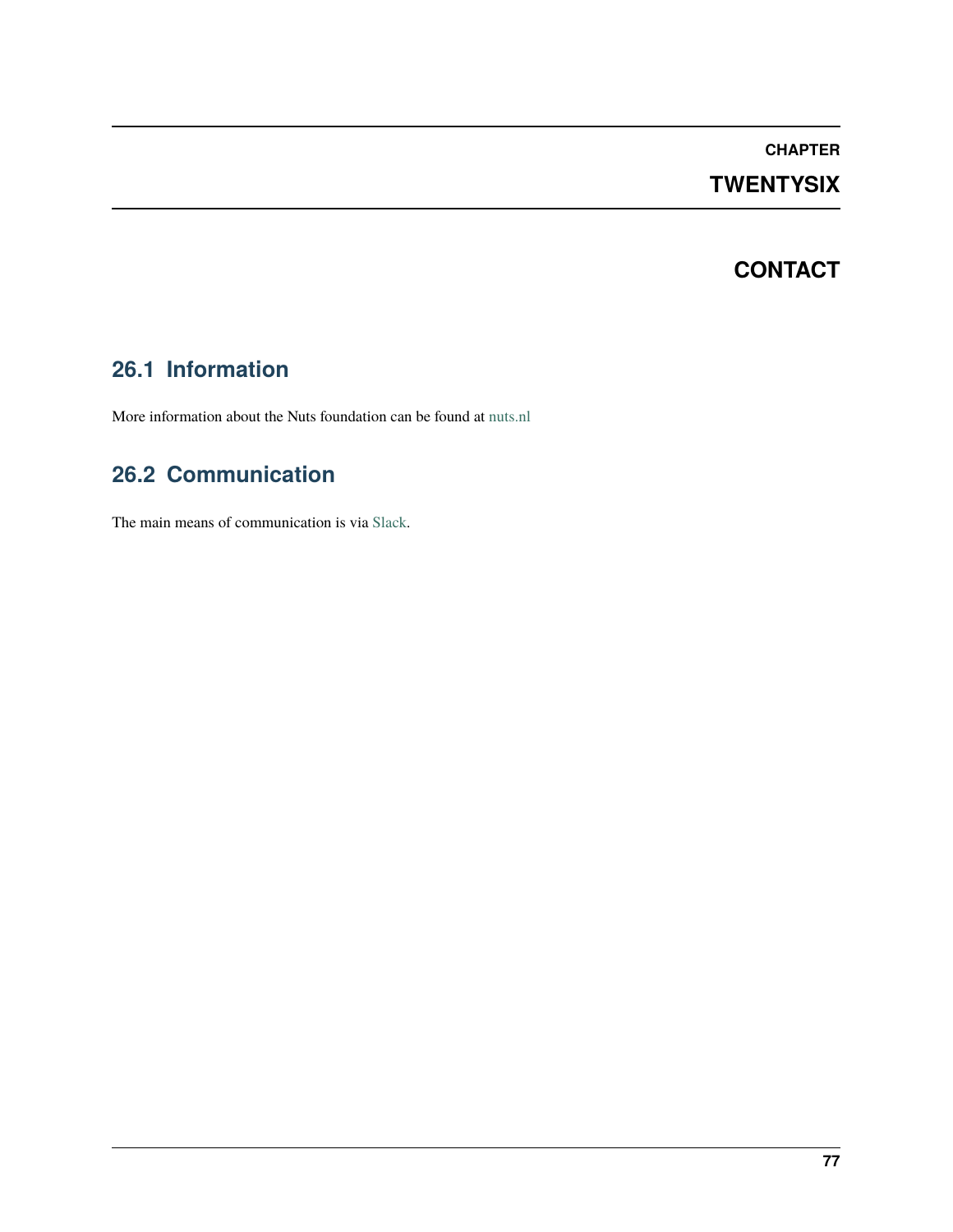CHAPTER

TWENTYSIX

# CONTACT

## 26.1 Information

More information about the Nuts foundation can be found at nuts.nl

## 26.2 Communication

The main means of communication is via Slack.